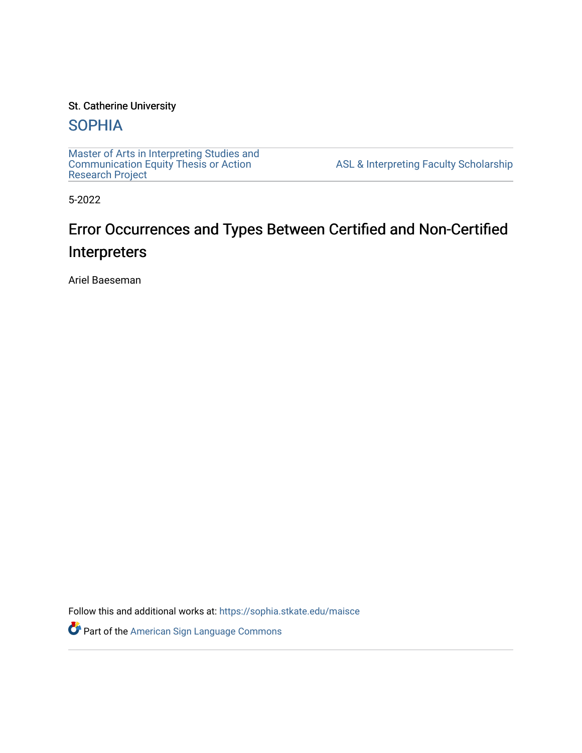St. Catherine University

SOPHIA

Master of Arts in Interpreting Studies and Communication Equity Thesis or Action Research Project | ASL & Interpreting Faculty Scholarship

5-2022

# Error Occurrences and Types Between Certified and Non-Certified Interpreters

Ariel Baeseman

Follow this and additional works at: https://sophia.stkate.edu/maisce

Part of the American Sign Language Commons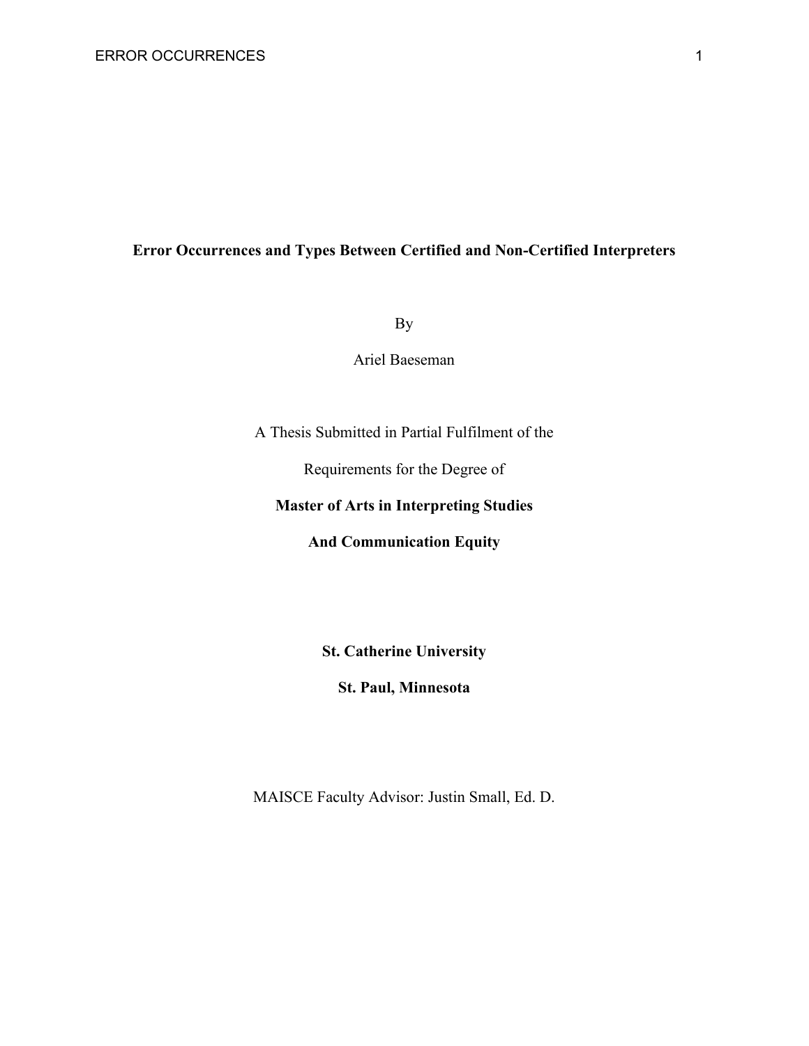# Error Occurrences and Types Between Certified and Non-Certified Interpreters

By

Ariel Baeseman

A Thesis Submitted in Partial Fulfilment of the

Requirements for the Degree of

**Master of Arts in Interpreting Studies**

**And Communication Equity**

**St. Catherine University**

**St. Paul, Minnesota**

MAISCE Faculty Advisor: Justin Small, Ed. D.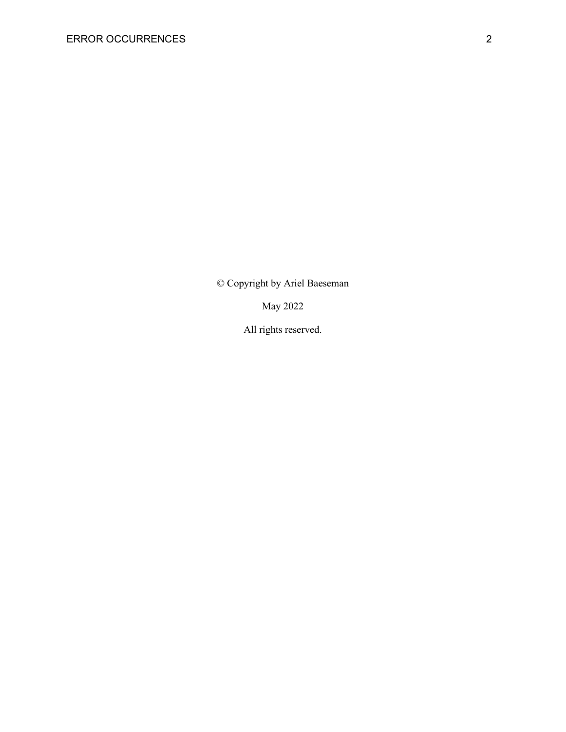© Copyright by Ariel Baeseman

May 2022

All rights reserved.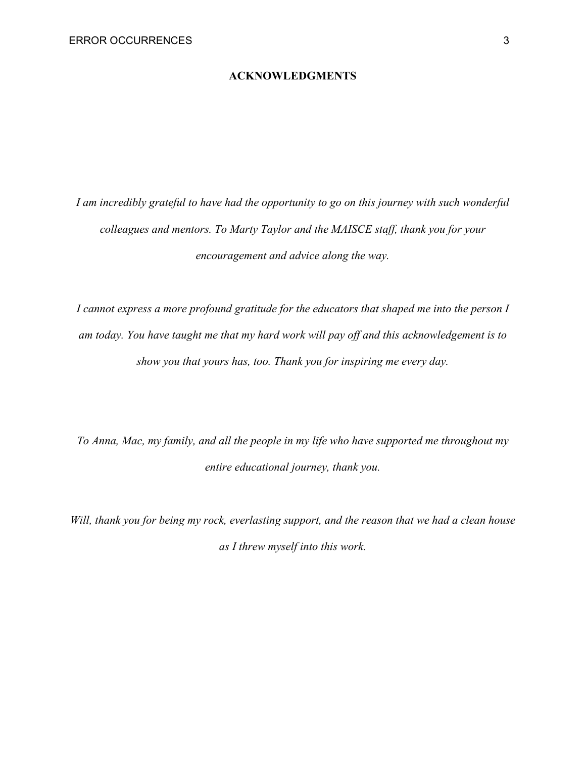# ACKNOWLEDGMENTS

*I am incredibly grateful to have had the opportunity to go on this journey with such wonderful colleagues and mentors. To Marty Taylor and the MAISCE staff, thank you for your encouragement and advice along the way.*

*I cannot express a more profound gratitude for the educators that shaped me into the person I am today. You have taught me that my hard work will pay off and this acknowledgement is to show you that yours has, too. Thank you for inspiring me every day.*

*To Anna, Mac, my family, and all the people in my life who have supported me throughout my entire educational journey, thank you.*

*Will, thank you for being my rock, everlasting support, and the reason that we had a clean house as I threw myself into this work.*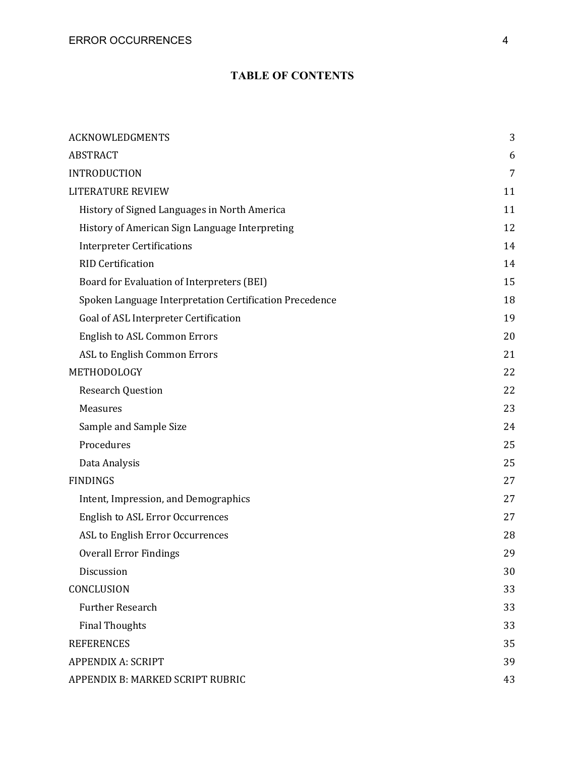# TABLE OF CONTENTS

| | |
|---|---|
| ACKNOWLEDGMENTS | 3 |
| ABSTRACT | 6 |
| INTRODUCTION | 7 |
| LITERATURE REVIEW | 11 |
| History of Signed Languages in North America | 11 |
| History of American Sign Language Interpreting | 12 |
| Interpreter Certifications | 14 |
| RID Certification | 14 |
| Board for Evaluation of Interpreters (BEI) | 15 |
| Spoken Language Interpretation Certification Precedence | 18 |
| Goal of ASL Interpreter Certification | 19 |
| English to ASL Common Errors | 20 |
| ASL to English Common Errors | 21 |
| METHODOLOGY | 22 |
| Research Question | 22 |
| Measures | 23 |
| Sample and Sample Size | 24 |
| Procedures | 25 |
| Data Analysis | 25 |
| FINDINGS | 27 |
| Intent, Impression, and Demographics | 27 |
| English to ASL Error Occurrences | 27 |
| ASL to English Error Occurrences | 28 |
| Overall Error Findings | 29 |
| Discussion | 30 |
| CONCLUSION | 33 |
| Further Research | 33 |
| Final Thoughts | 33 |
| REFERENCES | 35 |
| APPENDIX A: SCRIPT | 39 |
| APPENDIX B: MARKED SCRIPT RUBRIC | 43 |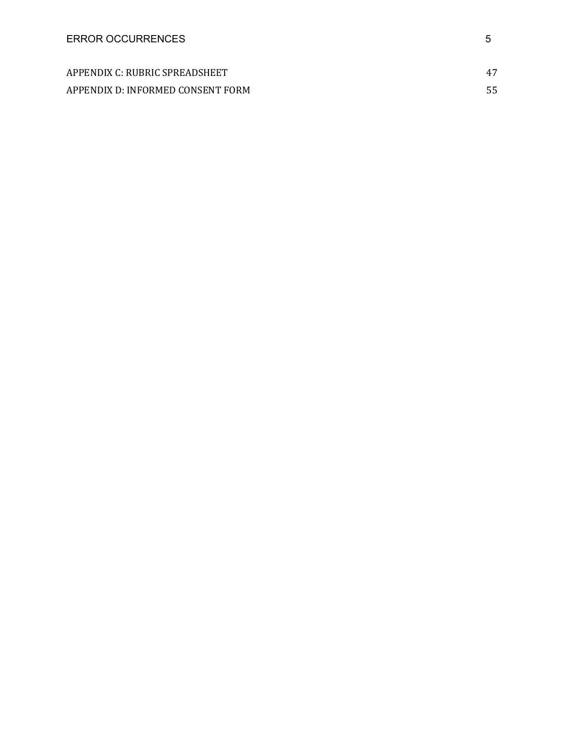APPENDIX C: RUBRIC SPREADSHEET 47

APPENDIX D: INFORMED CONSENT FORM 55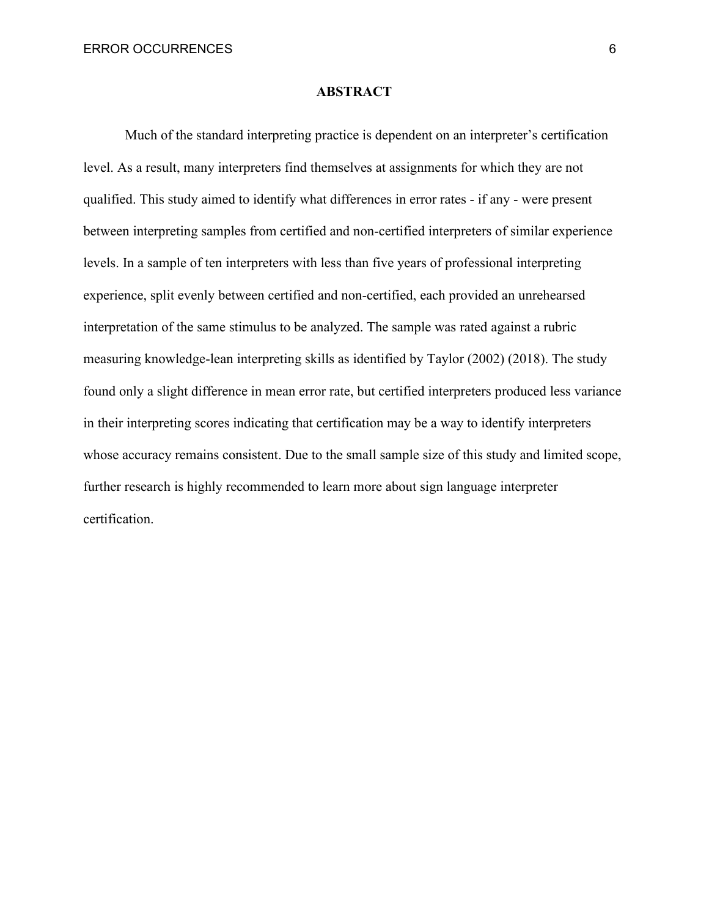# ABSTRACT

Much of the standard interpreting practice is dependent on an interpreter's certification level. As a result, many interpreters find themselves at assignments for which they are not qualified. This study aimed to identify what differences in error rates - if any - were present between interpreting samples from certified and non-certified interpreters of similar experience levels. In a sample of ten interpreters with less than five years of professional interpreting experience, split evenly between certified and non-certified, each provided an unrehearsed interpretation of the same stimulus to be analyzed. The sample was rated against a rubric measuring knowledge-lean interpreting skills as identified by Taylor (2002) (2018). The study found only a slight difference in mean error rate, but certified interpreters produced less variance in their interpreting scores indicating that certification may be a way to identify interpreters whose accuracy remains consistent. Due to the small sample size of this study and limited scope, further research is highly recommended to learn more about sign language interpreter certification.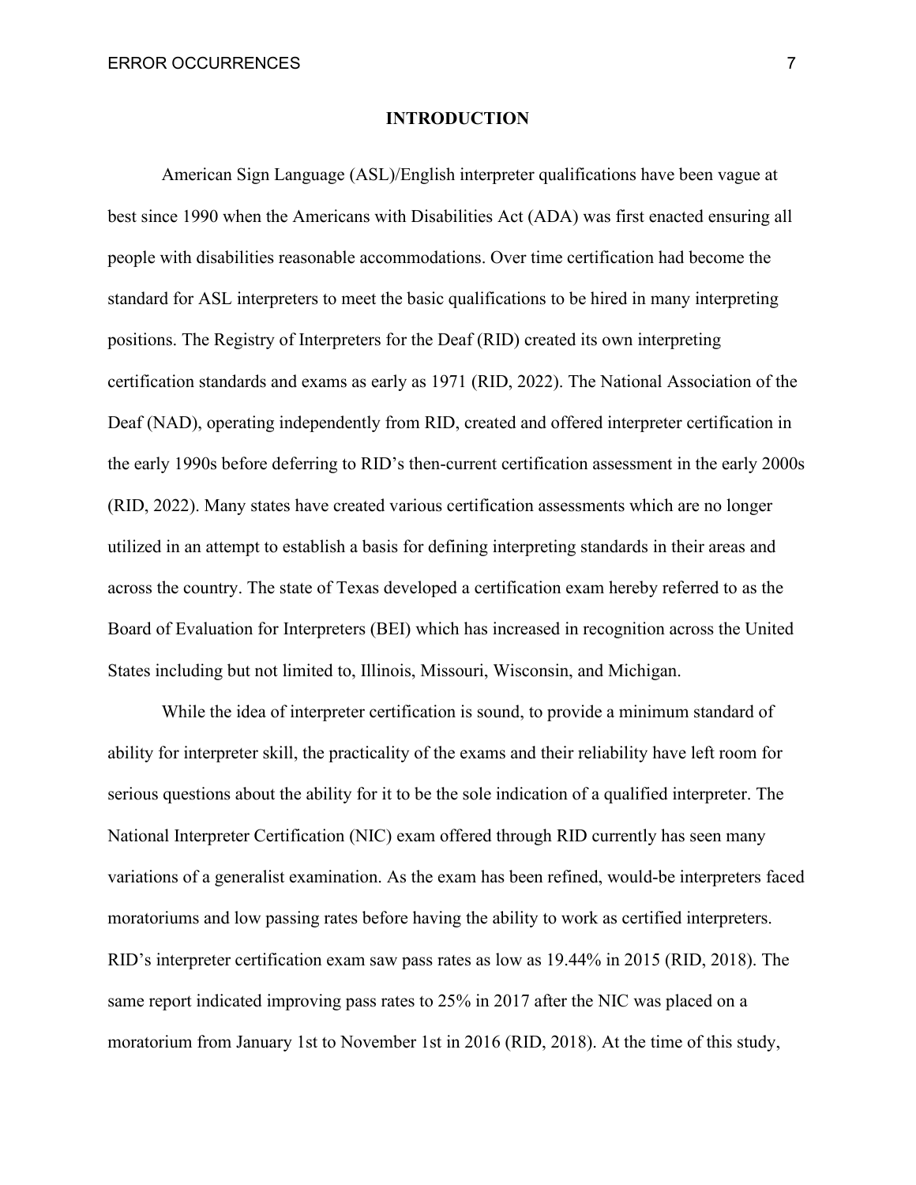# INTRODUCTION

American Sign Language (ASL)/English interpreter qualifications have been vague at best since 1990 when the Americans with Disabilities Act (ADA) was first enacted ensuring all people with disabilities reasonable accommodations. Over time certification had become the standard for ASL interpreters to meet the basic qualifications to be hired in many interpreting positions. The Registry of Interpreters for the Deaf (RID) created its own interpreting certification standards and exams as early as 1971 (RID, 2022). The National Association of the Deaf (NAD), operating independently from RID, created and offered interpreter certification in the early 1990s before deferring to RID's then-current certification assessment in the early 2000s (RID, 2022). Many states have created various certification assessments which are no longer utilized in an attempt to establish a basis for defining interpreting standards in their areas and across the country. The state of Texas developed a certification exam hereby referred to as the Board of Evaluation for Interpreters (BEI) which has increased in recognition across the United States including but not limited to, Illinois, Missouri, Wisconsin, and Michigan.

While the idea of interpreter certification is sound, to provide a minimum standard of ability for interpreter skill, the practicality of the exams and their reliability have left room for serious questions about the ability for it to be the sole indication of a qualified interpreter. The National Interpreter Certification (NIC) exam offered through RID currently has seen many variations of a generalist examination. As the exam has been refined, would-be interpreters faced moratoriums and low passing rates before having the ability to work as certified interpreters. RID's interpreter certification exam saw pass rates as low as 19.44% in 2015 (RID, 2018). The same report indicated improving pass rates to 25% in 2017 after the NIC was placed on a moratorium from January 1st to November 1st in 2016 (RID, 2018). At the time of this study,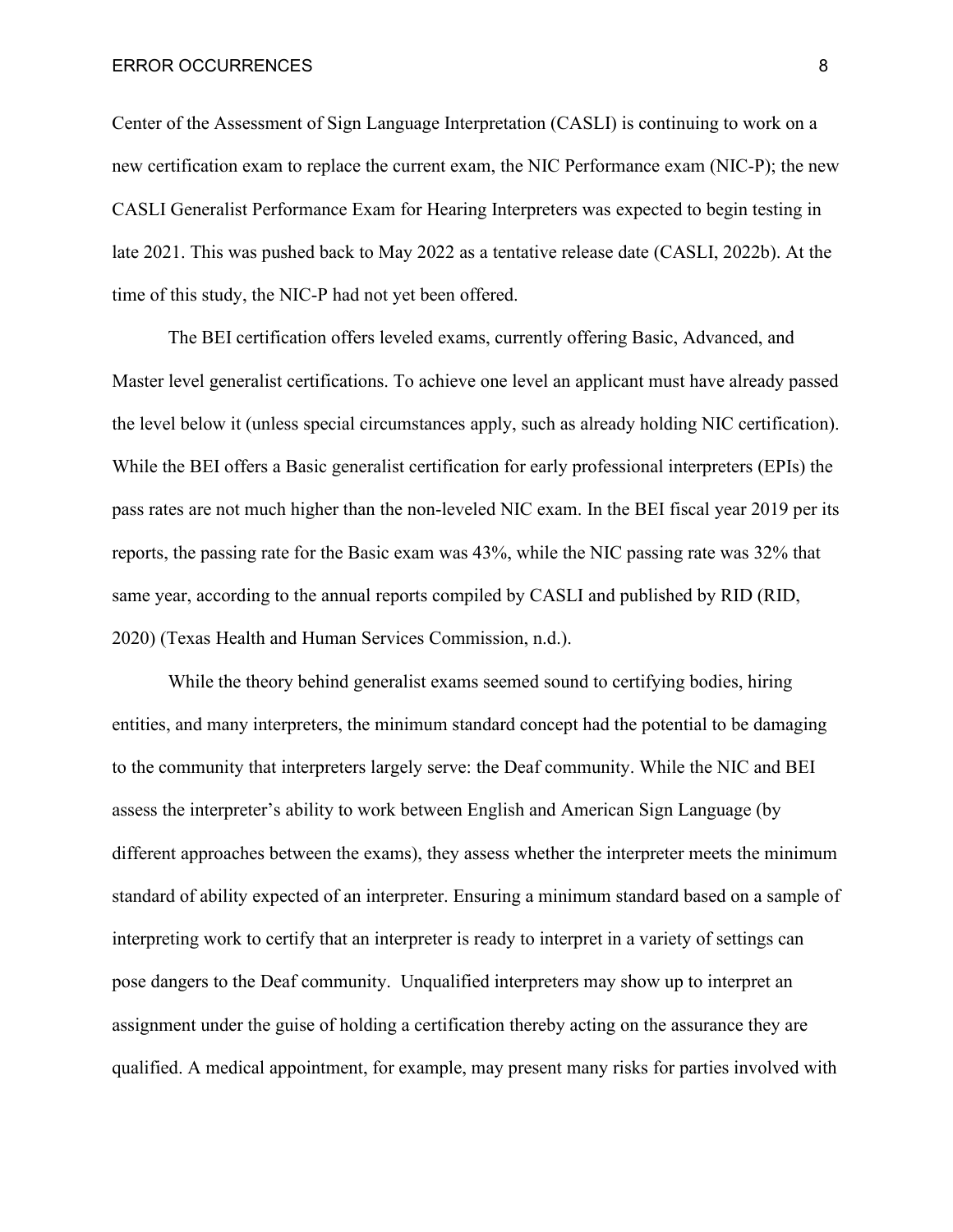Center of the Assessment of Sign Language Interpretation (CASLI) is continuing to work on a new certification exam to replace the current exam, the NIC Performance exam (NIC-P); the new CASLI Generalist Performance Exam for Hearing Interpreters was expected to begin testing in late 2021. This was pushed back to May 2022 as a tentative release date (CASLI, 2022b). At the time of this study, the NIC-P had not yet been offered.

The BEI certification offers leveled exams, currently offering Basic, Advanced, and Master level generalist certifications. To achieve one level an applicant must have already passed the level below it (unless special circumstances apply, such as already holding NIC certification). While the BEI offers a Basic generalist certification for early professional interpreters (EPIs) the pass rates are not much higher than the non-leveled NIC exam. In the BEI fiscal year 2019 per its reports, the passing rate for the Basic exam was 43%, while the NIC passing rate was 32% that same year, according to the annual reports compiled by CASLI and published by RID (RID, 2020) (Texas Health and Human Services Commission, n.d.).

While the theory behind generalist exams seemed sound to certifying bodies, hiring entities, and many interpreters, the minimum standard concept had the potential to be damaging to the community that interpreters largely serve: the Deaf community. While the NIC and BEI assess the interpreter's ability to work between English and American Sign Language (by different approaches between the exams), they assess whether the interpreter meets the minimum standard of ability expected of an interpreter. Ensuring a minimum standard based on a sample of interpreting work to certify that an interpreter is ready to interpret in a variety of settings can pose dangers to the Deaf community. Unqualified interpreters may show up to interpret an assignment under the guise of holding a certification thereby acting on the assurance they are qualified. A medical appointment, for example, may present many risks for parties involved with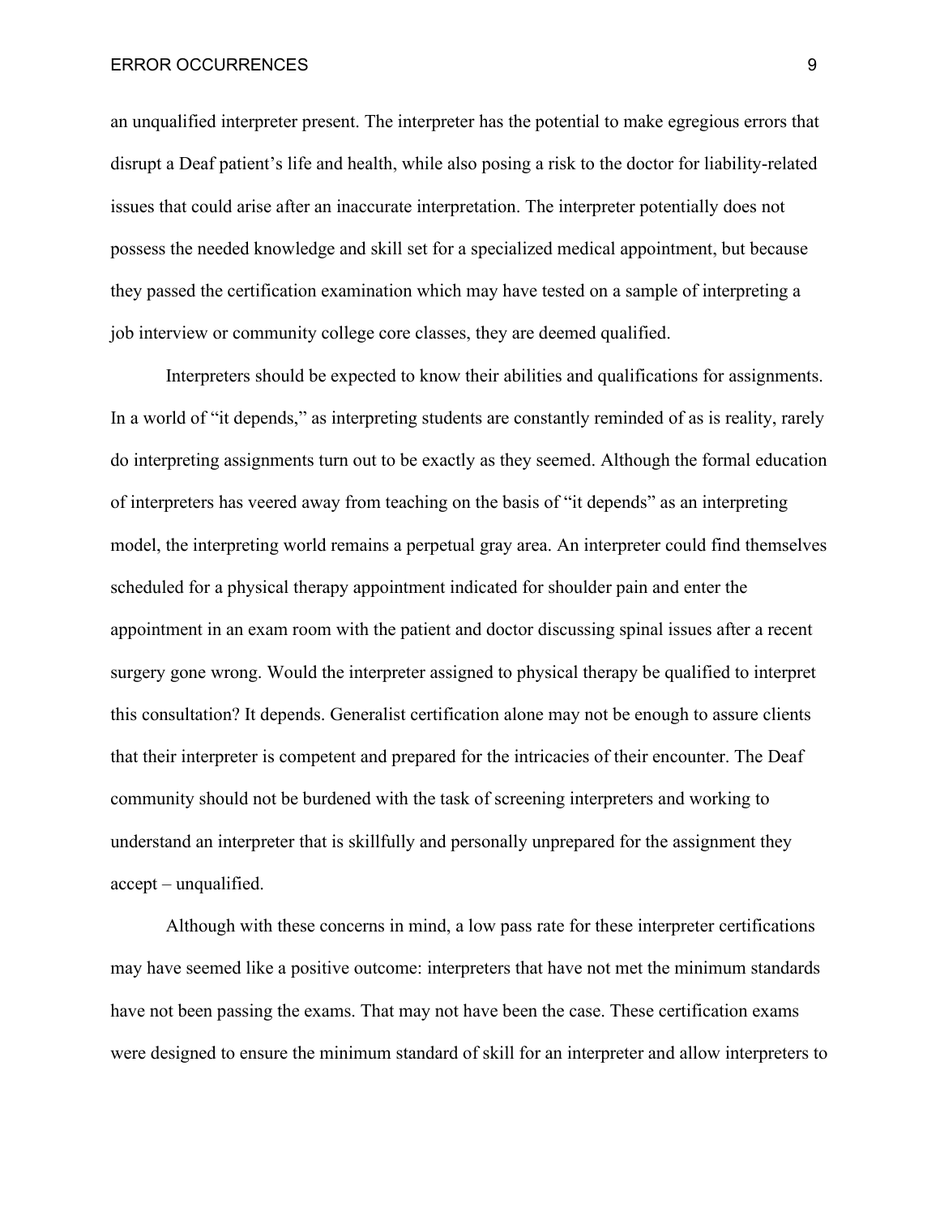an unqualified interpreter present. The interpreter has the potential to make egregious errors that disrupt a Deaf patient's life and health, while also posing a risk to the doctor for liability-related issues that could arise after an inaccurate interpretation. The interpreter potentially does not possess the needed knowledge and skill set for a specialized medical appointment, but because they passed the certification examination which may have tested on a sample of interpreting a job interview or community college core classes, they are deemed qualified.

Interpreters should be expected to know their abilities and qualifications for assignments. In a world of "it depends," as interpreting students are constantly reminded of as is reality, rarely do interpreting assignments turn out to be exactly as they seemed. Although the formal education of interpreters has veered away from teaching on the basis of "it depends" as an interpreting model, the interpreting world remains a perpetual gray area. An interpreter could find themselves scheduled for a physical therapy appointment indicated for shoulder pain and enter the appointment in an exam room with the patient and doctor discussing spinal issues after a recent surgery gone wrong. Would the interpreter assigned to physical therapy be qualified to interpret this consultation? It depends. Generalist certification alone may not be enough to assure clients that their interpreter is competent and prepared for the intricacies of their encounter. The Deaf community should not be burdened with the task of screening interpreters and working to understand an interpreter that is skillfully and personally unprepared for the assignment they accept – unqualified.

Although with these concerns in mind, a low pass rate for these interpreter certifications may have seemed like a positive outcome: interpreters that have not met the minimum standards have not been passing the exams. That may not have been the case. These certification exams were designed to ensure the minimum standard of skill for an interpreter and allow interpreters to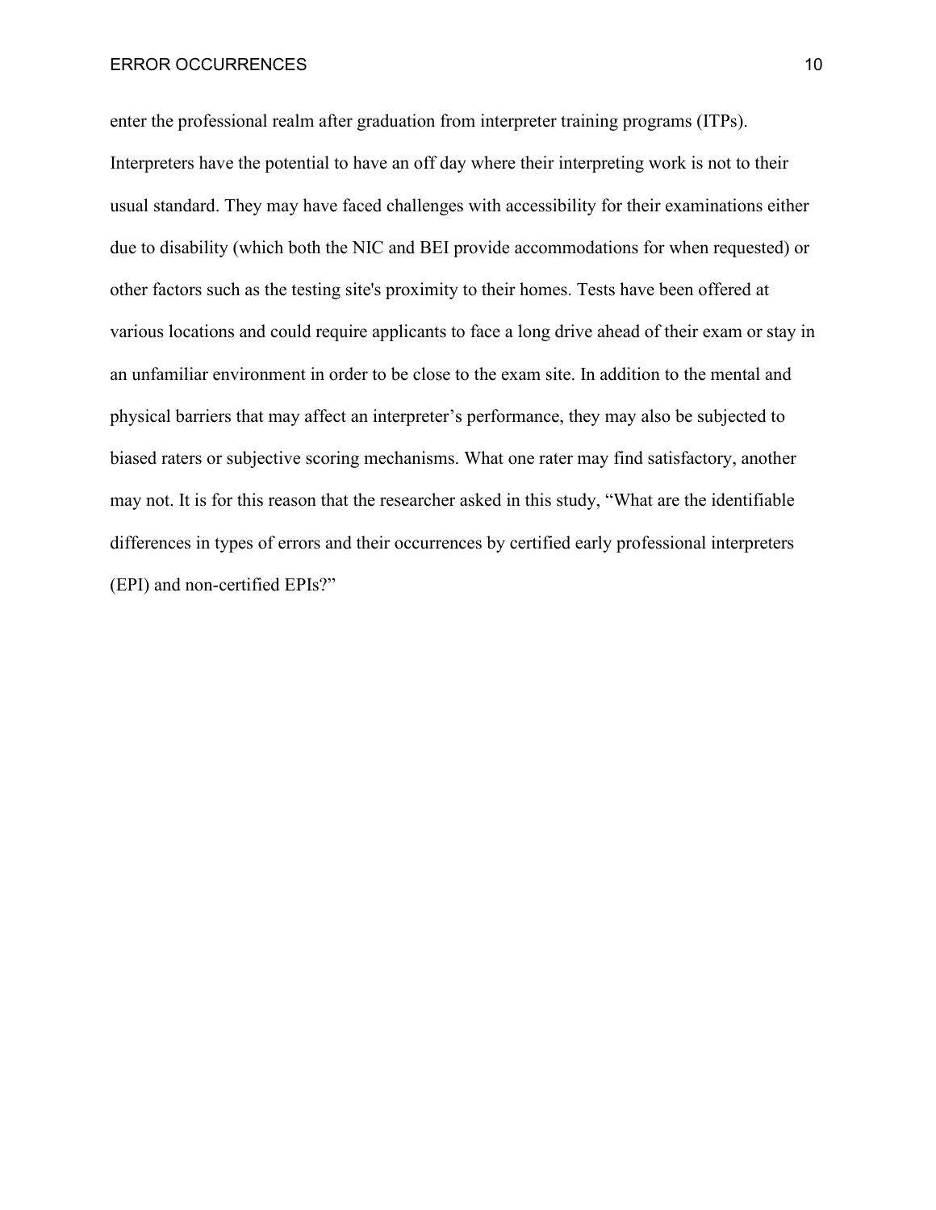enter the professional realm after graduation from interpreter training programs (ITPs). Interpreters have the potential to have an off day where their interpreting work is not to their usual standard. They may have faced challenges with accessibility for their examinations either due to disability (which both the NIC and BEI provide accommodations for when requested) or other factors such as the testing site's proximity to their homes. Tests have been offered at various locations and could require applicants to face a long drive ahead of their exam or stay in an unfamiliar environment in order to be close to the exam site. In addition to the mental and physical barriers that may affect an interpreter's performance, they may also be subjected to biased raters or subjective scoring mechanisms. What one rater may find satisfactory, another may not. It is for this reason that the researcher asked in this study, "What are the identifiable differences in types of errors and their occurrences by certified early professional interpreters (EPI) and non-certified EPIs?"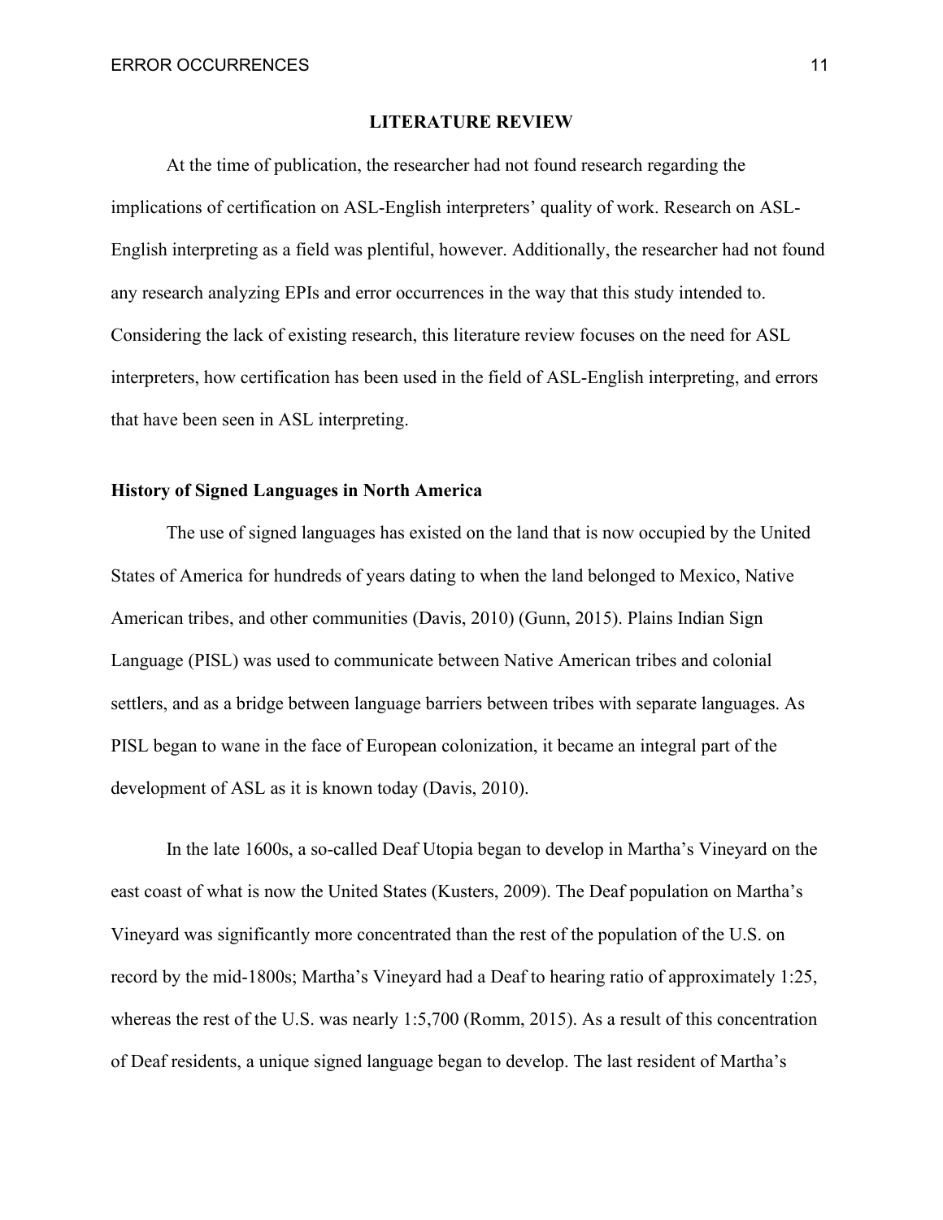## LITERATURE REVIEW

At the time of publication, the researcher had not found research regarding the implications of certification on ASL-English interpreters' quality of work. Research on ASL-English interpreting as a field was plentiful, however. Additionally, the researcher had not found any research analyzing EPIs and error occurrences in the way that this study intended to. Considering the lack of existing research, this literature review focuses on the need for ASL interpreters, how certification has been used in the field of ASL-English interpreting, and errors that have been seen in ASL interpreting.

### History of Signed Languages in North America

The use of signed languages has existed on the land that is now occupied by the United States of America for hundreds of years dating to when the land belonged to Mexico, Native American tribes, and other communities (Davis, 2010) (Gunn, 2015). Plains Indian Sign Language (PISL) was used to communicate between Native American tribes and colonial settlers, and as a bridge between language barriers between tribes with separate languages. As PISL began to wane in the face of European colonization, it became an integral part of the development of ASL as it is known today (Davis, 2010).

In the late 1600s, a so-called Deaf Utopia began to develop in Martha's Vineyard on the east coast of what is now the United States (Kusters, 2009). The Deaf population on Martha's Vineyard was significantly more concentrated than the rest of the population of the U.S. on record by the mid-1800s; Martha's Vineyard had a Deaf to hearing ratio of approximately 1:25, whereas the rest of the U.S. was nearly 1:5,700 (Romm, 2015). As a result of this concentration of Deaf residents, a unique signed language began to develop. The last resident of Martha's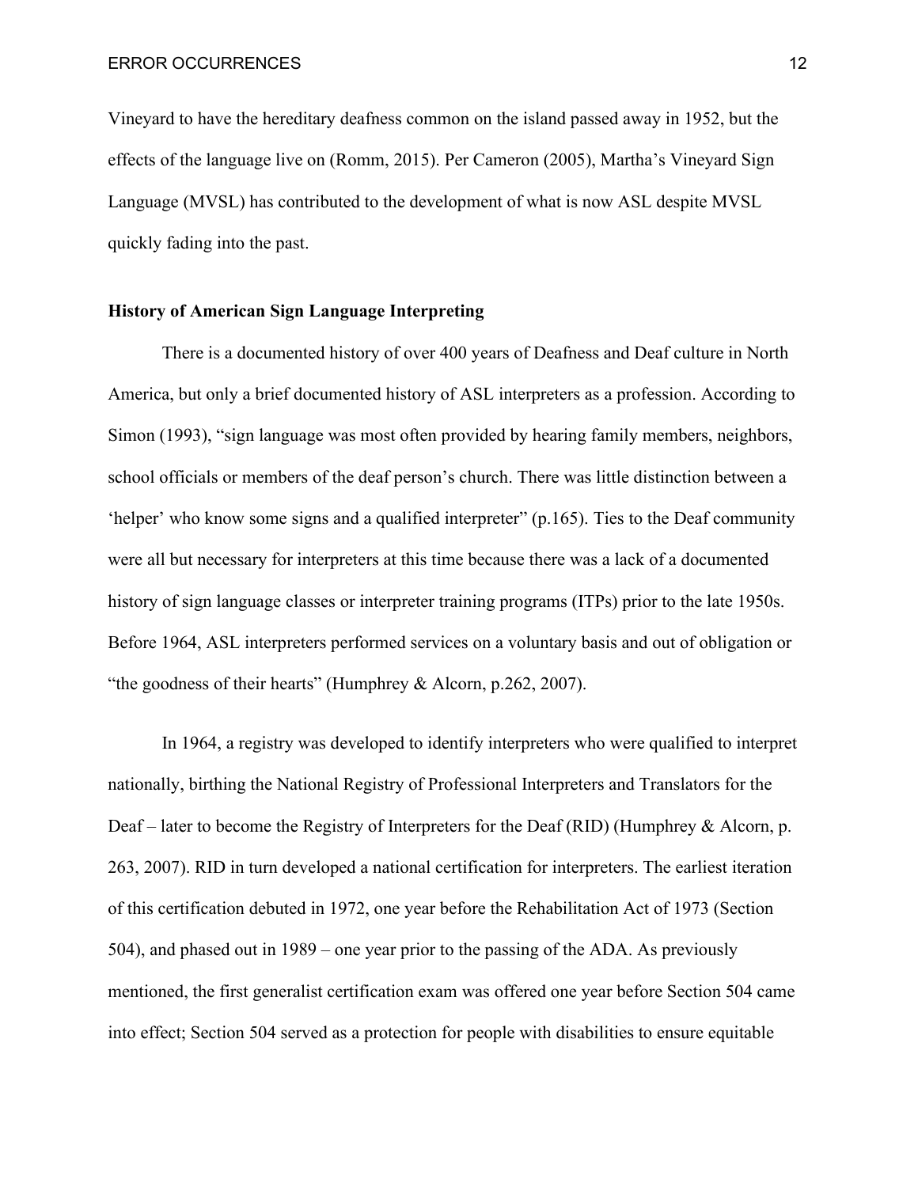Vineyard to have the hereditary deafness common on the island passed away in 1952, but the effects of the language live on (Romm, 2015). Per Cameron (2005), Martha's Vineyard Sign Language (MVSL) has contributed to the development of what is now ASL despite MVSL quickly fading into the past.

### History of American Sign Language Interpreting

There is a documented history of over 400 years of Deafness and Deaf culture in North America, but only a brief documented history of ASL interpreters as a profession. According to Simon (1993), "sign language was most often provided by hearing family members, neighbors, school officials or members of the deaf person's church. There was little distinction between a 'helper' who know some signs and a qualified interpreter" (p.165). Ties to the Deaf community were all but necessary for interpreters at this time because there was a lack of a documented history of sign language classes or interpreter training programs (ITPs) prior to the late 1950s. Before 1964, ASL interpreters performed services on a voluntary basis and out of obligation or "the goodness of their hearts" (Humphrey & Alcorn, p.262, 2007).

In 1964, a registry was developed to identify interpreters who were qualified to interpret nationally, birthing the National Registry of Professional Interpreters and Translators for the Deaf – later to become the Registry of Interpreters for the Deaf (RID) (Humphrey & Alcorn, p. 263, 2007). RID in turn developed a national certification for interpreters. The earliest iteration of this certification debuted in 1972, one year before the Rehabilitation Act of 1973 (Section 504), and phased out in 1989 – one year prior to the passing of the ADA. As previously mentioned, the first generalist certification exam was offered one year before Section 504 came into effect; Section 504 served as a protection for people with disabilities to ensure equitable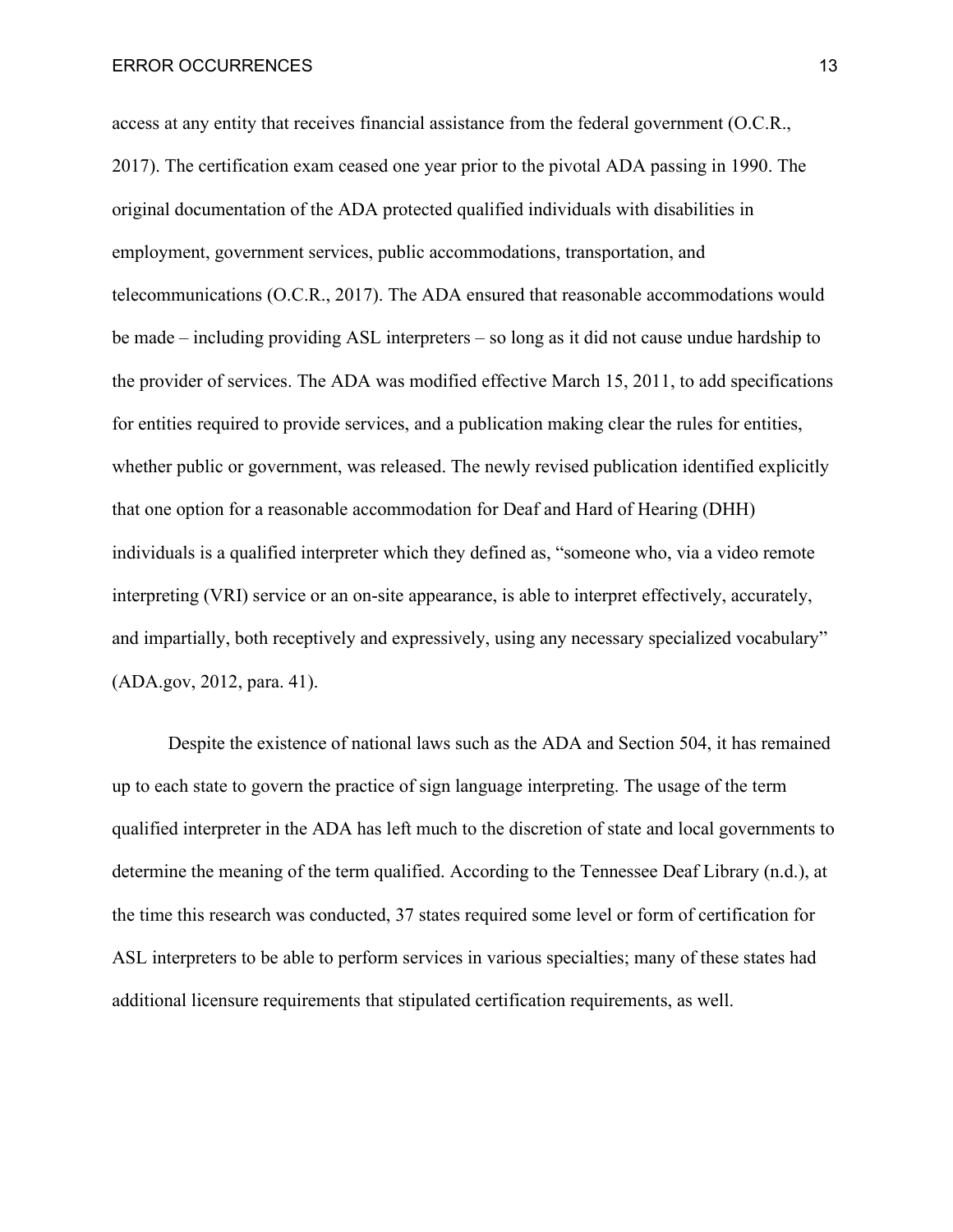access at any entity that receives financial assistance from the federal government (O.C.R., 2017). The certification exam ceased one year prior to the pivotal ADA passing in 1990. The original documentation of the ADA protected qualified individuals with disabilities in employment, government services, public accommodations, transportation, and telecommunications (O.C.R., 2017). The ADA ensured that reasonable accommodations would be made – including providing ASL interpreters – so long as it did not cause undue hardship to the provider of services. The ADA was modified effective March 15, 2011, to add specifications for entities required to provide services, and a publication making clear the rules for entities, whether public or government, was released. The newly revised publication identified explicitly that one option for a reasonable accommodation for Deaf and Hard of Hearing (DHH) individuals is a qualified interpreter which they defined as, "someone who, via a video remote interpreting (VRI) service or an on-site appearance, is able to interpret effectively, accurately, and impartially, both receptively and expressively, using any necessary specialized vocabulary" (ADA.gov, 2012, para. 41).

Despite the existence of national laws such as the ADA and Section 504, it has remained up to each state to govern the practice of sign language interpreting. The usage of the term qualified interpreter in the ADA has left much to the discretion of state and local governments to determine the meaning of the term qualified. According to the Tennessee Deaf Library (n.d.), at the time this research was conducted, 37 states required some level or form of certification for ASL interpreters to be able to perform services in various specialties; many of these states had additional licensure requirements that stipulated certification requirements, as well.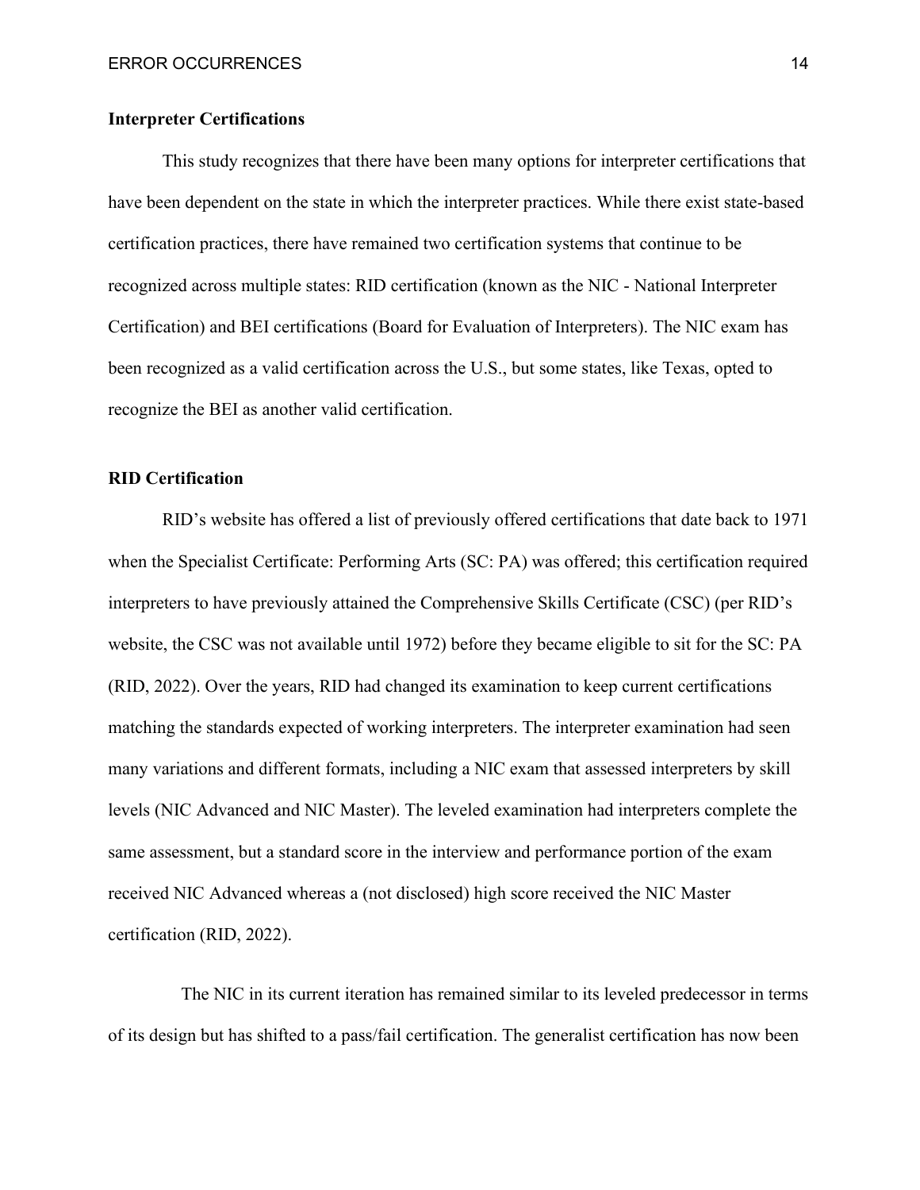**Interpreter Certifications**

This study recognizes that there have been many options for interpreter certifications that have been dependent on the state in which the interpreter practices. While there exist state-based certification practices, there have remained two certification systems that continue to be recognized across multiple states: RID certification (known as the NIC - National Interpreter Certification) and BEI certifications (Board for Evaluation of Interpreters). The NIC exam has been recognized as a valid certification across the U.S., but some states, like Texas, opted to recognize the BEI as another valid certification.

**RID Certification**

RID's website has offered a list of previously offered certifications that date back to 1971 when the Specialist Certificate: Performing Arts (SC: PA) was offered; this certification required interpreters to have previously attained the Comprehensive Skills Certificate (CSC) (per RID's website, the CSC was not available until 1972) before they became eligible to sit for the SC: PA (RID, 2022). Over the years, RID had changed its examination to keep current certifications matching the standards expected of working interpreters. The interpreter examination had seen many variations and different formats, including a NIC exam that assessed interpreters by skill levels (NIC Advanced and NIC Master). The leveled examination had interpreters complete the same assessment, but a standard score in the interview and performance portion of the exam received NIC Advanced whereas a (not disclosed) high score received the NIC Master certification (RID, 2022).

The NIC in its current iteration has remained similar to its leveled predecessor in terms of its design but has shifted to a pass/fail certification. The generalist certification has now been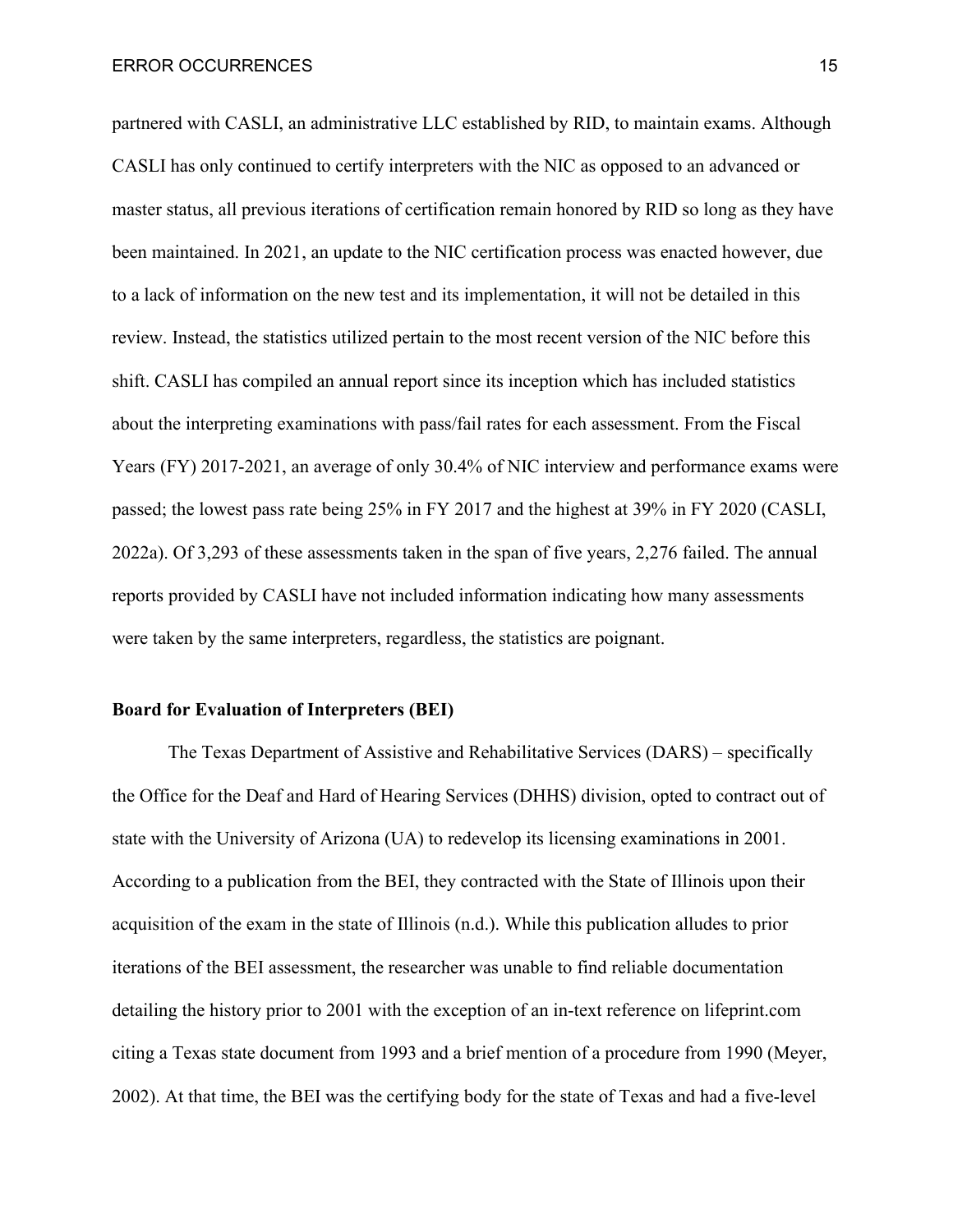partnered with CASLI, an administrative LLC established by RID, to maintain exams. Although CASLI has only continued to certify interpreters with the NIC as opposed to an advanced or master status, all previous iterations of certification remain honored by RID so long as they have been maintained. In 2021, an update to the NIC certification process was enacted however, due to a lack of information on the new test and its implementation, it will not be detailed in this review. Instead, the statistics utilized pertain to the most recent version of the NIC before this shift. CASLI has compiled an annual report since its inception which has included statistics about the interpreting examinations with pass/fail rates for each assessment. From the Fiscal Years (FY) 2017-2021, an average of only 30.4% of NIC interview and performance exams were passed; the lowest pass rate being 25% in FY 2017 and the highest at 39% in FY 2020 (CASLI, 2022a). Of 3,293 of these assessments taken in the span of five years, 2,276 failed. The annual reports provided by CASLI have not included information indicating how many assessments were taken by the same interpreters, regardless, the statistics are poignant.

### Board for Evaluation of Interpreters (BEI)

The Texas Department of Assistive and Rehabilitative Services (DARS) – specifically the Office for the Deaf and Hard of Hearing Services (DHHS) division, opted to contract out of state with the University of Arizona (UA) to redevelop its licensing examinations in 2001. According to a publication from the BEI, they contracted with the State of Illinois upon their acquisition of the exam in the state of Illinois (n.d.). While this publication alludes to prior iterations of the BEI assessment, the researcher was unable to find reliable documentation detailing the history prior to 2001 with the exception of an in-text reference on lifeprint.com citing a Texas state document from 1993 and a brief mention of a procedure from 1990 (Meyer, 2002). At that time, the BEI was the certifying body for the state of Texas and had a five-level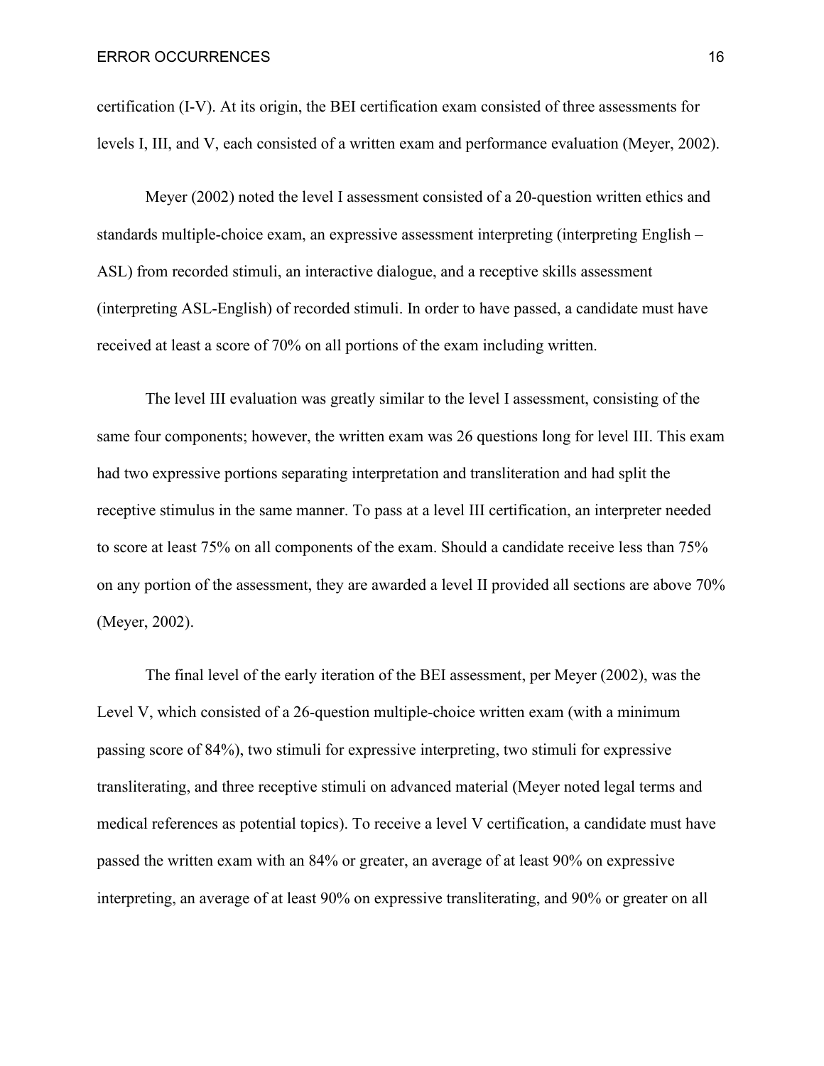certification (I-V). At its origin, the BEI certification exam consisted of three assessments for levels I, III, and V, each consisted of a written exam and performance evaluation (Meyer, 2002).

Meyer (2002) noted the level I assessment consisted of a 20-question written ethics and standards multiple-choice exam, an expressive assessment interpreting (interpreting English – ASL) from recorded stimuli, an interactive dialogue, and a receptive skills assessment (interpreting ASL-English) of recorded stimuli. In order to have passed, a candidate must have received at least a score of 70% on all portions of the exam including written.

The level III evaluation was greatly similar to the level I assessment, consisting of the same four components; however, the written exam was 26 questions long for level III. This exam had two expressive portions separating interpretation and transliteration and had split the receptive stimulus in the same manner. To pass at a level III certification, an interpreter needed to score at least 75% on all components of the exam. Should a candidate receive less than 75% on any portion of the assessment, they are awarded a level II provided all sections are above 70% (Meyer, 2002).

The final level of the early iteration of the BEI assessment, per Meyer (2002), was the Level V, which consisted of a 26-question multiple-choice written exam (with a minimum passing score of 84%), two stimuli for expressive interpreting, two stimuli for expressive transliterating, and three receptive stimuli on advanced material (Meyer noted legal terms and medical references as potential topics). To receive a level V certification, a candidate must have passed the written exam with an 84% or greater, an average of at least 90% on expressive interpreting, an average of at least 90% on expressive transliterating, and 90% or greater on all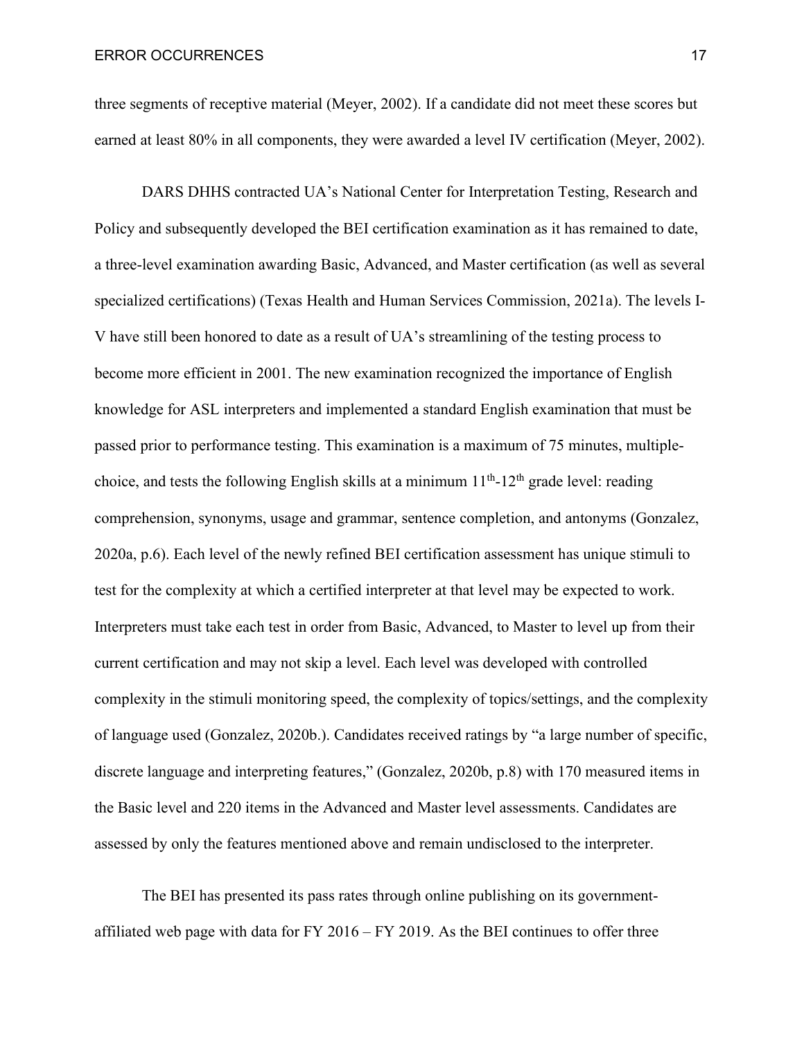three segments of receptive material (Meyer, 2002). If a candidate did not meet these scores but earned at least 80% in all components, they were awarded a level IV certification (Meyer, 2002).

DARS DHHS contracted UA's National Center for Interpretation Testing, Research and Policy and subsequently developed the BEI certification examination as it has remained to date, a three-level examination awarding Basic, Advanced, and Master certification (as well as several specialized certifications) (Texas Health and Human Services Commission, 2021a). The levels I-V have still been honored to date as a result of UA's streamlining of the testing process to become more efficient in 2001. The new examination recognized the importance of English knowledge for ASL interpreters and implemented a standard English examination that must be passed prior to performance testing. This examination is a maximum of 75 minutes, multiple-choice, and tests the following English skills at a minimum 11th-12th grade level: reading comprehension, synonyms, usage and grammar, sentence completion, and antonyms (Gonzalez, 2020a, p.6). Each level of the newly refined BEI certification assessment has unique stimuli to test for the complexity at which a certified interpreter at that level may be expected to work. Interpreters must take each test in order from Basic, Advanced, to Master to level up from their current certification and may not skip a level. Each level was developed with controlled complexity in the stimuli monitoring speed, the complexity of topics/settings, and the complexity of language used (Gonzalez, 2020b.). Candidates received ratings by "a large number of specific, discrete language and interpreting features," (Gonzalez, 2020b, p.8) with 170 measured items in the Basic level and 220 items in the Advanced and Master level assessments. Candidates are assessed by only the features mentioned above and remain undisclosed to the interpreter.

The BEI has presented its pass rates through online publishing on its government-affiliated web page with data for FY 2016 – FY 2019. As the BEI continues to offer three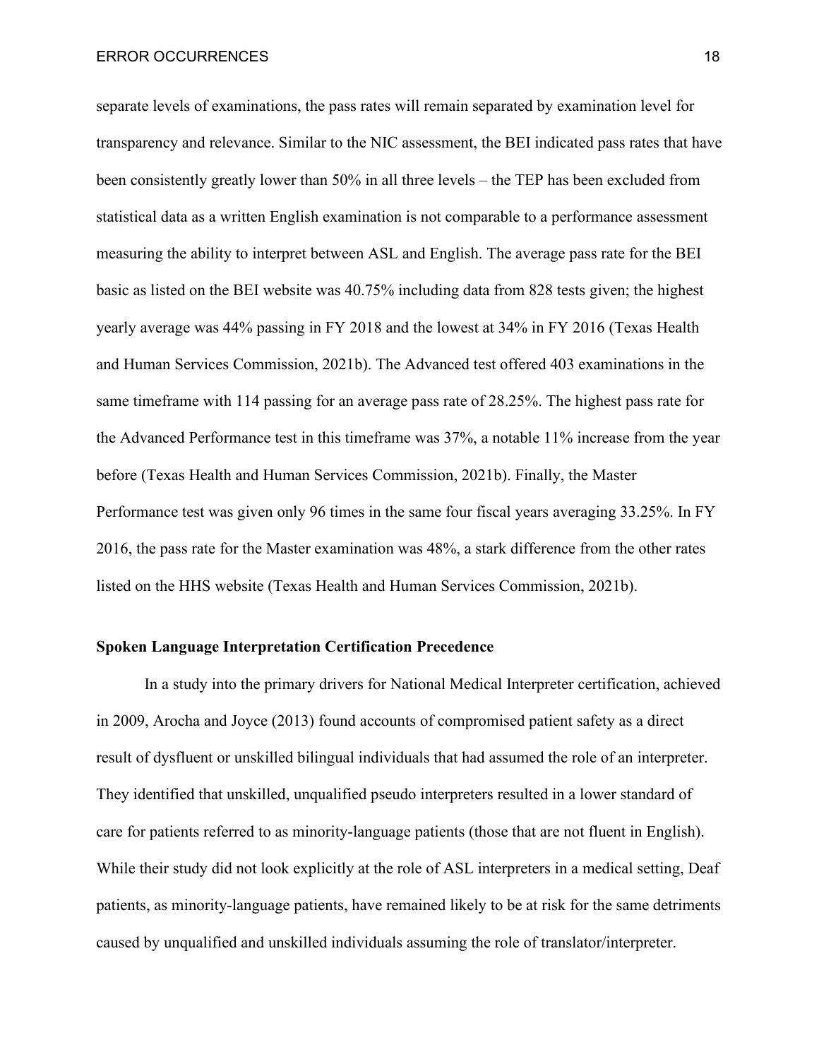separate levels of examinations, the pass rates will remain separated by examination level for transparency and relevance. Similar to the NIC assessment, the BEI indicated pass rates that have been consistently greatly lower than 50% in all three levels – the TEP has been excluded from statistical data as a written English examination is not comparable to a performance assessment measuring the ability to interpret between ASL and English. The average pass rate for the BEI basic as listed on the BEI website was 40.75% including data from 828 tests given; the highest yearly average was 44% passing in FY 2018 and the lowest at 34% in FY 2016 (Texas Health and Human Services Commission, 2021b). The Advanced test offered 403 examinations in the same timeframe with 114 passing for an average pass rate of 28.25%. The highest pass rate for the Advanced Performance test in this timeframe was 37%, a notable 11% increase from the year before (Texas Health and Human Services Commission, 2021b). Finally, the Master Performance test was given only 96 times in the same four fiscal years averaging 33.25%. In FY 2016, the pass rate for the Master examination was 48%, a stark difference from the other rates listed on the HHS website (Texas Health and Human Services Commission, 2021b).

### Spoken Language Interpretation Certification Precedence

In a study into the primary drivers for National Medical Interpreter certification, achieved in 2009, Arocha and Joyce (2013) found accounts of compromised patient safety as a direct result of dysfluent or unskilled bilingual individuals that had assumed the role of an interpreter. They identified that unskilled, unqualified pseudo interpreters resulted in a lower standard of care for patients referred to as minority-language patients (those that are not fluent in English). While their study did not look explicitly at the role of ASL interpreters in a medical setting, Deaf patients, as minority-language patients, have remained likely to be at risk for the same detriments caused by unqualified and unskilled individuals assuming the role of translator/interpreter.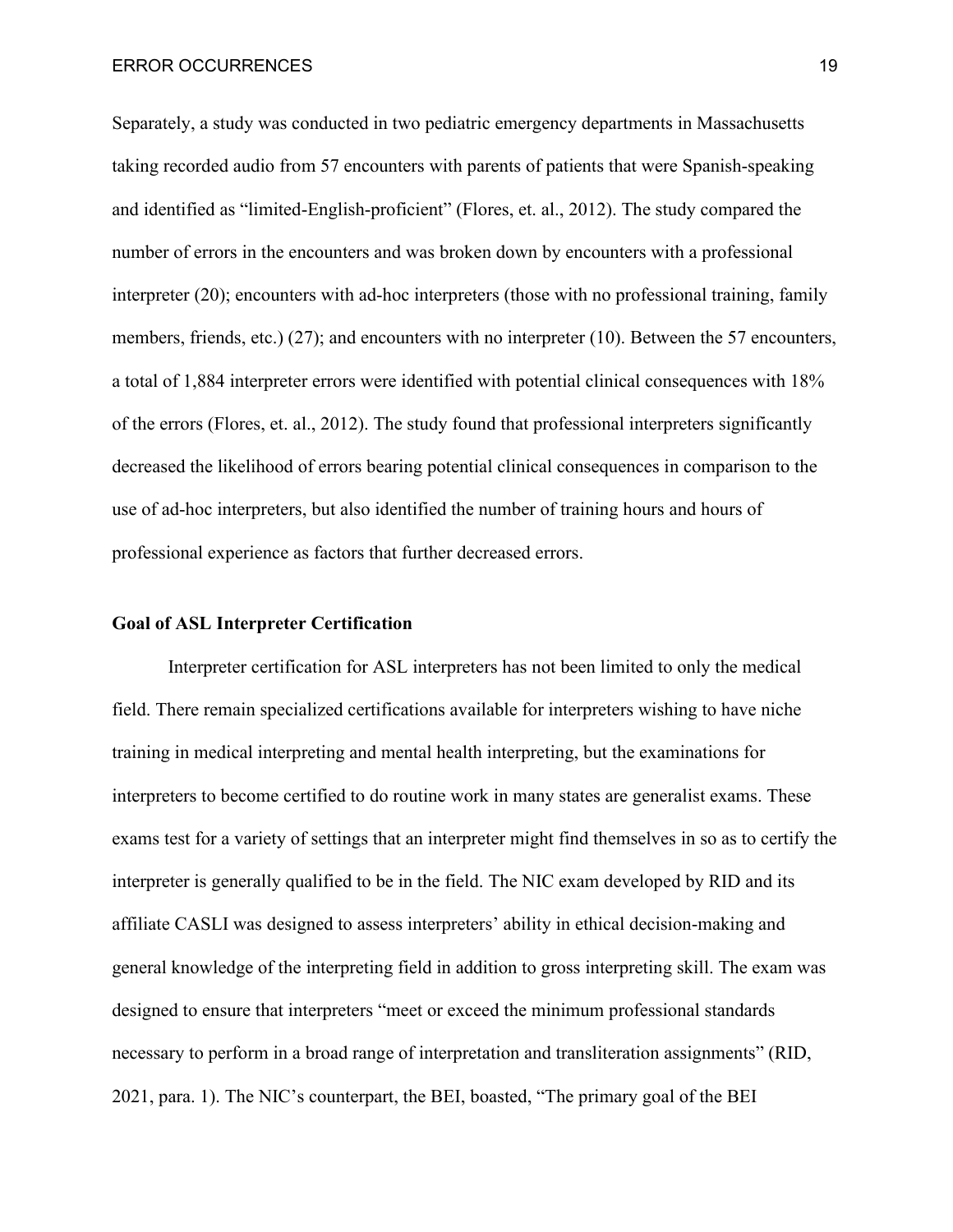Separately, a study was conducted in two pediatric emergency departments in Massachusetts taking recorded audio from 57 encounters with parents of patients that were Spanish-speaking and identified as "limited-English-proficient" (Flores, et. al., 2012). The study compared the number of errors in the encounters and was broken down by encounters with a professional interpreter (20); encounters with ad-hoc interpreters (those with no professional training, family members, friends, etc.) (27); and encounters with no interpreter (10). Between the 57 encounters, a total of 1,884 interpreter errors were identified with potential clinical consequences with 18% of the errors (Flores, et. al., 2012). The study found that professional interpreters significantly decreased the likelihood of errors bearing potential clinical consequences in comparison to the use of ad-hoc interpreters, but also identified the number of training hours and hours of professional experience as factors that further decreased errors.

### Goal of ASL Interpreter Certification

Interpreter certification for ASL interpreters has not been limited to only the medical field. There remain specialized certifications available for interpreters wishing to have niche training in medical interpreting and mental health interpreting, but the examinations for interpreters to become certified to do routine work in many states are generalist exams. These exams test for a variety of settings that an interpreter might find themselves in so as to certify the interpreter is generally qualified to be in the field. The NIC exam developed by RID and its affiliate CASLI was designed to assess interpreters' ability in ethical decision-making and general knowledge of the interpreting field in addition to gross interpreting skill. The exam was designed to ensure that interpreters "meet or exceed the minimum professional standards necessary to perform in a broad range of interpretation and transliteration assignments" (RID, 2021, para. 1). The NIC's counterpart, the BEI, boasted, "The primary goal of the BEI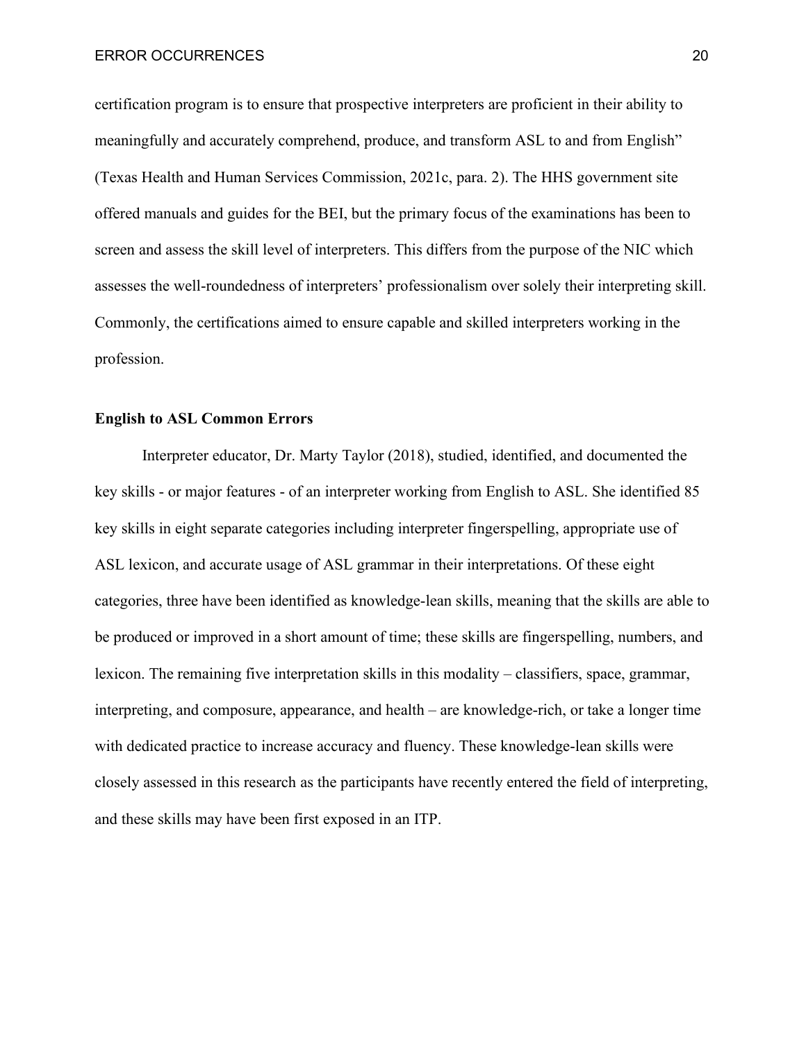certification program is to ensure that prospective interpreters are proficient in their ability to meaningfully and accurately comprehend, produce, and transform ASL to and from English" (Texas Health and Human Services Commission, 2021c, para. 2). The HHS government site offered manuals and guides for the BEI, but the primary focus of the examinations has been to screen and assess the skill level of interpreters. This differs from the purpose of the NIC which assesses the well-roundedness of interpreters' professionalism over solely their interpreting skill. Commonly, the certifications aimed to ensure capable and skilled interpreters working in the profession.

### English to ASL Common Errors

Interpreter educator, Dr. Marty Taylor (2018), studied, identified, and documented the key skills - or major features - of an interpreter working from English to ASL. She identified 85 key skills in eight separate categories including interpreter fingerspelling, appropriate use of ASL lexicon, and accurate usage of ASL grammar in their interpretations. Of these eight categories, three have been identified as knowledge-lean skills, meaning that the skills are able to be produced or improved in a short amount of time; these skills are fingerspelling, numbers, and lexicon. The remaining five interpretation skills in this modality – classifiers, space, grammar, interpreting, and composure, appearance, and health – are knowledge-rich, or take a longer time with dedicated practice to increase accuracy and fluency. These knowledge-lean skills were closely assessed in this research as the participants have recently entered the field of interpreting, and these skills may have been first exposed in an ITP.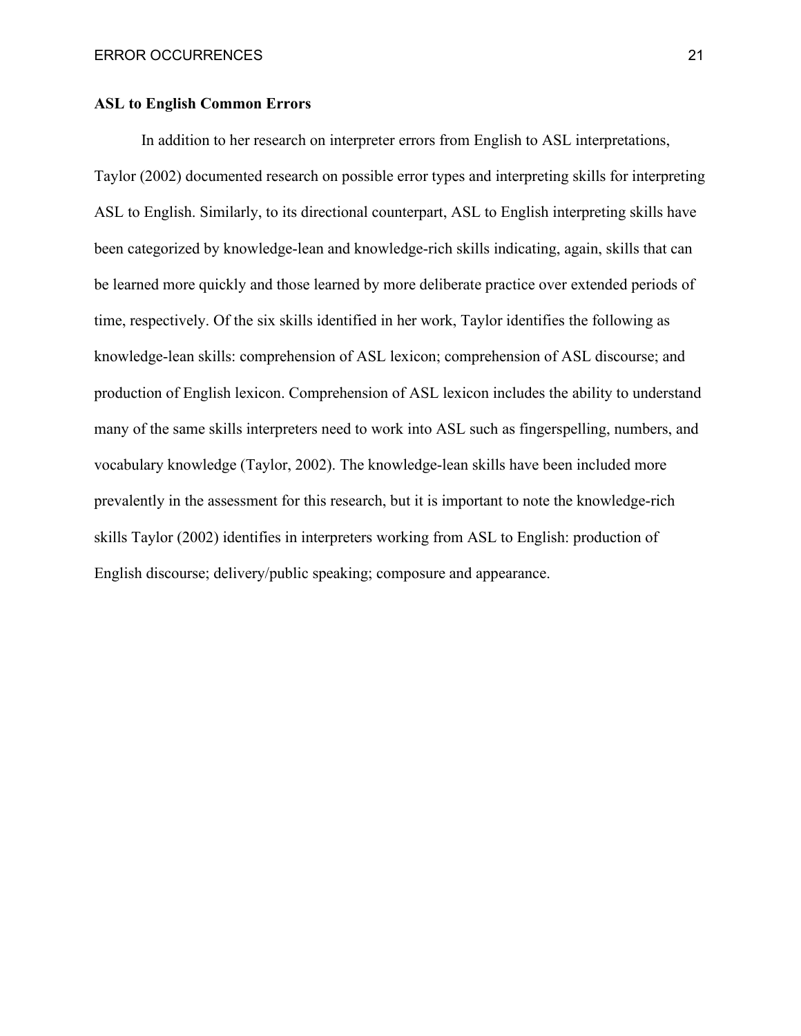**ASL to English Common Errors**

In addition to her research on interpreter errors from English to ASL interpretations, Taylor (2002) documented research on possible error types and interpreting skills for interpreting ASL to English. Similarly, to its directional counterpart, ASL to English interpreting skills have been categorized by knowledge-lean and knowledge-rich skills indicating, again, skills that can be learned more quickly and those learned by more deliberate practice over extended periods of time, respectively. Of the six skills identified in her work, Taylor identifies the following as knowledge-lean skills: comprehension of ASL lexicon; comprehension of ASL discourse; and production of English lexicon. Comprehension of ASL lexicon includes the ability to understand many of the same skills interpreters need to work into ASL such as fingerspelling, numbers, and vocabulary knowledge (Taylor, 2002). The knowledge-lean skills have been included more prevalently in the assessment for this research, but it is important to note the knowledge-rich skills Taylor (2002) identifies in interpreters working from ASL to English: production of English discourse; delivery/public speaking; composure and appearance.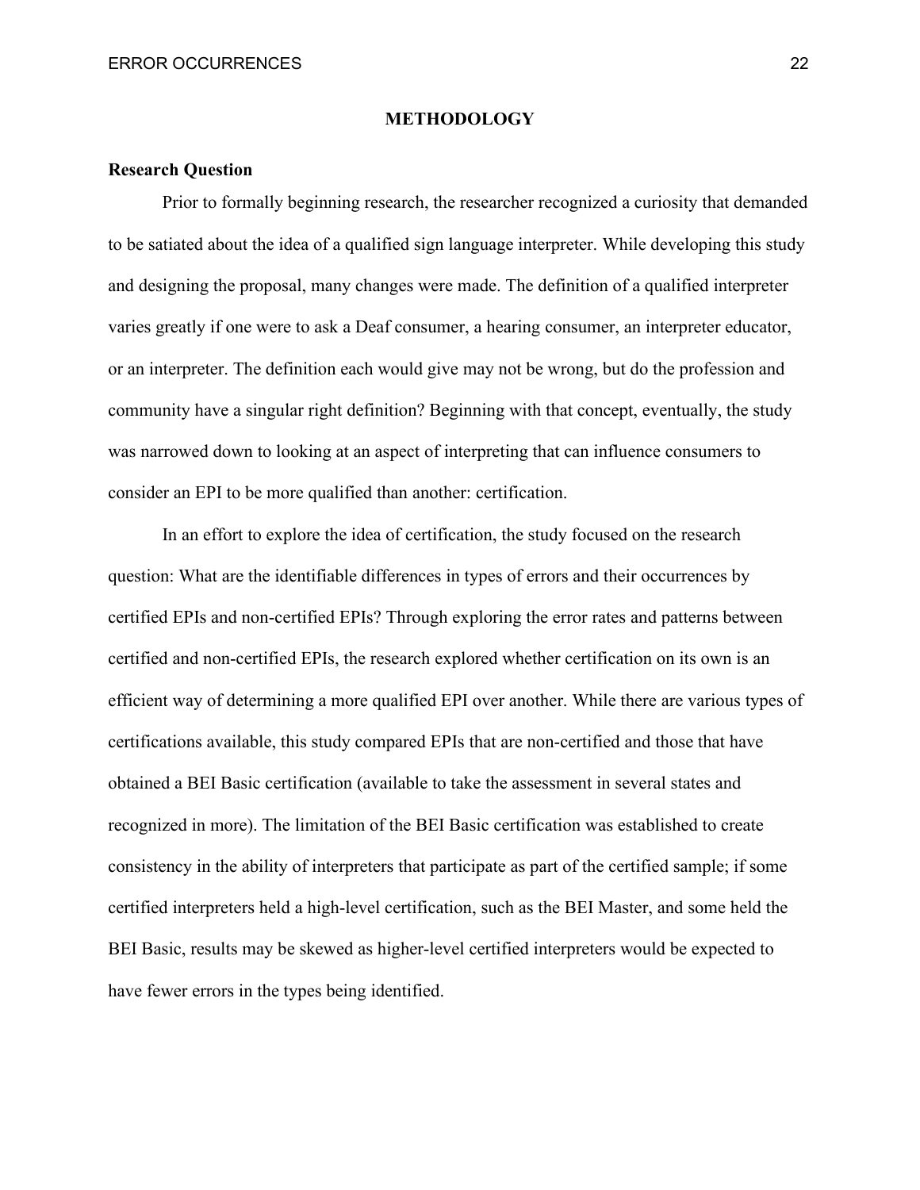# METHODOLOGY

## Research Question

Prior to formally beginning research, the researcher recognized a curiosity that demanded to be satiated about the idea of a qualified sign language interpreter. While developing this study and designing the proposal, many changes were made. The definition of a qualified interpreter varies greatly if one were to ask a Deaf consumer, a hearing consumer, an interpreter educator, or an interpreter. The definition each would give may not be wrong, but do the profession and community have a singular right definition? Beginning with that concept, eventually, the study was narrowed down to looking at an aspect of interpreting that can influence consumers to consider an EPI to be more qualified than another: certification.

In an effort to explore the idea of certification, the study focused on the research question: What are the identifiable differences in types of errors and their occurrences by certified EPIs and non-certified EPIs? Through exploring the error rates and patterns between certified and non-certified EPIs, the research explored whether certification on its own is an efficient way of determining a more qualified EPI over another. While there are various types of certifications available, this study compared EPIs that are non-certified and those that have obtained a BEI Basic certification (available to take the assessment in several states and recognized in more). The limitation of the BEI Basic certification was established to create consistency in the ability of interpreters that participate as part of the certified sample; if some certified interpreters held a high-level certification, such as the BEI Master, and some held the BEI Basic, results may be skewed as higher-level certified interpreters would be expected to have fewer errors in the types being identified.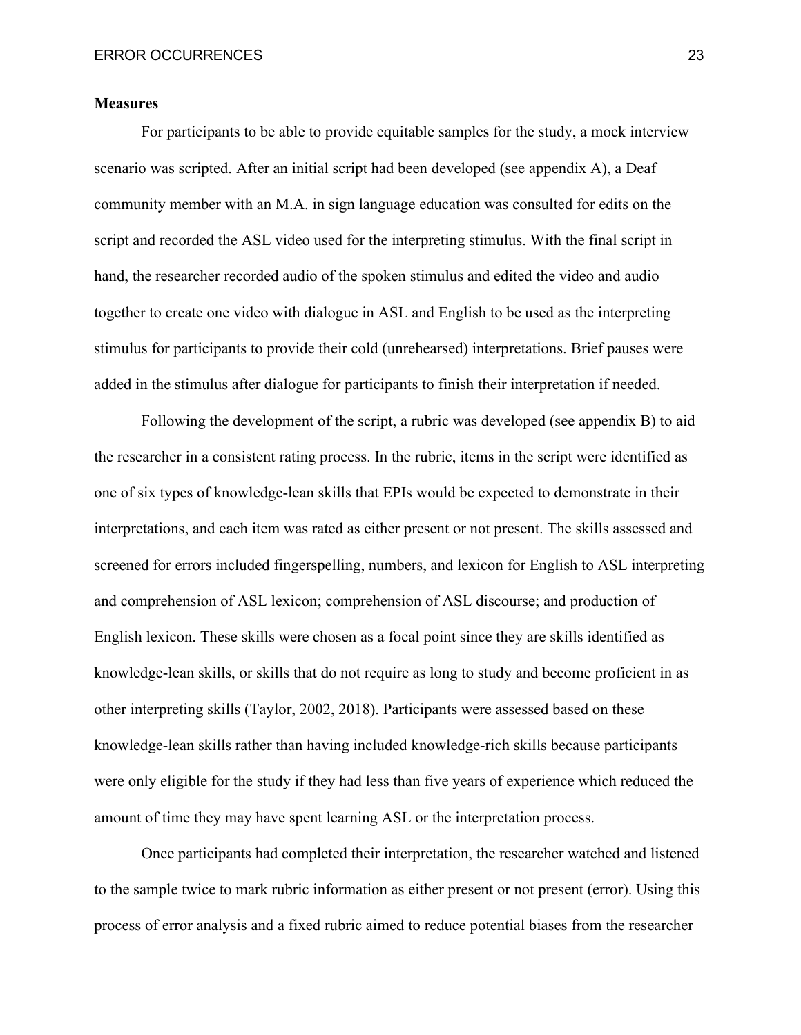**Measures**

For participants to be able to provide equitable samples for the study, a mock interview scenario was scripted. After an initial script had been developed (see appendix A), a Deaf community member with an M.A. in sign language education was consulted for edits on the script and recorded the ASL video used for the interpreting stimulus. With the final script in hand, the researcher recorded audio of the spoken stimulus and edited the video and audio together to create one video with dialogue in ASL and English to be used as the interpreting stimulus for participants to provide their cold (unrehearsed) interpretations. Brief pauses were added in the stimulus after dialogue for participants to finish their interpretation if needed.

Following the development of the script, a rubric was developed (see appendix B) to aid the researcher in a consistent rating process. In the rubric, items in the script were identified as one of six types of knowledge-lean skills that EPIs would be expected to demonstrate in their interpretations, and each item was rated as either present or not present. The skills assessed and screened for errors included fingerspelling, numbers, and lexicon for English to ASL interpreting and comprehension of ASL lexicon; comprehension of ASL discourse; and production of English lexicon. These skills were chosen as a focal point since they are skills identified as knowledge-lean skills, or skills that do not require as long to study and become proficient in as other interpreting skills (Taylor, 2002, 2018). Participants were assessed based on these knowledge-lean skills rather than having included knowledge-rich skills because participants were only eligible for the study if they had less than five years of experience which reduced the amount of time they may have spent learning ASL or the interpretation process.

Once participants had completed their interpretation, the researcher watched and listened to the sample twice to mark rubric information as either present or not present (error). Using this process of error analysis and a fixed rubric aimed to reduce potential biases from the researcher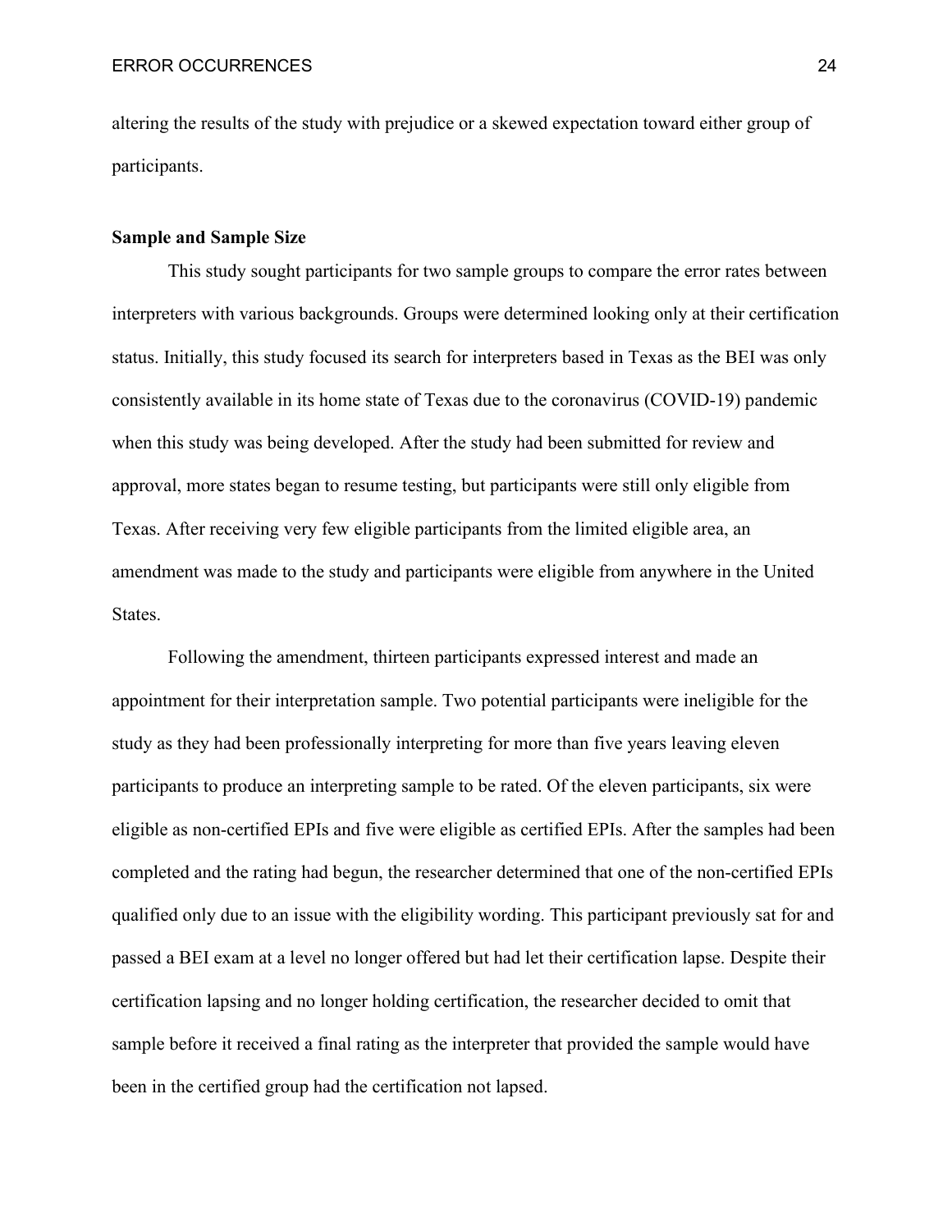altering the results of the study with prejudice or a skewed expectation toward either group of participants.

### Sample and Sample Size

This study sought participants for two sample groups to compare the error rates between interpreters with various backgrounds. Groups were determined looking only at their certification status. Initially, this study focused its search for interpreters based in Texas as the BEI was only consistently available in its home state of Texas due to the coronavirus (COVID-19) pandemic when this study was being developed. After the study had been submitted for review and approval, more states began to resume testing, but participants were still only eligible from Texas. After receiving very few eligible participants from the limited eligible area, an amendment was made to the study and participants were eligible from anywhere in the United States.

Following the amendment, thirteen participants expressed interest and made an appointment for their interpretation sample. Two potential participants were ineligible for the study as they had been professionally interpreting for more than five years leaving eleven participants to produce an interpreting sample to be rated. Of the eleven participants, six were eligible as non-certified EPIs and five were eligible as certified EPIs. After the samples had been completed and the rating had begun, the researcher determined that one of the non-certified EPIs qualified only due to an issue with the eligibility wording. This participant previously sat for and passed a BEI exam at a level no longer offered but had let their certification lapse. Despite their certification lapsing and no longer holding certification, the researcher decided to omit that sample before it received a final rating as the interpreter that provided the sample would have been in the certified group had the certification not lapsed.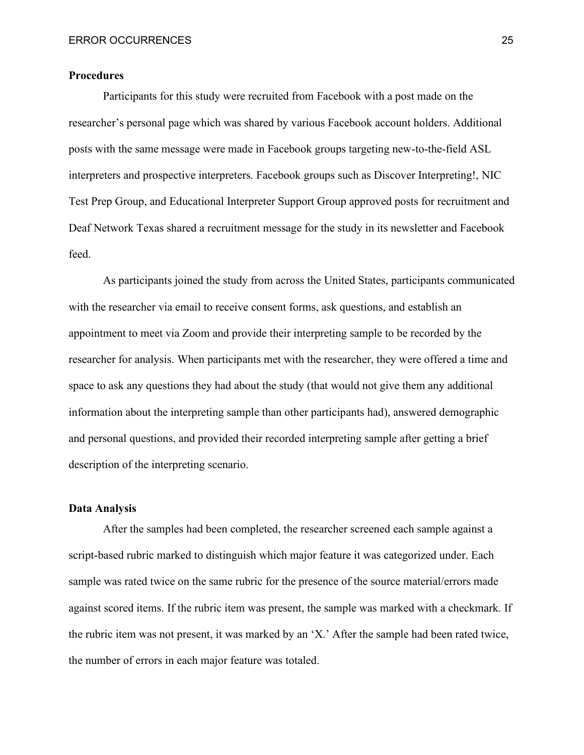## Procedures

Participants for this study were recruited from Facebook with a post made on the researcher's personal page which was shared by various Facebook account holders. Additional posts with the same message were made in Facebook groups targeting new-to-the-field ASL interpreters and prospective interpreters. Facebook groups such as Discover Interpreting!, NIC Test Prep Group, and Educational Interpreter Support Group approved posts for recruitment and Deaf Network Texas shared a recruitment message for the study in its newsletter and Facebook feed.

As participants joined the study from across the United States, participants communicated with the researcher via email to receive consent forms, ask questions, and establish an appointment to meet via Zoom and provide their interpreting sample to be recorded by the researcher for analysis. When participants met with the researcher, they were offered a time and space to ask any questions they had about the study (that would not give them any additional information about the interpreting sample than other participants had), answered demographic and personal questions, and provided their recorded interpreting sample after getting a brief description of the interpreting scenario.

## Data Analysis

After the samples had been completed, the researcher screened each sample against a script-based rubric marked to distinguish which major feature it was categorized under. Each sample was rated twice on the same rubric for the presence of the source material/errors made against scored items. If the rubric item was present, the sample was marked with a checkmark. If the rubric item was not present, it was marked by an 'X.' After the sample had been rated twice, the number of errors in each major feature was totaled.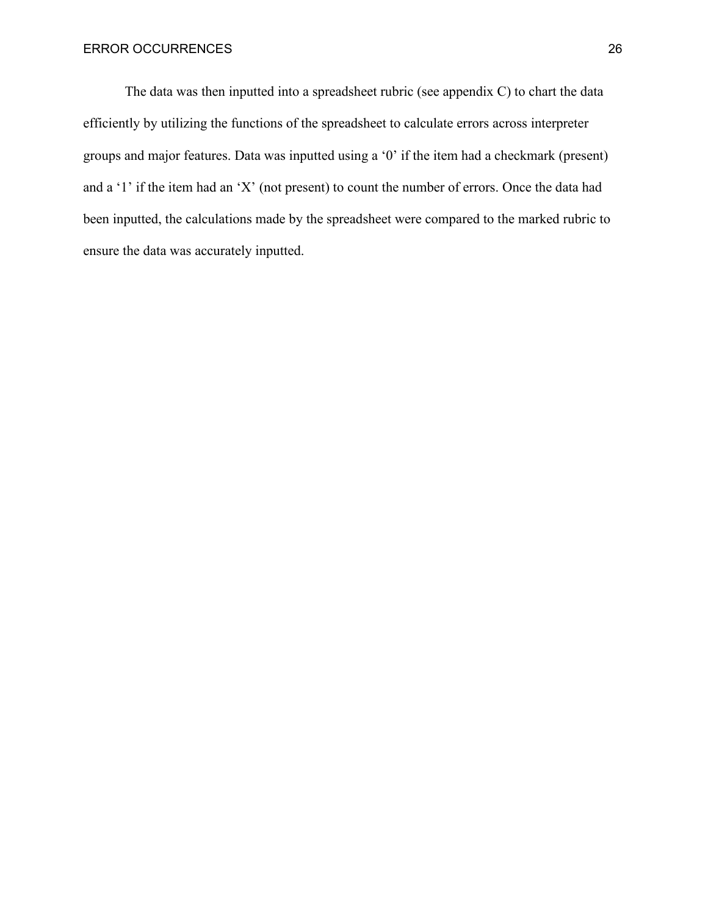The data was then inputted into a spreadsheet rubric (see appendix C) to chart the data efficiently by utilizing the functions of the spreadsheet to calculate errors across interpreter groups and major features. Data was inputted using a '0' if the item had a checkmark (present) and a '1' if the item had an 'X' (not present) to count the number of errors. Once the data had been inputted, the calculations made by the spreadsheet were compared to the marked rubric to ensure the data was accurately inputted.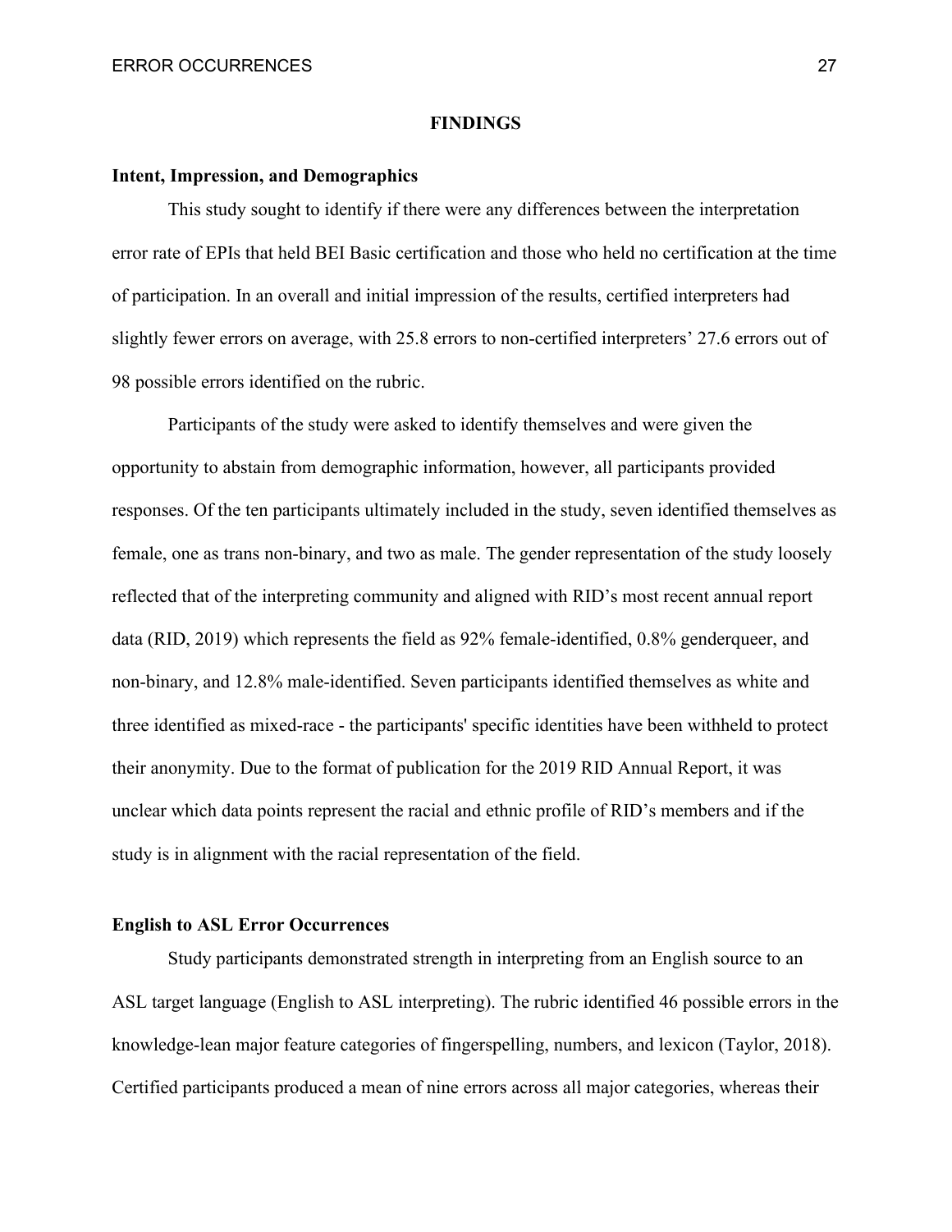# FINDINGS

## Intent, Impression, and Demographics

This study sought to identify if there were any differences between the interpretation error rate of EPIs that held BEI Basic certification and those who held no certification at the time of participation. In an overall and initial impression of the results, certified interpreters had slightly fewer errors on average, with 25.8 errors to non-certified interpreters' 27.6 errors out of 98 possible errors identified on the rubric.

Participants of the study were asked to identify themselves and were given the opportunity to abstain from demographic information, however, all participants provided responses. Of the ten participants ultimately included in the study, seven identified themselves as female, one as trans non-binary, and two as male. The gender representation of the study loosely reflected that of the interpreting community and aligned with RID's most recent annual report data (RID, 2019) which represents the field as 92% female-identified, 0.8% genderqueer, and non-binary, and 12.8% male-identified. Seven participants identified themselves as white and three identified as mixed-race - the participants' specific identities have been withheld to protect their anonymity. Due to the format of publication for the 2019 RID Annual Report, it was unclear which data points represent the racial and ethnic profile of RID's members and if the study is in alignment with the racial representation of the field.

## English to ASL Error Occurrences

Study participants demonstrated strength in interpreting from an English source to an ASL target language (English to ASL interpreting). The rubric identified 46 possible errors in the knowledge-lean major feature categories of fingerspelling, numbers, and lexicon (Taylor, 2018). Certified participants produced a mean of nine errors across all major categories, whereas their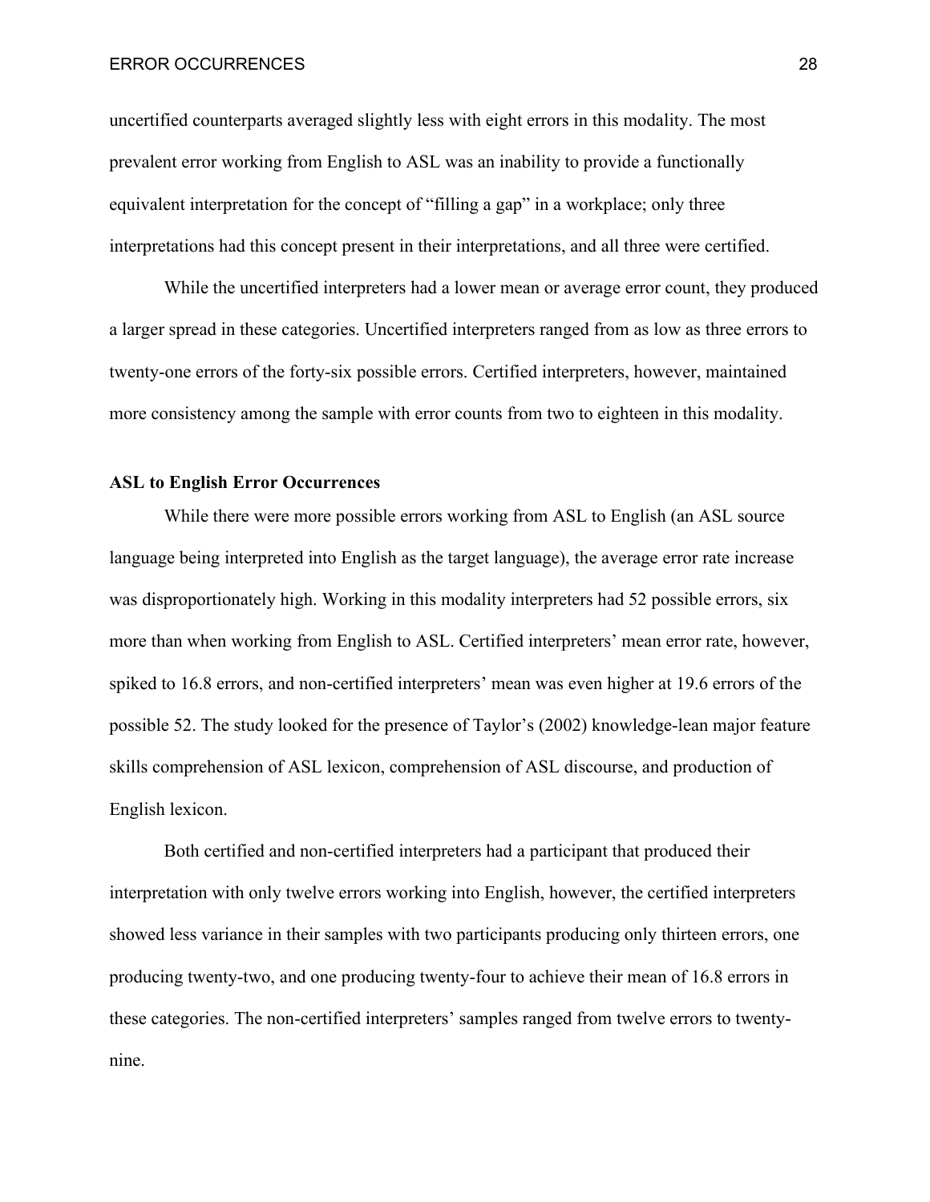uncertified counterparts averaged slightly less with eight errors in this modality. The most prevalent error working from English to ASL was an inability to provide a functionally equivalent interpretation for the concept of "filling a gap" in a workplace; only three interpretations had this concept present in their interpretations, and all three were certified.

While the uncertified interpreters had a lower mean or average error count, they produced a larger spread in these categories. Uncertified interpreters ranged from as low as three errors to twenty-one errors of the forty-six possible errors. Certified interpreters, however, maintained more consistency among the sample with error counts from two to eighteen in this modality.

### ASL to English Error Occurrences

While there were more possible errors working from ASL to English (an ASL source language being interpreted into English as the target language), the average error rate increase was disproportionately high. Working in this modality interpreters had 52 possible errors, six more than when working from English to ASL. Certified interpreters' mean error rate, however, spiked to 16.8 errors, and non-certified interpreters' mean was even higher at 19.6 errors of the possible 52. The study looked for the presence of Taylor's (2002) knowledge-lean major feature skills comprehension of ASL lexicon, comprehension of ASL discourse, and production of English lexicon.

Both certified and non-certified interpreters had a participant that produced their interpretation with only twelve errors working into English, however, the certified interpreters showed less variance in their samples with two participants producing only thirteen errors, one producing twenty-two, and one producing twenty-four to achieve their mean of 16.8 errors in these categories. The non-certified interpreters' samples ranged from twelve errors to twenty-nine.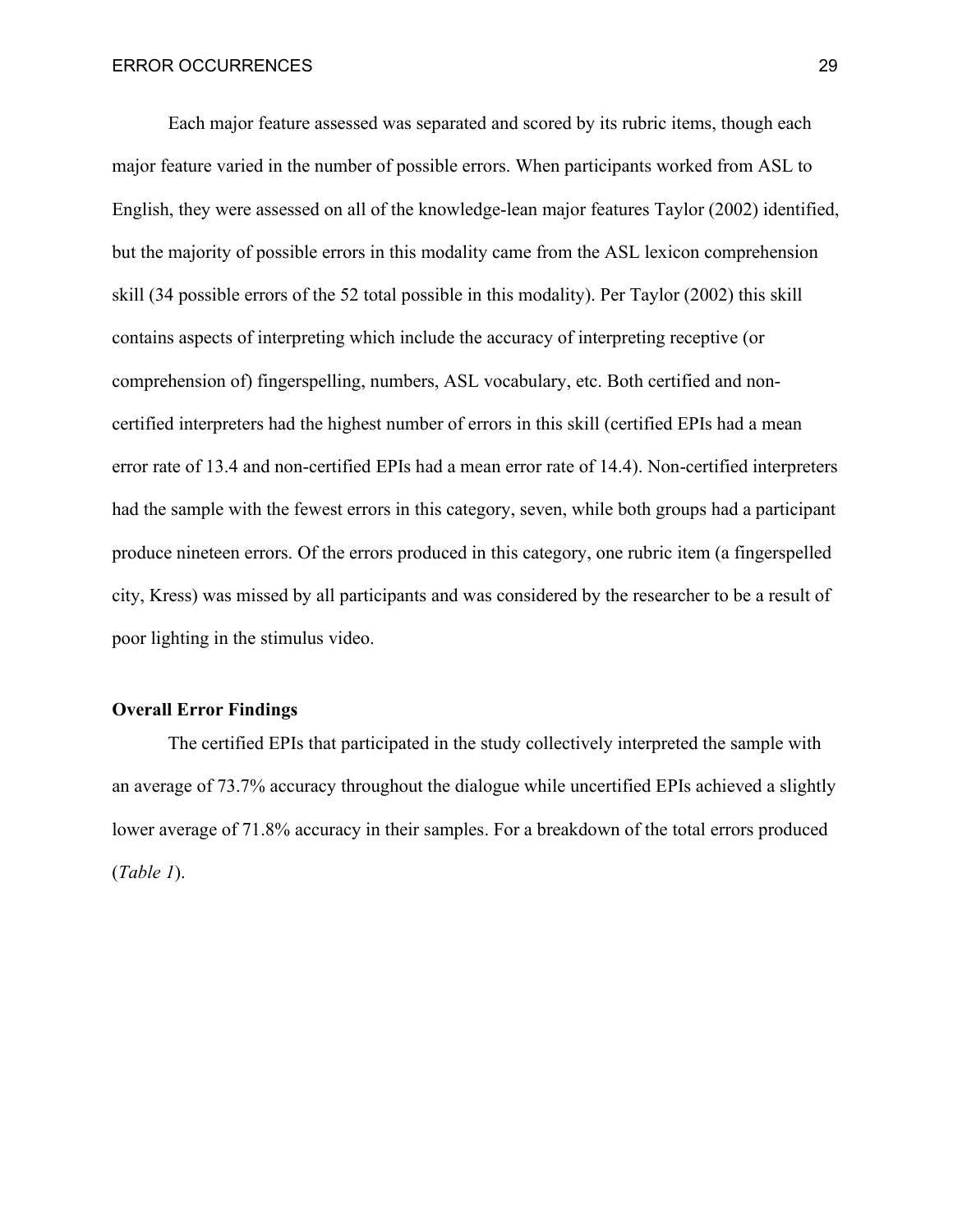Each major feature assessed was separated and scored by its rubric items, though each major feature varied in the number of possible errors. When participants worked from ASL to English, they were assessed on all of the knowledge-lean major features Taylor (2002) identified, but the majority of possible errors in this modality came from the ASL lexicon comprehension skill (34 possible errors of the 52 total possible in this modality). Per Taylor (2002) this skill contains aspects of interpreting which include the accuracy of interpreting receptive (or comprehension of) fingerspelling, numbers, ASL vocabulary, etc. Both certified and non-certified interpreters had the highest number of errors in this skill (certified EPIs had a mean error rate of 13.4 and non-certified EPIs had a mean error rate of 14.4). Non-certified interpreters had the sample with the fewest errors in this category, seven, while both groups had a participant produce nineteen errors. Of the errors produced in this category, one rubric item (a fingerspelled city, Kress) was missed by all participants and was considered by the researcher to be a result of poor lighting in the stimulus video.

**Overall Error Findings**

The certified EPIs that participated in the study collectively interpreted the sample with an average of 73.7% accuracy throughout the dialogue while uncertified EPIs achieved a slightly lower average of 71.8% accuracy in their samples. For a breakdown of the total errors produced (*Table 1*).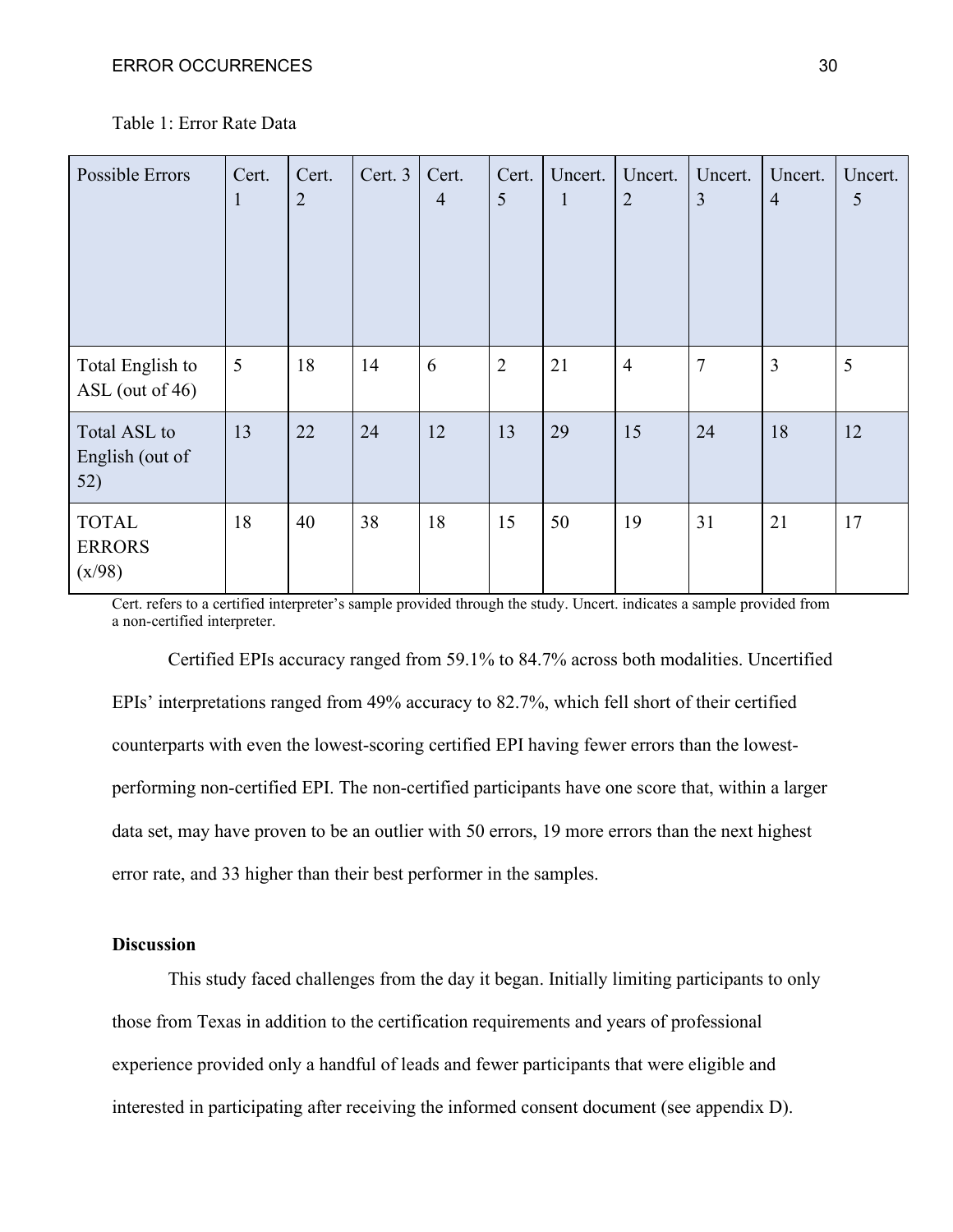Table 1: Error Rate Data

| Possible Errors | Cert. 1 | Cert. 2 | Cert. 3 | Cert. 4 | Cert. 5 | Uncert. 1 | Uncert. 2 | Uncert. 3 | Uncert. 4 | Uncert. 5 |
|---|---|---|---|---|---|---|---|---|---|---|
| Total English to ASL (out of 46) | 5 | 18 | 14 | 6 | 2 | 21 | 4 | 7 | 3 | 5 |
| Total ASL to English (out of 52) | 13 | 22 | 24 | 12 | 13 | 29 | 15 | 24 | 18 | 12 |
| TOTAL ERRORS (x/98) | 18 | 40 | 38 | 18 | 15 | 50 | 19 | 31 | 21 | 17 |

Cert. refers to a certified interpreter's sample provided through the study. Uncert. indicates a sample provided from a non-certified interpreter.

Certified EPIs accuracy ranged from 59.1% to 84.7% across both modalities. Uncertified EPIs' interpretations ranged from 49% accuracy to 82.7%, which fell short of their certified counterparts with even the lowest-scoring certified EPI having fewer errors than the lowest-performing non-certified EPI. The non-certified participants have one score that, within a larger data set, may have proven to be an outlier with 50 errors, 19 more errors than the next highest error rate, and 33 higher than their best performer in the samples.

## Discussion

This study faced challenges from the day it began. Initially limiting participants to only those from Texas in addition to the certification requirements and years of professional experience provided only a handful of leads and fewer participants that were eligible and interested in participating after receiving the informed consent document (see appendix D).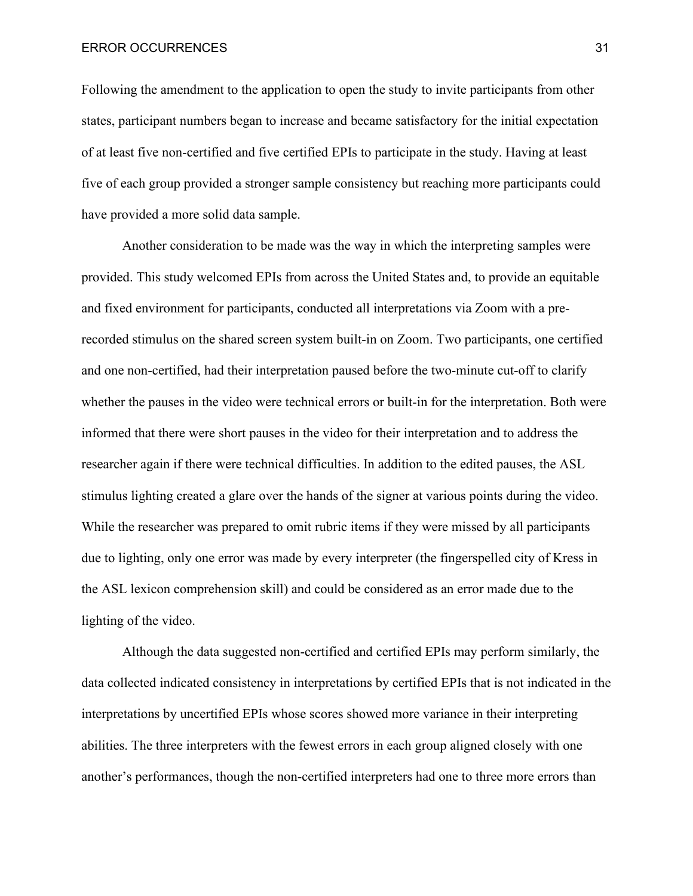Following the amendment to the application to open the study to invite participants from other states, participant numbers began to increase and became satisfactory for the initial expectation of at least five non-certified and five certified EPIs to participate in the study. Having at least five of each group provided a stronger sample consistency but reaching more participants could have provided a more solid data sample.

Another consideration to be made was the way in which the interpreting samples were provided. This study welcomed EPIs from across the United States and, to provide an equitable and fixed environment for participants, conducted all interpretations via Zoom with a pre-recorded stimulus on the shared screen system built-in on Zoom. Two participants, one certified and one non-certified, had their interpretation paused before the two-minute cut-off to clarify whether the pauses in the video were technical errors or built-in for the interpretation. Both were informed that there were short pauses in the video for their interpretation and to address the researcher again if there were technical difficulties. In addition to the edited pauses, the ASL stimulus lighting created a glare over the hands of the signer at various points during the video. While the researcher was prepared to omit rubric items if they were missed by all participants due to lighting, only one error was made by every interpreter (the fingerspelled city of Kress in the ASL lexicon comprehension skill) and could be considered as an error made due to the lighting of the video.

Although the data suggested non-certified and certified EPIs may perform similarly, the data collected indicated consistency in interpretations by certified EPIs that is not indicated in the interpretations by uncertified EPIs whose scores showed more variance in their interpreting abilities. The three interpreters with the fewest errors in each group aligned closely with one another's performances, though the non-certified interpreters had one to three more errors than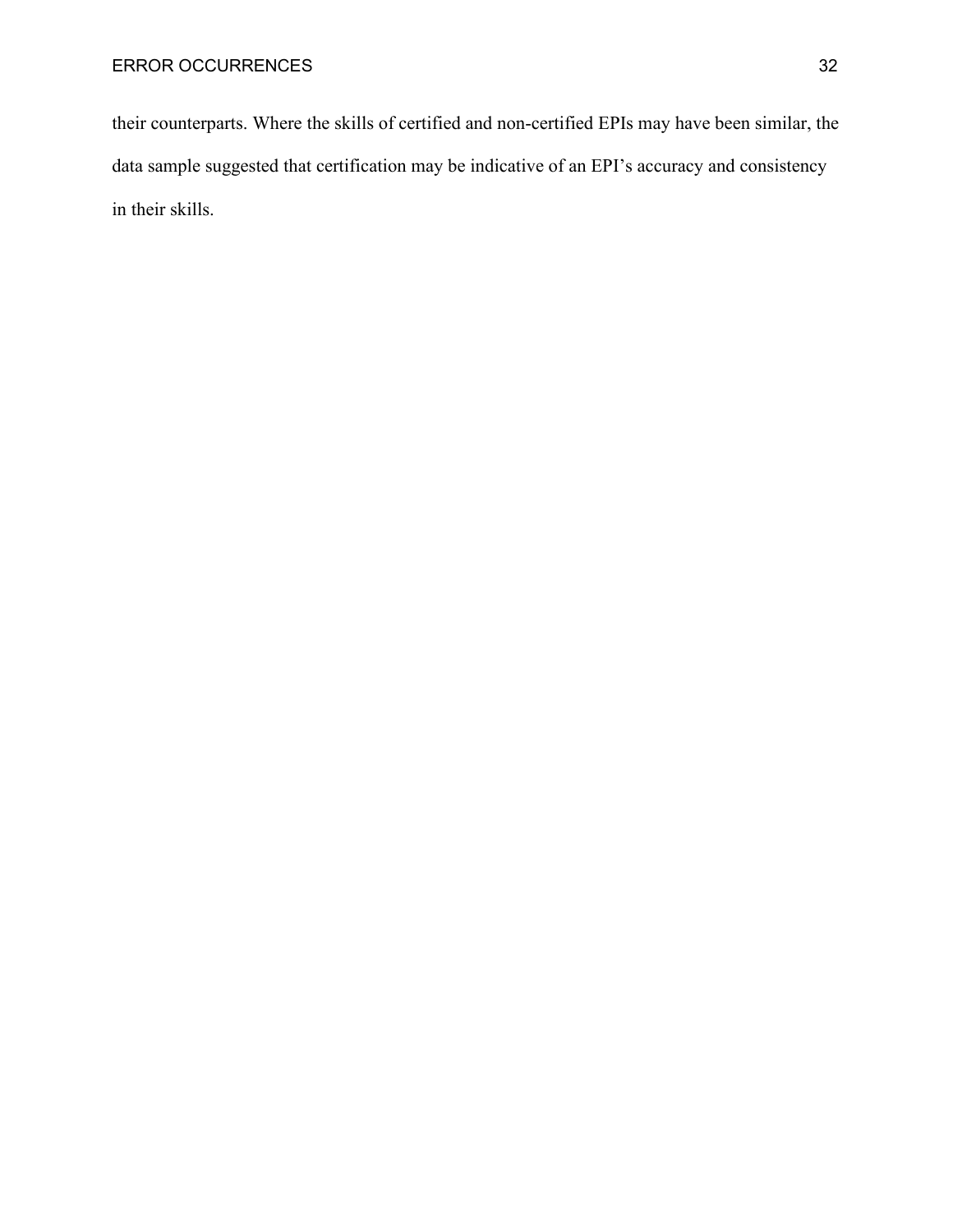their counterparts. Where the skills of certified and non-certified EPIs may have been similar, the data sample suggested that certification may be indicative of an EPI's accuracy and consistency in their skills.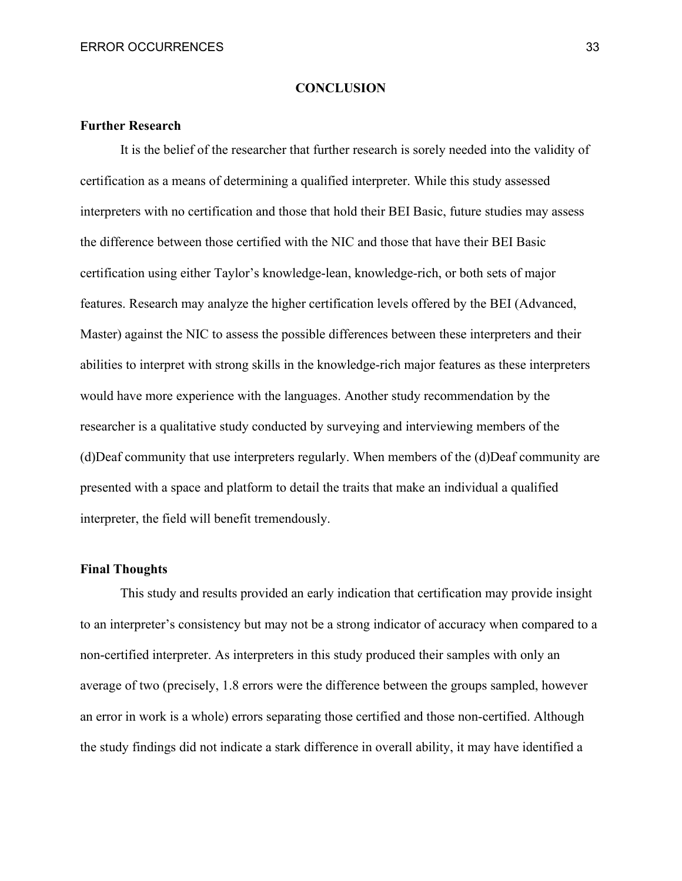# CONCLUSION

## Further Research

It is the belief of the researcher that further research is sorely needed into the validity of certification as a means of determining a qualified interpreter. While this study assessed interpreters with no certification and those that hold their BEI Basic, future studies may assess the difference between those certified with the NIC and those that have their BEI Basic certification using either Taylor's knowledge-lean, knowledge-rich, or both sets of major features. Research may analyze the higher certification levels offered by the BEI (Advanced, Master) against the NIC to assess the possible differences between these interpreters and their abilities to interpret with strong skills in the knowledge-rich major features as these interpreters would have more experience with the languages. Another study recommendation by the researcher is a qualitative study conducted by surveying and interviewing members of the (d)Deaf community that use interpreters regularly. When members of the (d)Deaf community are presented with a space and platform to detail the traits that make an individual a qualified interpreter, the field will benefit tremendously.

## Final Thoughts

This study and results provided an early indication that certification may provide insight to an interpreter's consistency but may not be a strong indicator of accuracy when compared to a non-certified interpreter. As interpreters in this study produced their samples with only an average of two (precisely, 1.8 errors were the difference between the groups sampled, however an error in work is a whole) errors separating those certified and those non-certified. Although the study findings did not indicate a stark difference in overall ability, it may have identified a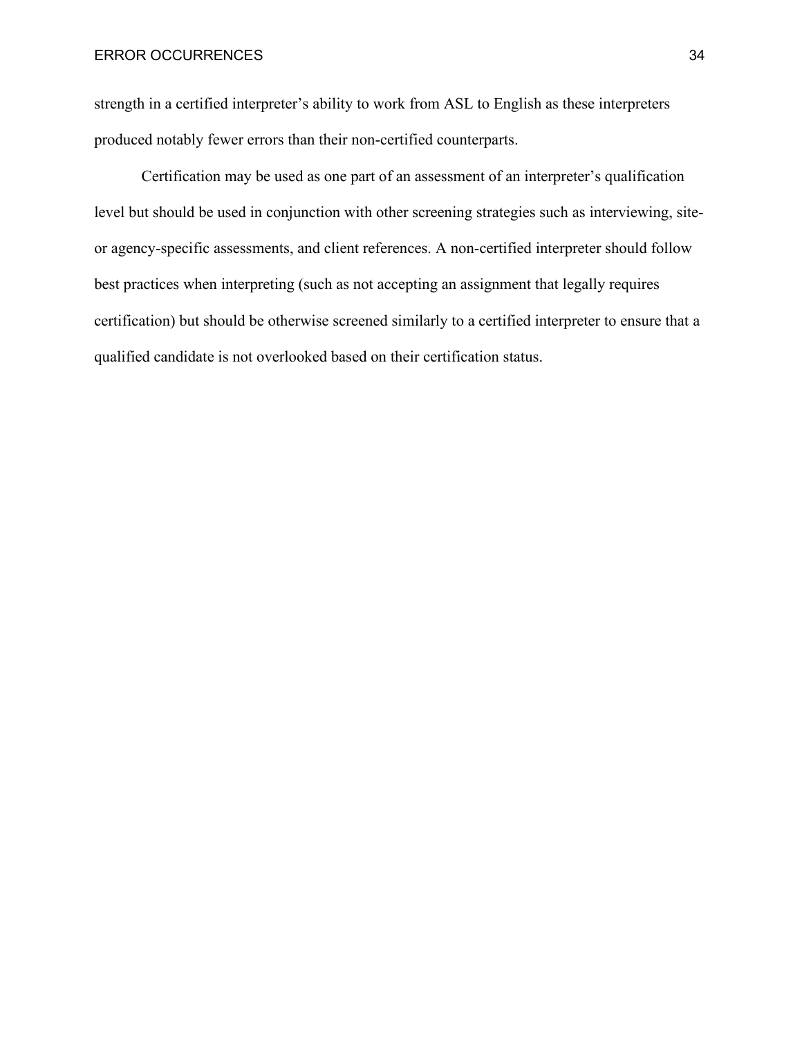strength in a certified interpreter's ability to work from ASL to English as these interpreters produced notably fewer errors than their non-certified counterparts.

Certification may be used as one part of an assessment of an interpreter's qualification level but should be used in conjunction with other screening strategies such as interviewing, site- or agency-specific assessments, and client references. A non-certified interpreter should follow best practices when interpreting (such as not accepting an assignment that legally requires certification) but should be otherwise screened similarly to a certified interpreter to ensure that a qualified candidate is not overlooked based on their certification status.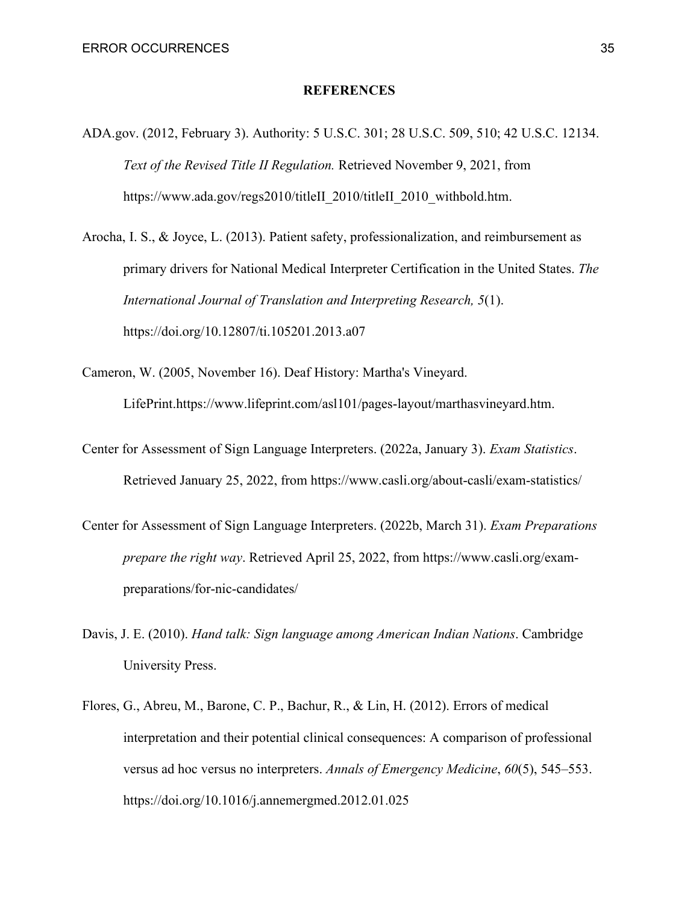# REFERENCES

ADA.gov. (2012, February 3). Authority: 5 U.S.C. 301; 28 U.S.C. 509, 510; 42 U.S.C. 12134. *Text of the Revised Title II Regulation.* Retrieved November 9, 2021, from https://www.ada.gov/regs2010/titleII_2010/titleII_2010_withbold.htm.

Arocha, I. S., & Joyce, L. (2013). Patient safety, professionalization, and reimbursement as primary drivers for National Medical Interpreter Certification in the United States. *The International Journal of Translation and Interpreting Research, 5*(1). https://doi.org/10.12807/ti.105201.2013.a07

Cameron, W. (2005, November 16). Deaf History: Martha's Vineyard. LifePrint.https://www.lifeprint.com/asl101/pages-layout/marthasvineyard.htm.

Center for Assessment of Sign Language Interpreters. (2022a, January 3). *Exam Statistics*. Retrieved January 25, 2022, from https://www.casli.org/about-casli/exam-statistics/

Center for Assessment of Sign Language Interpreters. (2022b, March 31). *Exam Preparations prepare the right way*. Retrieved April 25, 2022, from https://www.casli.org/exam-preparations/for-nic-candidates/

Davis, J. E. (2010). *Hand talk: Sign language among American Indian Nations*. Cambridge University Press.

Flores, G., Abreu, M., Barone, C. P., Bachur, R., & Lin, H. (2012). Errors of medical interpretation and their potential clinical consequences: A comparison of professional versus ad hoc versus no interpreters. *Annals of Emergency Medicine*, *60*(5), 545–553. https://doi.org/10.1016/j.annemergmed.2012.01.025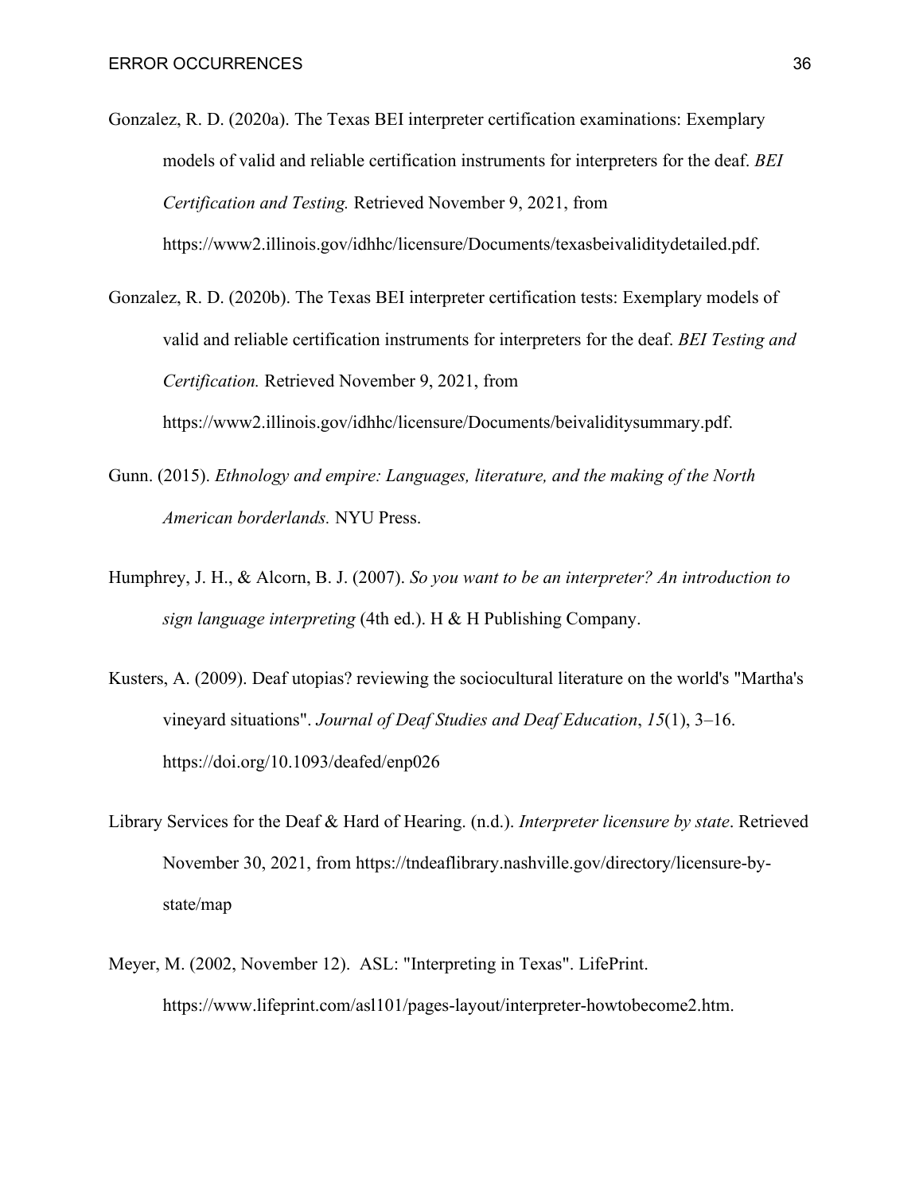Gonzalez, R. D. (2020a). The Texas BEI interpreter certification examinations: Exemplary models of valid and reliable certification instruments for interpreters for the deaf. *BEI Certification and Testing.* Retrieved November 9, 2021, from https://www2.illinois.gov/idhhc/licensure/Documents/texasbeivaliditydetailed.pdf.

Gonzalez, R. D. (2020b). The Texas BEI interpreter certification tests: Exemplary models of valid and reliable certification instruments for interpreters for the deaf. *BEI Testing and Certification.* Retrieved November 9, 2021, from https://www2.illinois.gov/idhhc/licensure/Documents/beivaliditysummary.pdf.

Gunn. (2015). *Ethnology and empire: Languages, literature, and the making of the North American borderlands.* NYU Press.

Humphrey, J. H., & Alcorn, B. J. (2007). *So you want to be an interpreter? An introduction to sign language interpreting* (4th ed.). H & H Publishing Company.

Kusters, A. (2009). Deaf utopias? reviewing the sociocultural literature on the world's "Martha's vineyard situations". *Journal of Deaf Studies and Deaf Education*, *15*(1), 3–16. https://doi.org/10.1093/deafed/enp026

Library Services for the Deaf & Hard of Hearing. (n.d.). *Interpreter licensure by state*. Retrieved November 30, 2021, from https://tndeaflibrary.nashville.gov/directory/licensure-by-state/map

Meyer, M. (2002, November 12). ASL: "Interpreting in Texas". LifePrint. https://www.lifeprint.com/asl101/pages-layout/interpreter-howtobecome2.htm.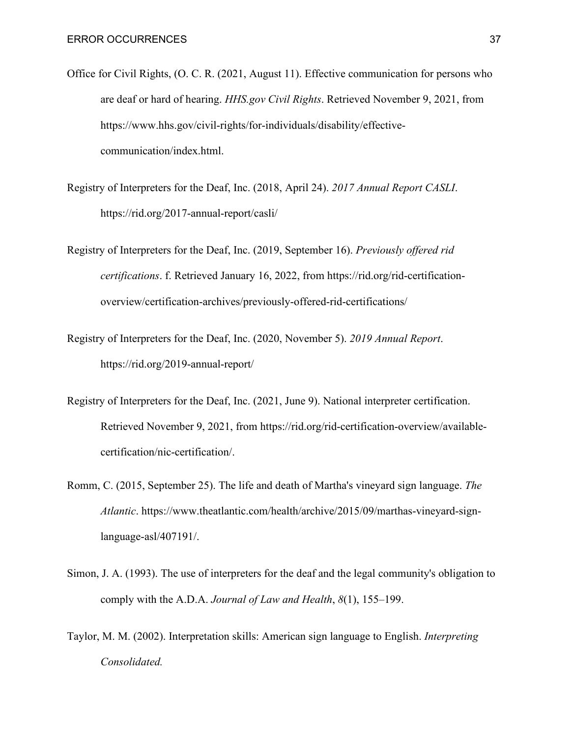Office for Civil Rights, (O. C. R. (2021, August 11). Effective communication for persons who are deaf or hard of hearing. *HHS.gov Civil Rights*. Retrieved November 9, 2021, from https://www.hhs.gov/civil-rights/for-individuals/disability/effective-communication/index.html.

Registry of Interpreters for the Deaf, Inc. (2018, April 24). *2017 Annual Report CASLI*. https://rid.org/2017-annual-report/casli/

Registry of Interpreters for the Deaf, Inc. (2019, September 16). *Previously offered rid certifications*. f. Retrieved January 16, 2022, from https://rid.org/rid-certification-overview/certification-archives/previously-offered-rid-certifications/

Registry of Interpreters for the Deaf, Inc. (2020, November 5). *2019 Annual Report*. https://rid.org/2019-annual-report/

Registry of Interpreters for the Deaf, Inc. (2021, June 9). National interpreter certification. Retrieved November 9, 2021, from https://rid.org/rid-certification-overview/available-certification/nic-certification/.

Romm, C. (2015, September 25). The life and death of Martha's vineyard sign language. *The Atlantic*. https://www.theatlantic.com/health/archive/2015/09/marthas-vineyard-sign-language-asl/407191/.

Simon, J. A. (1993). The use of interpreters for the deaf and the legal community's obligation to comply with the A.D.A. *Journal of Law and Health*, *8*(1), 155–199.

Taylor, M. M. (2002). Interpretation skills: American sign language to English. *Interpreting Consolidated.*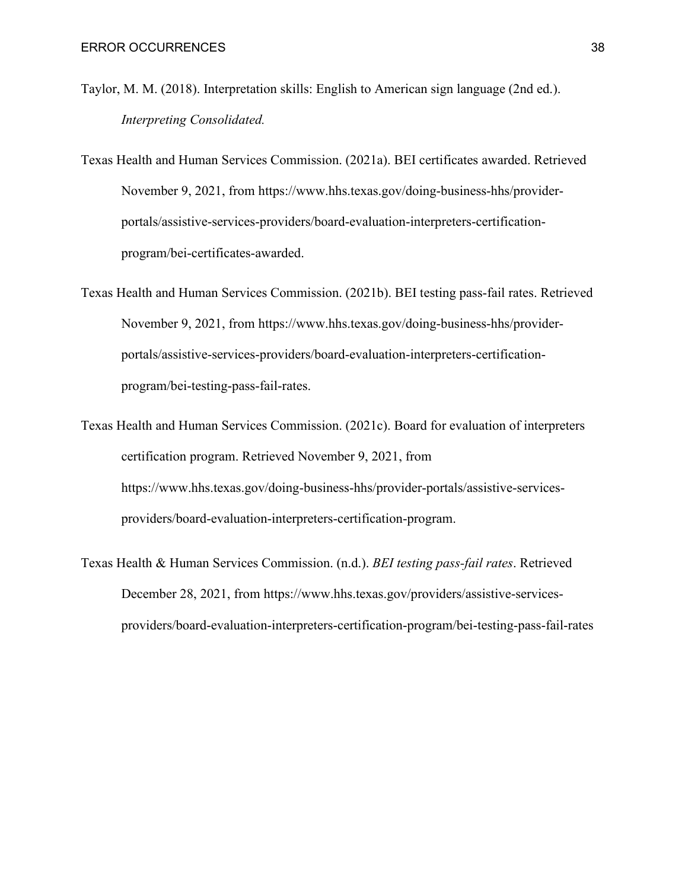Taylor, M. M. (2018). Interpretation skills: English to American sign language (2nd ed.). *Interpreting Consolidated.*

Texas Health and Human Services Commission. (2021a). BEI certificates awarded. Retrieved November 9, 2021, from https://www.hhs.texas.gov/doing-business-hhs/provider-portals/assistive-services-providers/board-evaluation-interpreters-certification-program/bei-certificates-awarded.

Texas Health and Human Services Commission. (2021b). BEI testing pass-fail rates. Retrieved November 9, 2021, from https://www.hhs.texas.gov/doing-business-hhs/provider-portals/assistive-services-providers/board-evaluation-interpreters-certification-program/bei-testing-pass-fail-rates.

Texas Health and Human Services Commission. (2021c). Board for evaluation of interpreters certification program. Retrieved November 9, 2021, from https://www.hhs.texas.gov/doing-business-hhs/provider-portals/assistive-services-providers/board-evaluation-interpreters-certification-program.

Texas Health & Human Services Commission. (n.d.). *BEI testing pass-fail rates*. Retrieved December 28, 2021, from https://www.hhs.texas.gov/providers/assistive-services-providers/board-evaluation-interpreters-certification-program/bei-testing-pass-fail-rates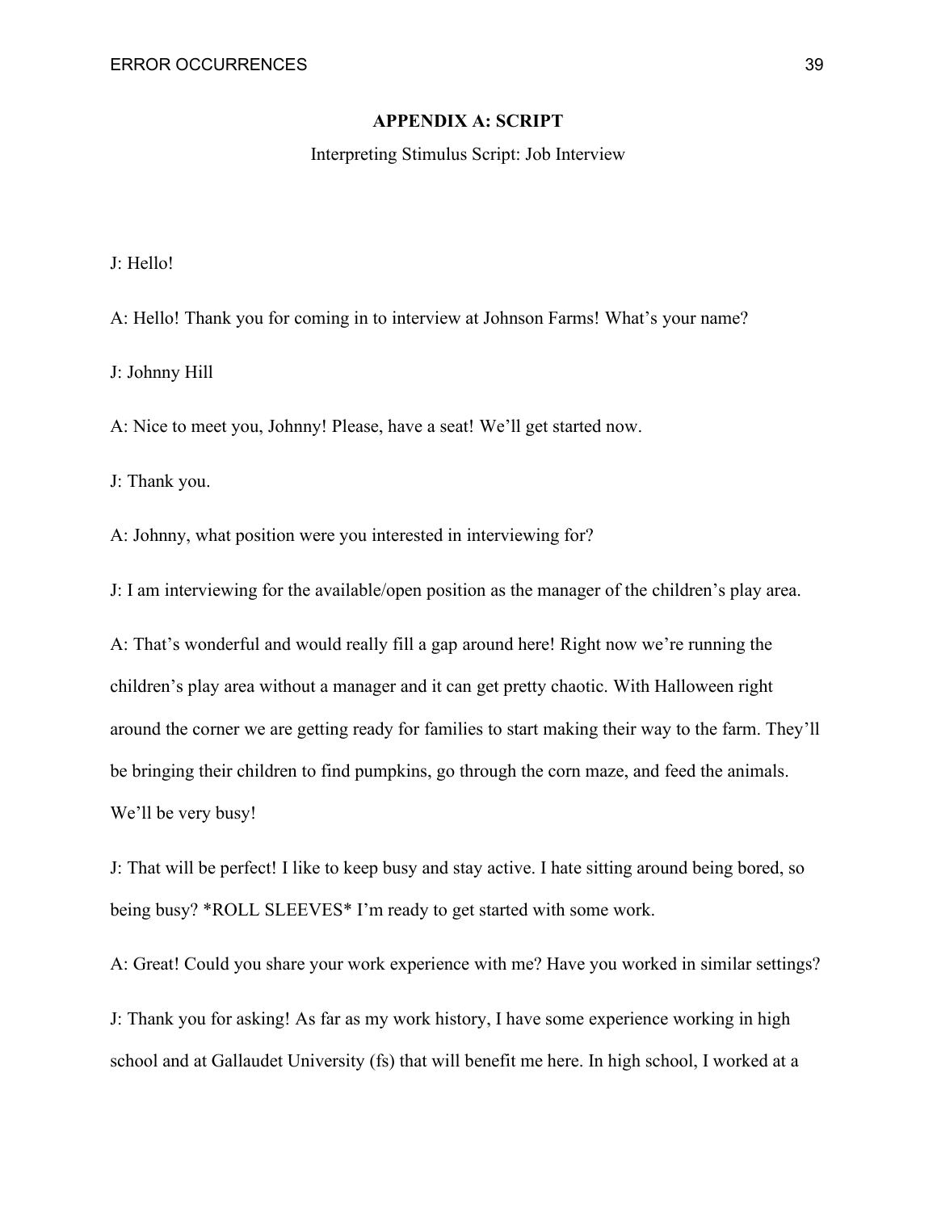## APPENDIX A: SCRIPT

Interpreting Stimulus Script: Job Interview

J: Hello!

A: Hello! Thank you for coming in to interview at Johnson Farms! What’s your name?

J: Johnny Hill

A: Nice to meet you, Johnny! Please, have a seat! We’ll get started now.

J: Thank you.

A: Johnny, what position were you interested in interviewing for?

J: I am interviewing for the available/open position as the manager of the children’s play area.

A: That’s wonderful and would really fill a gap around here! Right now we’re running the children’s play area without a manager and it can get pretty chaotic. With Halloween right around the corner we are getting ready for families to start making their way to the farm. They’ll be bringing their children to find pumpkins, go through the corn maze, and feed the animals. We’ll be very busy!

J: That will be perfect! I like to keep busy and stay active. I hate sitting around being bored, so being busy? *ROLL SLEEVES* I’m ready to get started with some work.

A: Great! Could you share your work experience with me? Have you worked in similar settings?

J: Thank you for asking! As far as my work history, I have some experience working in high school and at Gallaudet University (fs) that will benefit me here. In high school, I worked at a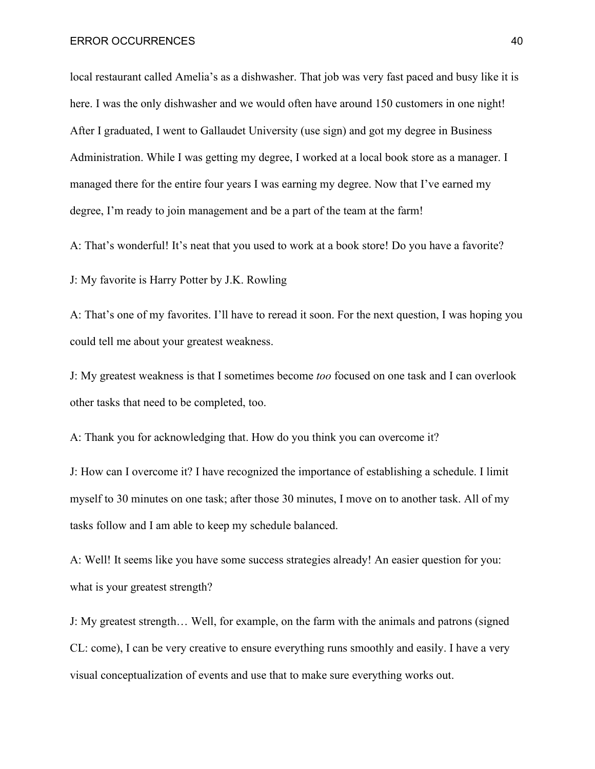local restaurant called Amelia's as a dishwasher. That job was very fast paced and busy like it is here. I was the only dishwasher and we would often have around 150 customers in one night! After I graduated, I went to Gallaudet University (use sign) and got my degree in Business Administration. While I was getting my degree, I worked at a local book store as a manager. I managed there for the entire four years I was earning my degree. Now that I've earned my degree, I'm ready to join management and be a part of the team at the farm!

A: That's wonderful! It's neat that you used to work at a book store! Do you have a favorite?

J: My favorite is Harry Potter by J.K. Rowling

A: That's one of my favorites. I'll have to reread it soon. For the next question, I was hoping you could tell me about your greatest weakness.

J: My greatest weakness is that I sometimes become *too* focused on one task and I can overlook other tasks that need to be completed, too.

A: Thank you for acknowledging that. How do you think you can overcome it?

J: How can I overcome it? I have recognized the importance of establishing a schedule. I limit myself to 30 minutes on one task; after those 30 minutes, I move on to another task. All of my tasks follow and I am able to keep my schedule balanced.

A: Well! It seems like you have some success strategies already! An easier question for you: what is your greatest strength?

J: My greatest strength… Well, for example, on the farm with the animals and patrons (signed CL: come), I can be very creative to ensure everything runs smoothly and easily. I have a very visual conceptualization of events and use that to make sure everything works out.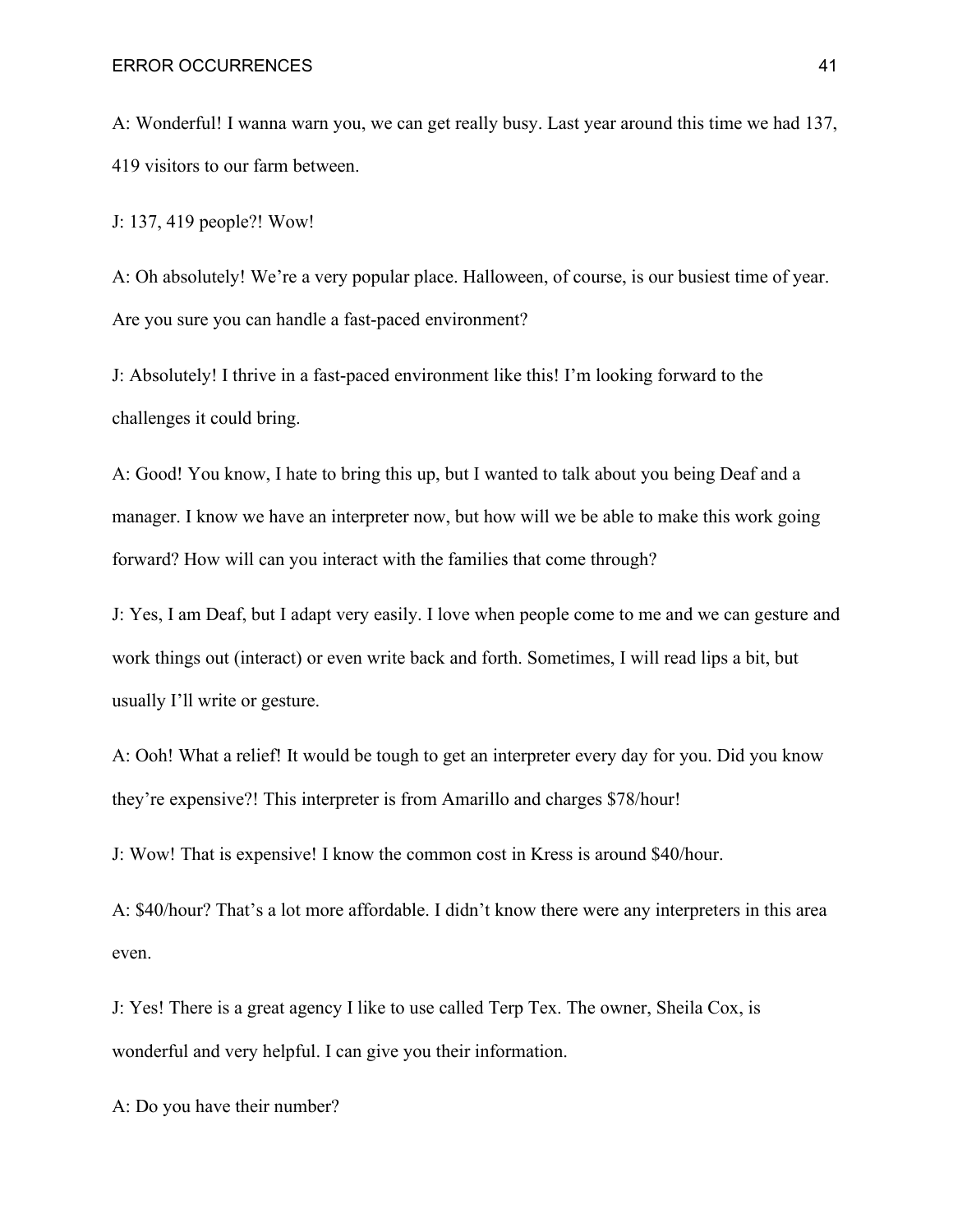A: Wonderful! I wanna warn you, we can get really busy. Last year around this time we had 137, 419 visitors to our farm between.

J: 137, 419 people?! Wow!

A: Oh absolutely! We're a very popular place. Halloween, of course, is our busiest time of year. Are you sure you can handle a fast-paced environment?

J: Absolutely! I thrive in a fast-paced environment like this! I'm looking forward to the challenges it could bring.

A: Good! You know, I hate to bring this up, but I wanted to talk about you being Deaf and a manager. I know we have an interpreter now, but how will we be able to make this work going forward? How will can you interact with the families that come through?

J: Yes, I am Deaf, but I adapt very easily. I love when people come to me and we can gesture and work things out (interact) or even write back and forth. Sometimes, I will read lips a bit, but usually I'll write or gesture.

A: Ooh! What a relief! It would be tough to get an interpreter every day for you. Did you know they're expensive?! This interpreter is from Amarillo and charges $78/hour!

J: Wow! That is expensive! I know the common cost in Kress is around $40/hour.

A: $40/hour? That's a lot more affordable. I didn't know there were any interpreters in this area even.

J: Yes! There is a great agency I like to use called Terp Tex. The owner, Sheila Cox, is wonderful and very helpful. I can give you their information.

A: Do you have their number?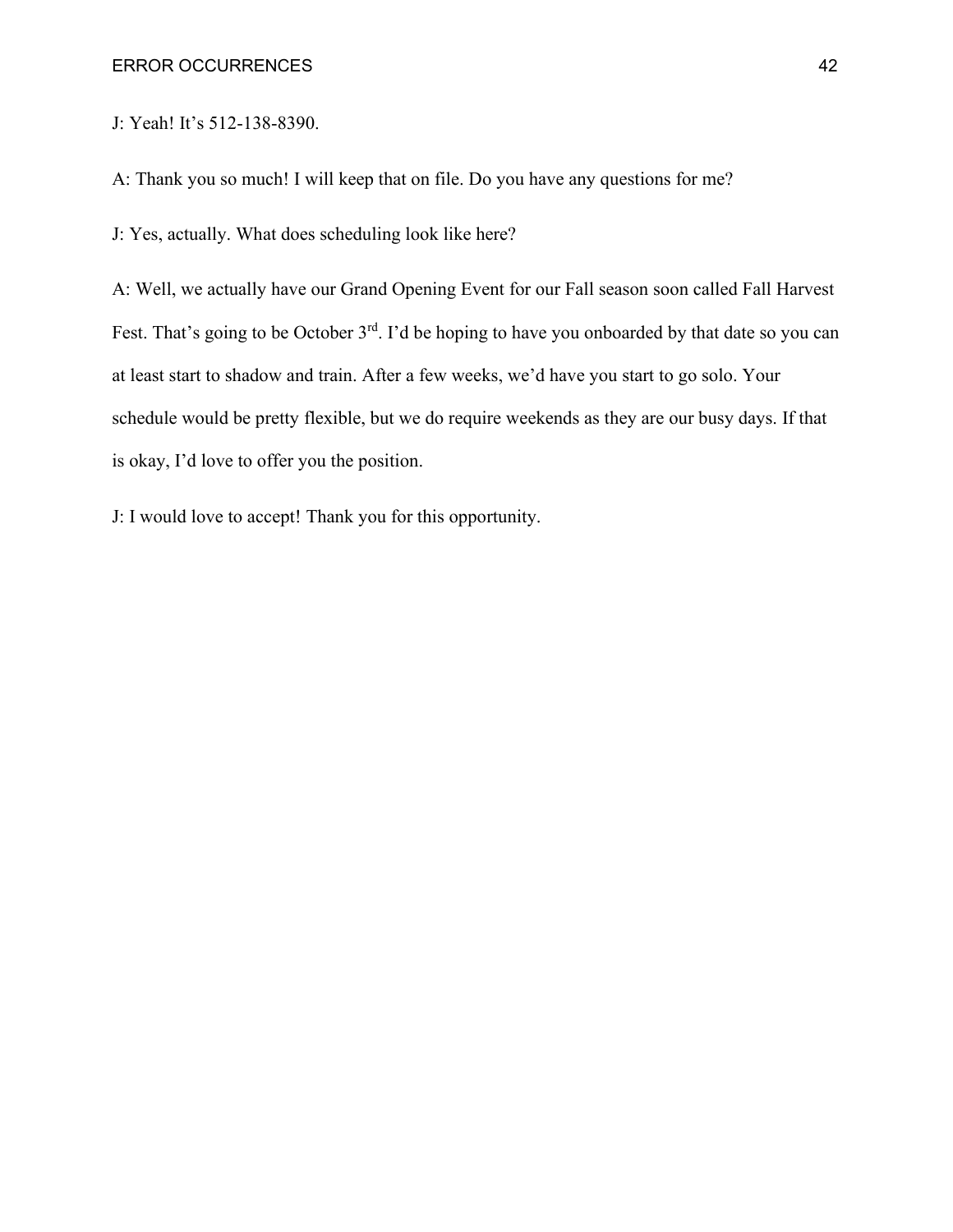J: Yeah! It’s 512-138-8390.

A: Thank you so much! I will keep that on file. Do you have any questions for me?

J: Yes, actually. What does scheduling look like here?

A: Well, we actually have our Grand Opening Event for our Fall season soon called Fall Harvest Fest. That’s going to be October 3rd. I’d be hoping to have you onboarded by that date so you can at least start to shadow and train. After a few weeks, we’d have you start to go solo. Your schedule would be pretty flexible, but we do require weekends as they are our busy days. If that is okay, I’d love to offer you the position.

J: I would love to accept! Thank you for this opportunity.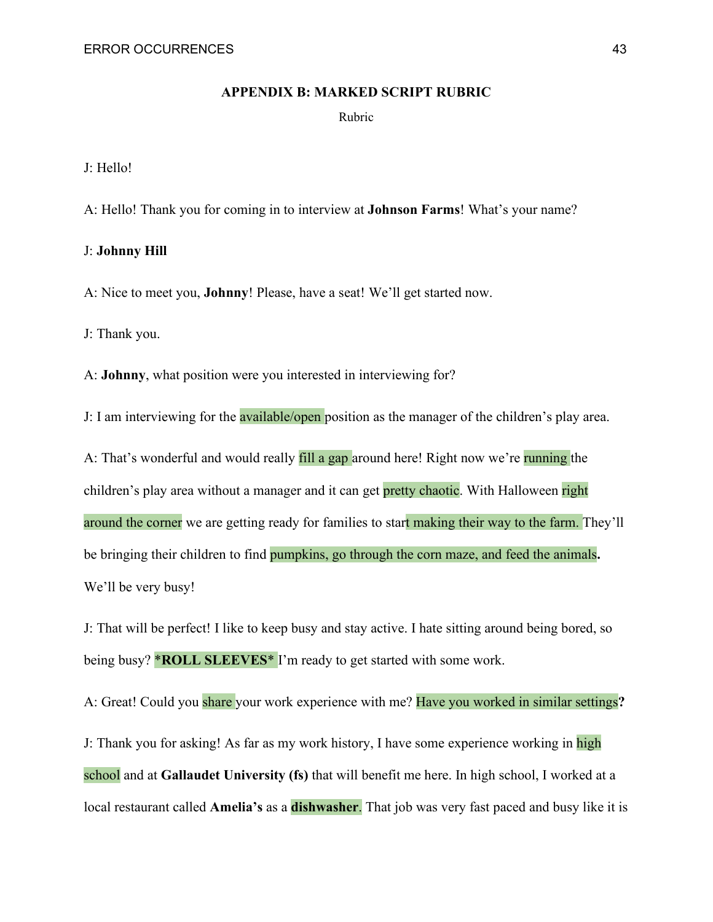**APPENDIX B: MARKED SCRIPT RUBRIC**

Rubric

J: Hello!

A: Hello! Thank you for coming in to interview at **Johnson Farms**! What's your name?

J: **Johnny Hill**

A: Nice to meet you, **Johnny**! Please, have a seat! We'll get started now.

J: Thank you.

A: **Johnny**, what position were you interested in interviewing for?

J: I am interviewing for the available/open position as the manager of the children's play area.

A: That's wonderful and would really fill a gap around here! Right now we're running the children's play area without a manager and it can get pretty chaotic. With Halloween right around the corner we are getting ready for families to start making their way to the farm. They'll be bringing their children to find pumpkins, go through the corn maze, and feed the animals**.** We'll be very busy!

J: That will be perfect! I like to keep busy and stay active. I hate sitting around being bored, so being busy? ***ROLL SLEEVES*** I'm ready to get started with some work.

A: Great! Could you share your work experience with me? Have you worked in similar settings**?**

J: Thank you for asking! As far as my work history, I have some experience working in high school and at **Gallaudet University (fs)** that will benefit me here. In high school, I worked at a local restaurant called **Amelia's** as a **dishwasher**. That job was very fast paced and busy like it is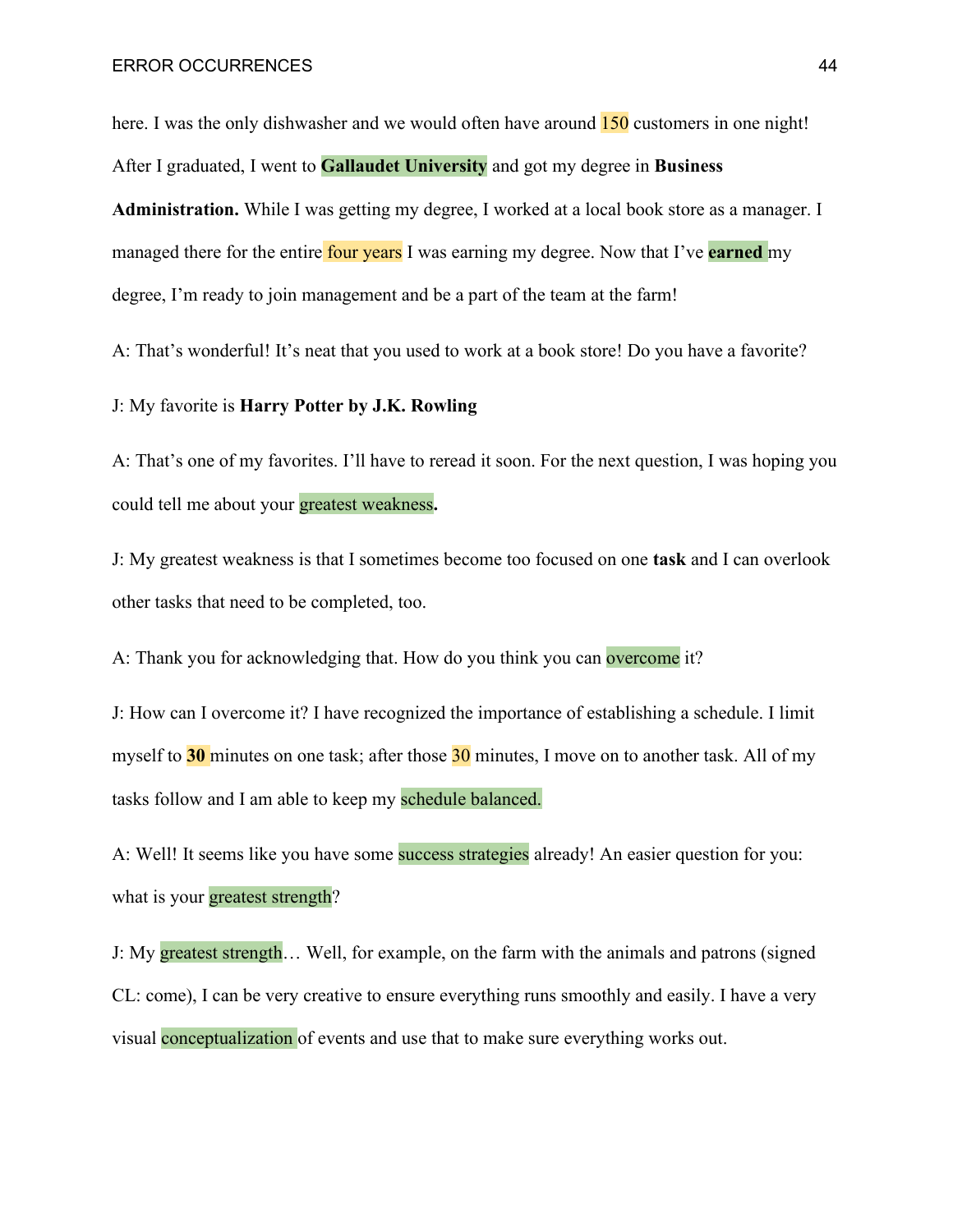here. I was the only dishwasher and we would often have around 150 customers in one night! After I graduated, I went to **Gallaudet University** and got my degree in **Business Administration.** While I was getting my degree, I worked at a local book store as a manager. I managed there for the entire four years I was earning my degree. Now that I've **earned** my degree, I'm ready to join management and be a part of the team at the farm!

A: That's wonderful! It's neat that you used to work at a book store! Do you have a favorite?

J: My favorite is **Harry Potter by J.K. Rowling**

A: That's one of my favorites. I'll have to reread it soon. For the next question, I was hoping you could tell me about your greatest weakness**.**

J: My greatest weakness is that I sometimes become too focused on one **task** and I can overlook other tasks that need to be completed, too.

A: Thank you for acknowledging that. How do you think you can overcome it?

J: How can I overcome it? I have recognized the importance of establishing a schedule. I limit myself to **30** minutes on one task; after those 30 minutes, I move on to another task. All of my tasks follow and I am able to keep my schedule balanced.

A: Well! It seems like you have some success strategies already! An easier question for you: what is your greatest strength?

J: My greatest strength… Well, for example, on the farm with the animals and patrons (signed CL: come), I can be very creative to ensure everything runs smoothly and easily. I have a very visual conceptualization of events and use that to make sure everything works out.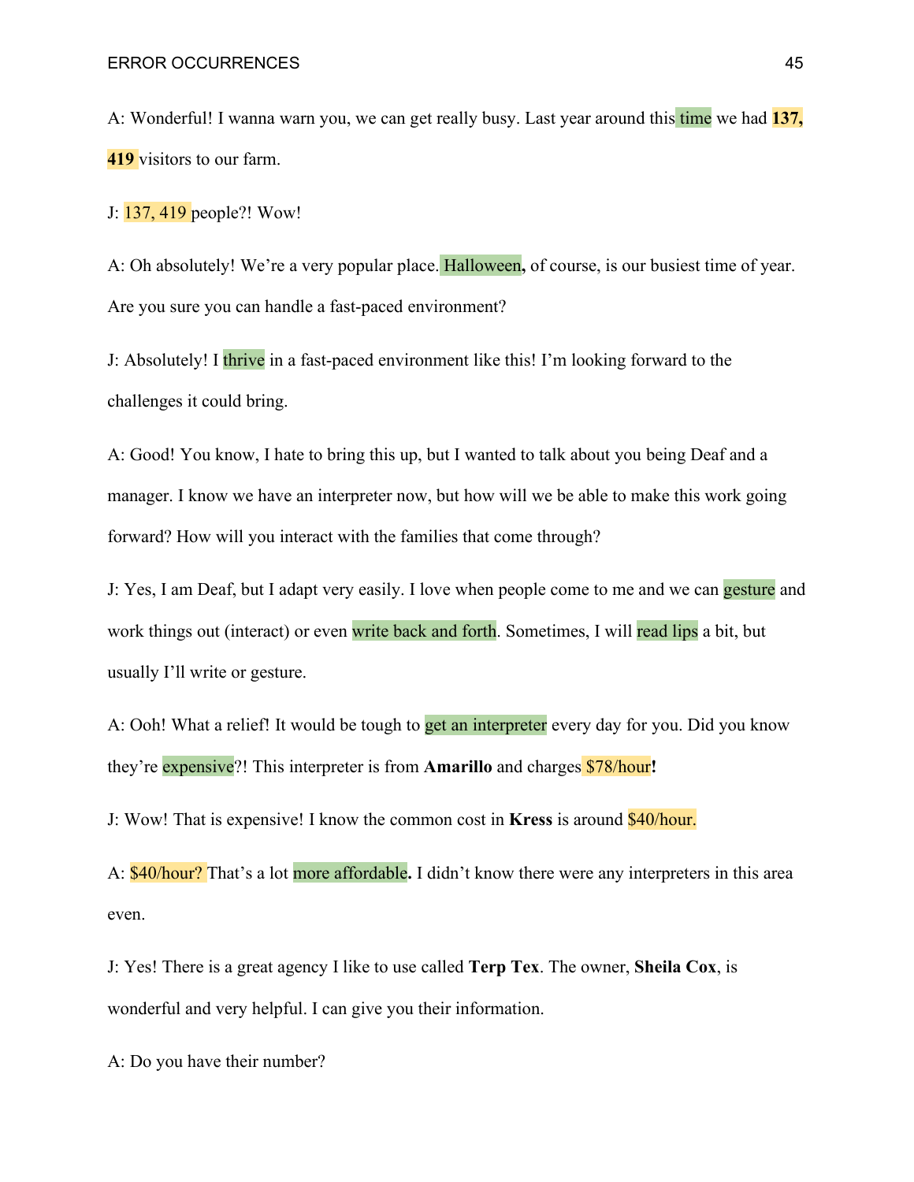A: Wonderful! I wanna warn you, we can get really busy. Last year around this time we had **137, 419** visitors to our farm.

J: 137, 419 people?! Wow!

A: Oh absolutely! We're a very popular place. Halloween**,** of course, is our busiest time of year. Are you sure you can handle a fast-paced environment?

J: Absolutely! I thrive in a fast-paced environment like this! I'm looking forward to the challenges it could bring.

A: Good! You know, I hate to bring this up, but I wanted to talk about you being Deaf and a manager. I know we have an interpreter now, but how will we be able to make this work going forward? How will you interact with the families that come through?

J: Yes, I am Deaf, but I adapt very easily. I love when people come to me and we can gesture and work things out (interact) or even write back and forth. Sometimes, I will read lips a bit, but usually I'll write or gesture.

A: Ooh! What a relief! It would be tough to get an interpreter every day for you. Did you know they're expensive?! This interpreter is from **Amarillo** and charges $78/hour**!**

J: Wow! That is expensive! I know the common cost in **Kress** is around $40/hour.

A: $40/hour? That's a lot more affordable**.** I didn't know there were any interpreters in this area even.

J: Yes! There is a great agency I like to use called **Terp Tex**. The owner, **Sheila Cox**, is wonderful and very helpful. I can give you their information.

A: Do you have their number?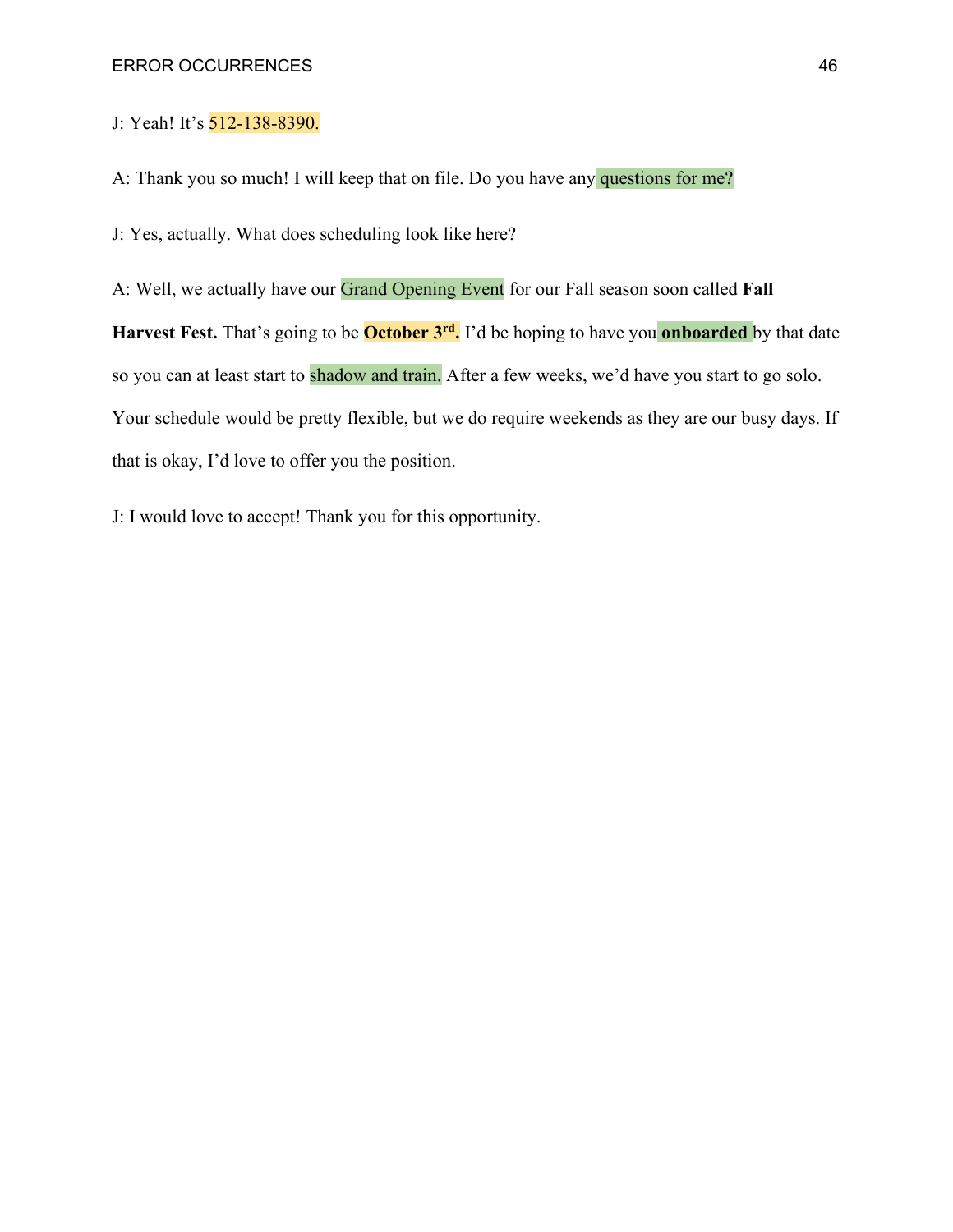J: Yeah! It's 512-138-8390.

A: Thank you so much! I will keep that on file. Do you have any questions for me?

J: Yes, actually. What does scheduling look like here?

A: Well, we actually have our Grand Opening Event for our Fall season soon called **Fall Harvest Fest.** That's going to be **October 3rd.** I'd be hoping to have you **onboarded** by that date so you can at least start to shadow and train. After a few weeks, we'd have you start to go solo. Your schedule would be pretty flexible, but we do require weekends as they are our busy days. If that is okay, I'd love to offer you the position.

J: I would love to accept! Thank you for this opportunity.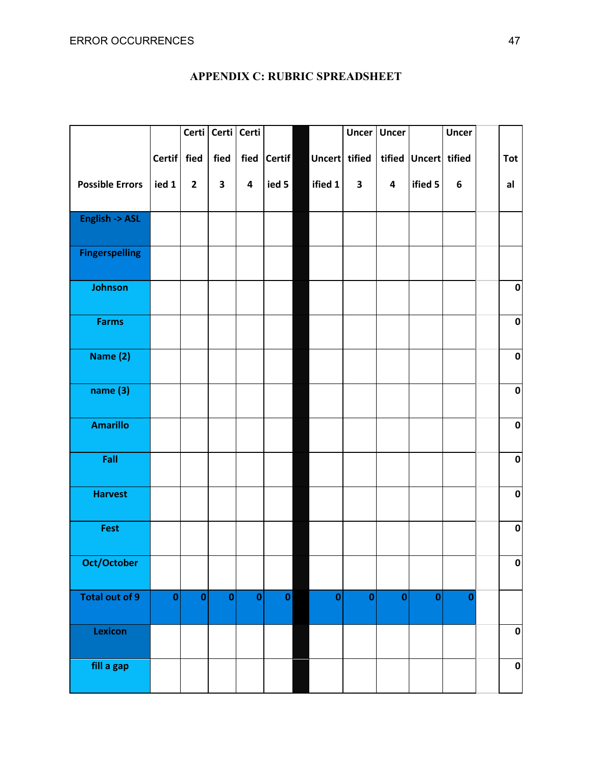## APPENDIX C: RUBRIC SPREADSHEET

| Possible Errors | Certified 1 | Certified 2 | Certified 3 | Certified 4 | Certified 5 | | Uncertified 1 | Uncertified 3 | Uncertified 4 | Uncertified 5 | Uncertified 6 | | Total |
|---|---|---|---|---|---|---|---|---|---|---|---|---|---|
| English -> ASL | | | | | | | | | | | | | |
| Fingerspelling | | | | | | | | | | | | | |
| Johnson | | | | | | | | | | | | | 0 |
| Farms | | | | | | | | | | | | | 0 |
| Name (2) | | | | | | | | | | | | | 0 |
| name (3) | | | | | | | | | | | | | 0 |
| Amarillo | | | | | | | | | | | | | 0 |
| Fall | | | | | | | | | | | | | 0 |
| Harvest | | | | | | | | | | | | | 0 |
| Fest | | | | | | | | | | | | | 0 |
| Oct/October | | | | | | | | | | | | | 0 |
| Total out of 9 | 0 | 0 | 0 | 0 | 0 | | 0 | 0 | 0 | 0 | 0 | | |
| Lexicon | | | | | | | | | | | | | 0 |
| fill a gap | | | | | | | | | | | | | 0 |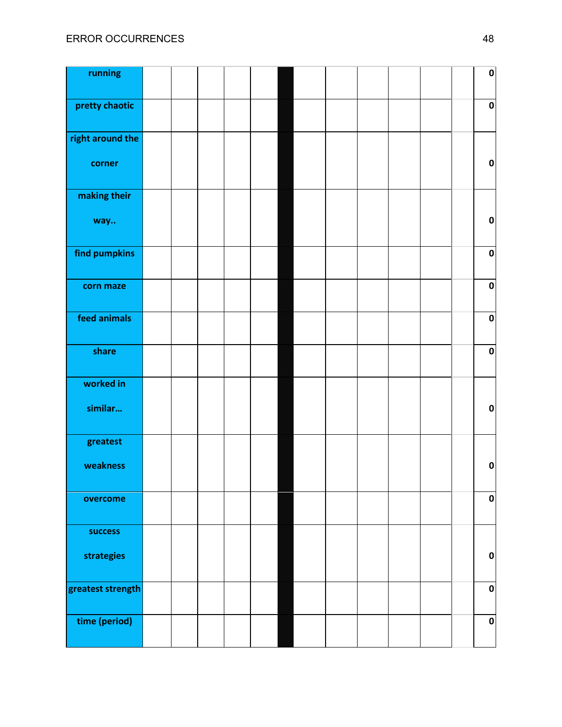| running | | | | | | | | | | | | | 0 |
|---|---|---|---|---|---|---|---|---|---|---|---|---|---|
| pretty chaotic | | | | | | | | | | | | | 0 |
| right around the corner | | | | | | | | | | | | | 0 |
| making their way.. | | | | | | | | | | | | | 0 |
| find pumpkins | | | | | | | | | | | | | 0 |
| corn maze | | | | | | | | | | | | | 0 |
| feed animals | | | | | | | | | | | | | 0 |
| share | | | | | | | | | | | | | 0 |
| worked in similar… | | | | | | | | | | | | | 0 |
| greatest weakness | | | | | | | | | | | | | 0 |
| overcome | | | | | | | | | | | | | 0 |
| success strategies | | | | | | | | | | | | | 0 |
| greatest strength | | | | | | | | | | | | | 0 |
| time (period) | | | | | | | | | | | | | 0 |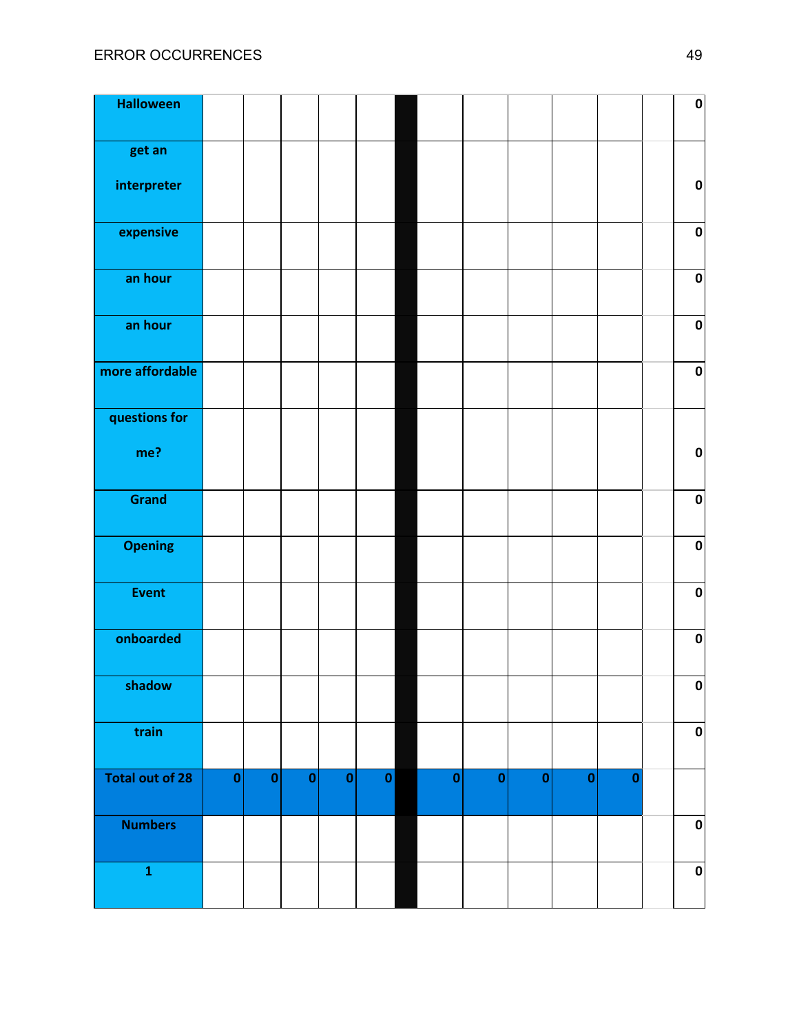| | | | | | | | | | | | | | |
|---|---|---|---|---|---|---|---|---|---|---|---|---|---|
| Halloween | | | | | | | | | | | | | 0 |
| get an interpreter | | | | | | | | | | | | | 0 |
| expensive | | | | | | | | | | | | | 0 |
| an hour | | | | | | | | | | | | | 0 |
| an hour | | | | | | | | | | | | | 0 |
| more affordable | | | | | | | | | | | | | 0 |
| questions for me? | | | | | | | | | | | | | 0 |
| Grand | | | | | | | | | | | | | 0 |
| Opening | | | | | | | | | | | | | 0 |
| Event | | | | | | | | | | | | | 0 |
| onboarded | | | | | | | | | | | | | 0 |
| shadow | | | | | | | | | | | | | 0 |
| train | | | | | | | | | | | | | 0 |
| Total out of 28 | 0 | 0 | 0 | 0 | 0 | | 0 | 0 | 0 | 0 | 0 | | |
| Numbers | | | | | | | | | | | | | 0 |
| 1 | | | | | | | | | | | | | 0 |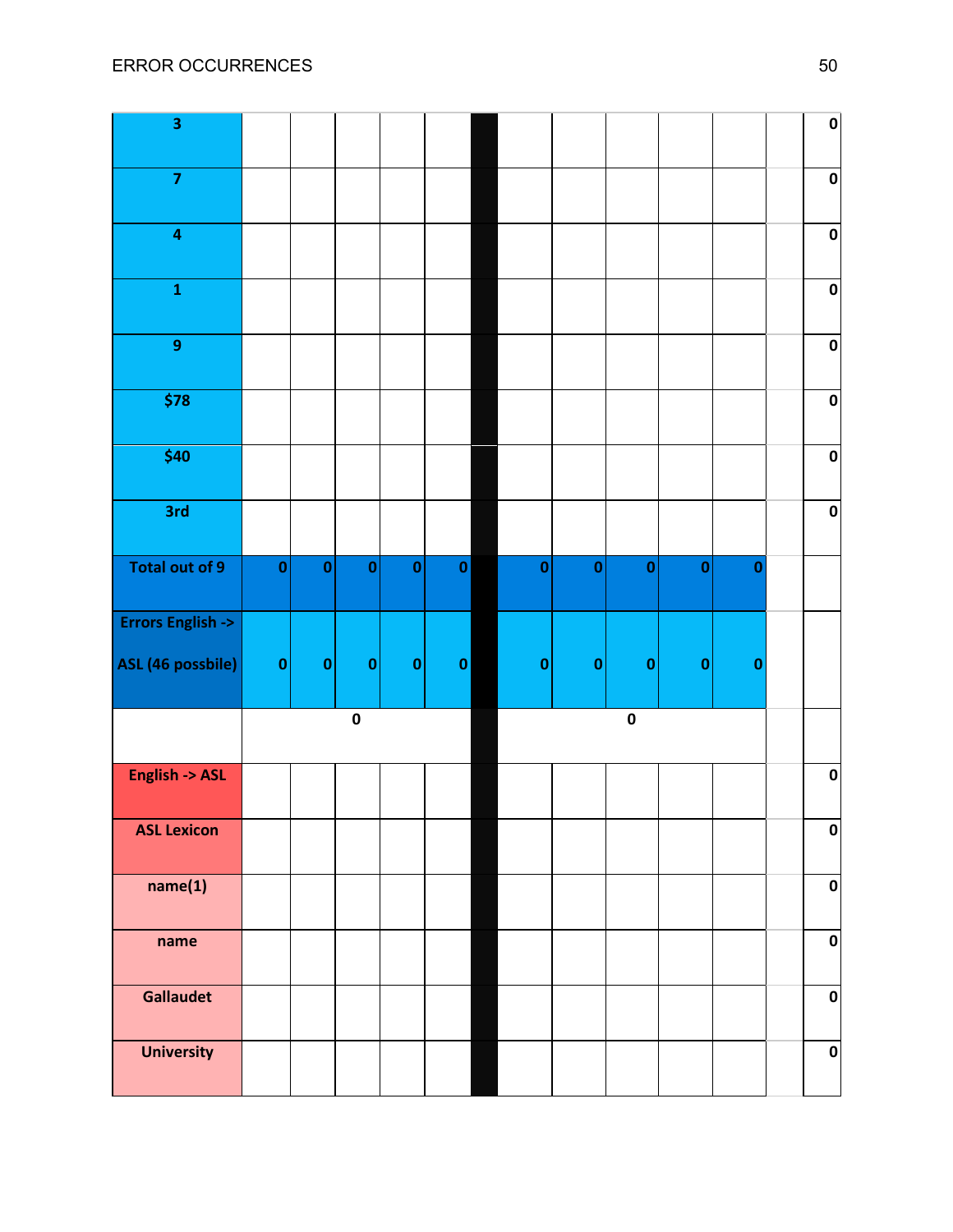| | | | | | | | | | | | | | |
|---|---|---|---|---|---|---|---|---|---|---|---|---|---|
| 3 | | | | | | | | | | | | | 0 |
| 7 | | | | | | | | | | | | | 0 |
| 4 | | | | | | | | | | | | | 0 |
| 1 | | | | | | | | | | | | | 0 |
| 9 | | | | | | | | | | | | | 0 |
| $78 | | | | | | | | | | | | | 0 |
| $40 | | | | | | | | | | | | | 0 |
| 3rd | | | | | | | | | | | | | 0 |
| Total out of 9 | 0 | 0 | 0 | 0 | 0 | | 0 | 0 | 0 | 0 | 0 | | |
| Errors English -> ASL (46 possbile) | 0 | 0 | 0 | 0 | 0 | | 0 | 0 | 0 | 0 | 0 | | |
| | | | 0 | | | | | | 0 | | | | |
| English -> ASL | | | | | | | | | | | | | 0 |
| ASL Lexicon | | | | | | | | | | | | | 0 |
| name(1) | | | | | | | | | | | | | 0 |
| name | | | | | | | | | | | | | 0 |
| Gallaudet | | | | | | | | | | | | | 0 |
| University | | | | | | | | | | | | | 0 |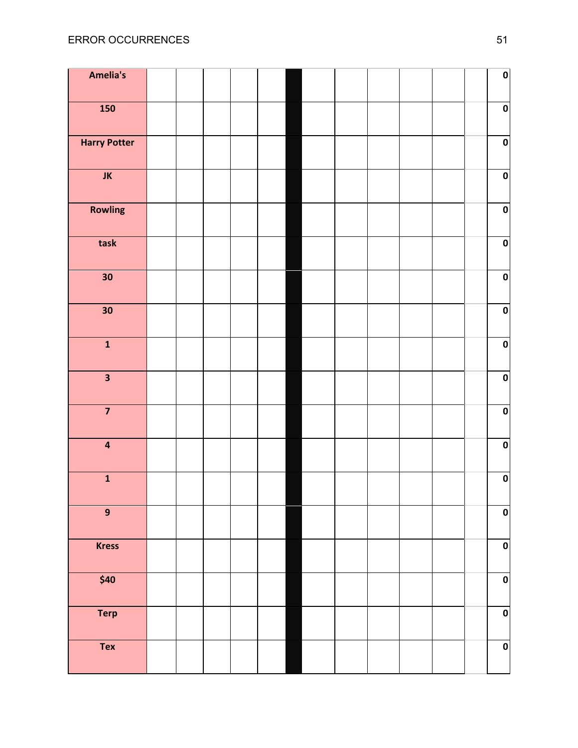| | | | | | | | | | | | | | |
|---|---|---|---|---|---|---|---|---|---|---|---|---|---|
| **Amelia's** | | | | | | | | | | | | | **0** |
| **150** | | | | | | | | | | | | | **0** |
| **Harry Potter** | | | | | | | | | | | | | **0** |
| **JK** | | | | | | | | | | | | | **0** |
| **Rowling** | | | | | | | | | | | | | **0** |
| **task** | | | | | | | | | | | | | **0** |
| **30** | | | | | | | | | | | | | **0** |
| **30** | | | | | | | | | | | | | **0** |
| **1** | | | | | | | | | | | | | **0** |
| **3** | | | | | | | | | | | | | **0** |
| **7** | | | | | | | | | | | | | **0** |
| **4** | | | | | | | | | | | | | **0** |
| **1** | | | | | | | | | | | | | **0** |
| **9** | | | | | | | | | | | | | **0** |
| **Kress** | | | | | | | | | | | | | **0** |
| **$40** | | | | | | | | | | | | | **0** |
| **Terp** | | | | | | | | | | | | | **0** |
| **Tex** | | | | | | | | | | | | | **0** |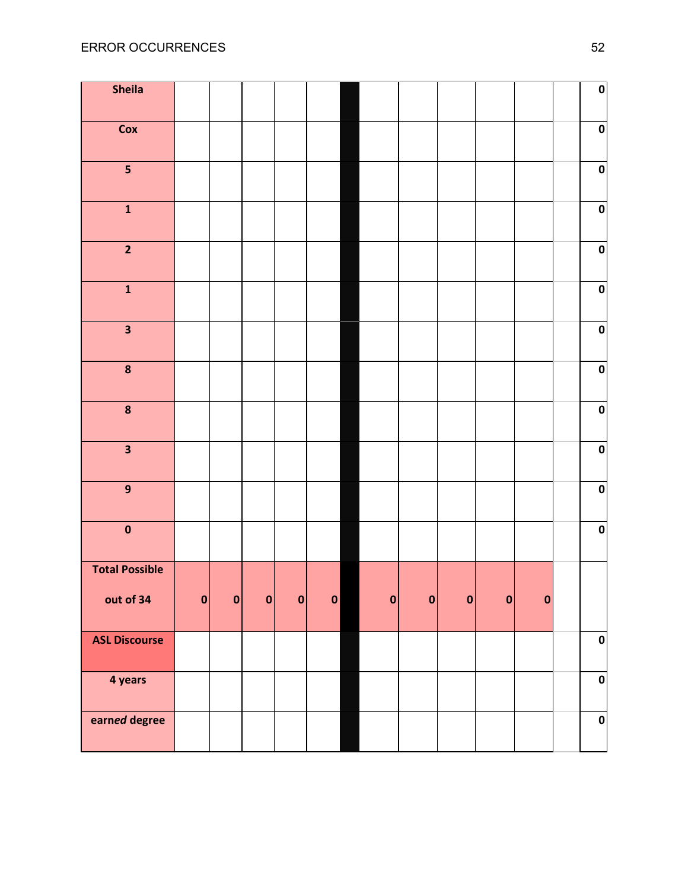| Sheila | | | | | | | | | | | | | 0 |
|---|---|---|---|---|---|---|---|---|---|---|---|---|---|
| Cox | | | | | | | | | | | | | 0 |
| 5 | | | | | | | | | | | | | 0 |
| 1 | | | | | | | | | | | | | 0 |
| 2 | | | | | | | | | | | | | 0 |
| 1 | | | | | | | | | | | | | 0 |
| 3 | | | | | | | | | | | | | 0 |
| 8 | | | | | | | | | | | | | 0 |
| 8 | | | | | | | | | | | | | 0 |
| 3 | | | | | | | | | | | | | 0 |
| 9 | | | | | | | | | | | | | 0 |
| 0 | | | | | | | | | | | | | 0 |
| **Total Possible out of 34** | 0 | 0 | 0 | 0 | 0 | | 0 | 0 | 0 | 0 | 0 | | |
| **ASL Discourse** | | | | | | | | | | | | | 0 |
| **4 years** | | | | | | | | | | | | | 0 |
| **earn*ed* degree** | | | | | | | | | | | | | 0 |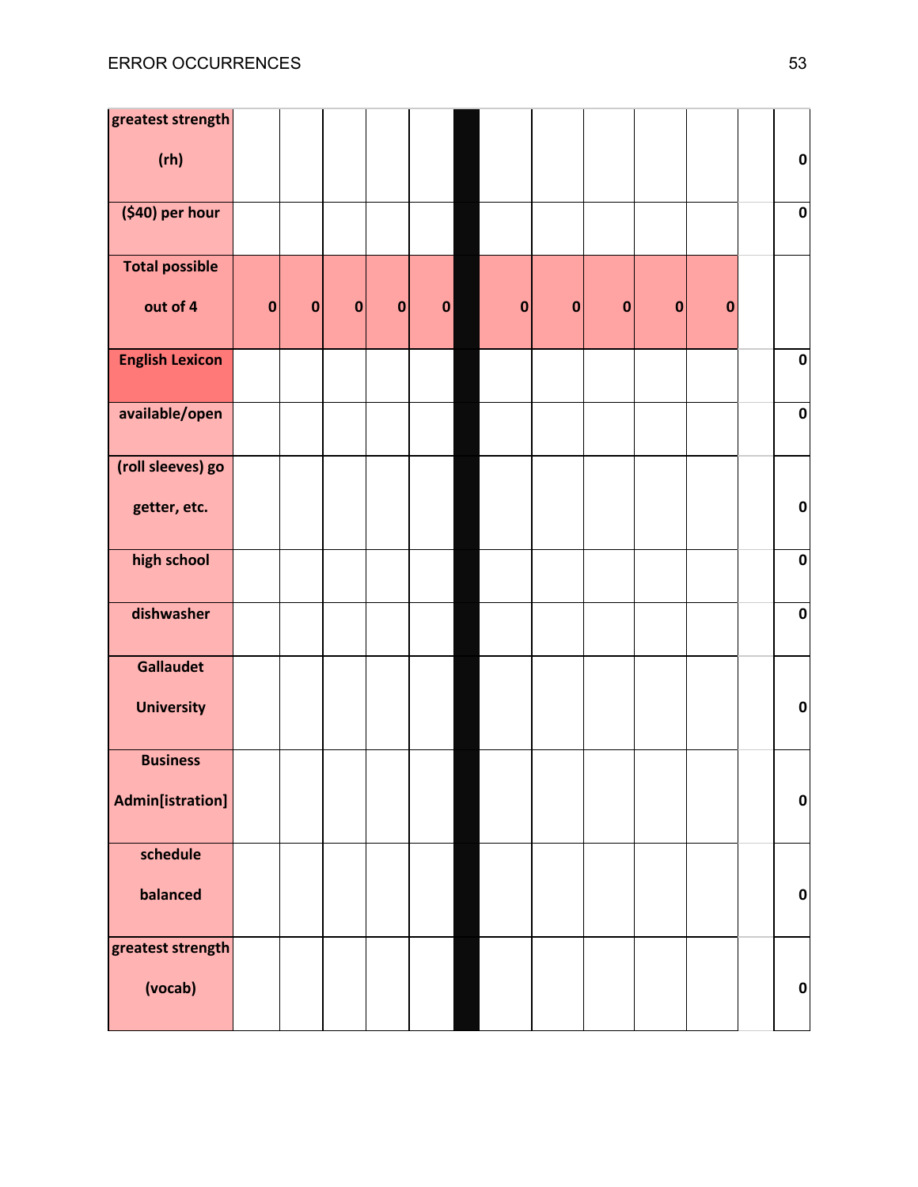| | | | | | | | | | | | | | |
|---|---|---|---|---|---|---|---|---|---|---|---|---|---|
| greatest strength (rh) | | | | | | | | | | | | | 0 |
| ($40) per hour | | | | | | | | | | | | | 0 |
| Total possible out of 4 | 0 | 0 | 0 | 0 | 0 | | 0 | 0 | 0 | 0 | 0 | | |
| English Lexicon | | | | | | | | | | | | | 0 |
| available/open | | | | | | | | | | | | | 0 |
| (roll sleeves) go getter, etc. | | | | | | | | | | | | | 0 |
| high school | | | | | | | | | | | | | 0 |
| dishwasher | | | | | | | | | | | | | 0 |
| Gallaudet University | | | | | | | | | | | | | 0 |
| Business Admin[istration] | | | | | | | | | | | | | 0 |
| schedule balanced | | | | | | | | | | | | | 0 |
| greatest strength (vocab) | | | | | | | | | | | | | 0 |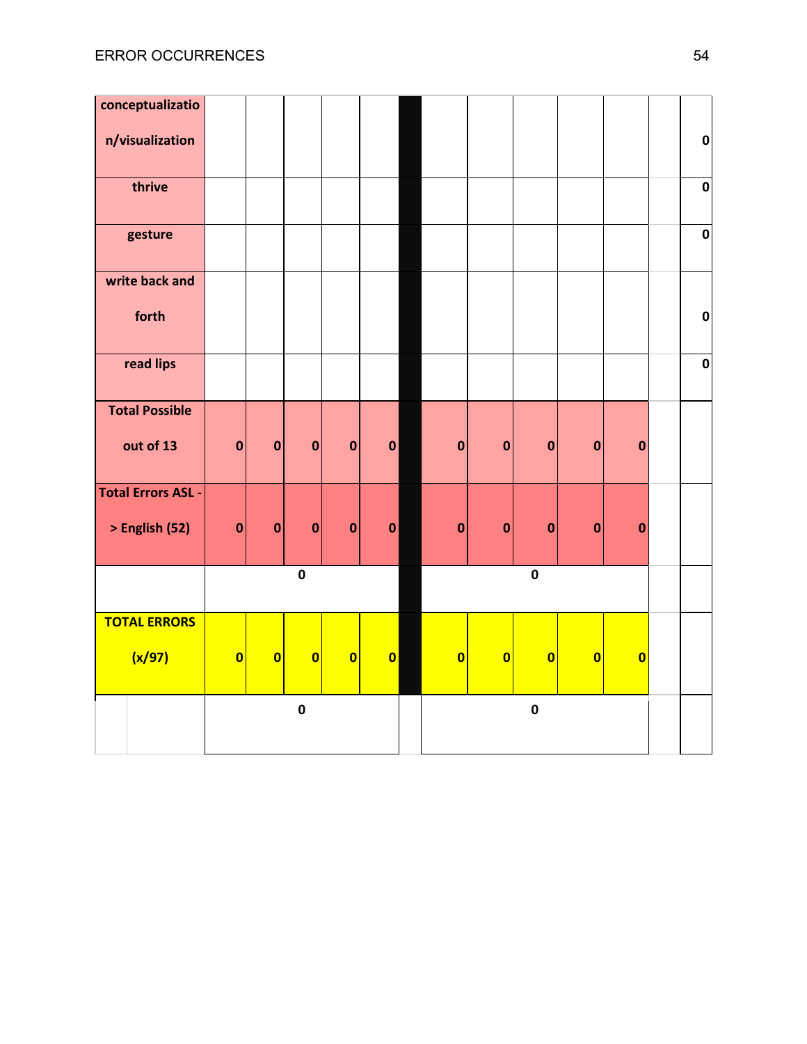| | | | | | | | | | | | | | |
|---|---|---|---|---|---|---|---|---|---|---|---|---|---|
| conceptualization/visualization | | | | | | | | | | | | | 0 |
| thrive | | | | | | | | | | | | | 0 |
| gesture | | | | | | | | | | | | | 0 |
| write back and forth | | | | | | | | | | | | | 0 |
| read lips | | | | | | | | | | | | | 0 |
| Total Possible out of 13 | 0 | 0 | 0 | 0 | 0 | | 0 | 0 | 0 | 0 | 0 | | |
| Total Errors ASL -> English (52) | 0 | 0 | 0 | 0 | 0 | | 0 | 0 | 0 | 0 | 0 | | |
| | | | 0 | | | | | | 0 | | | | |
| TOTAL ERRORS (x/97) | 0 | 0 | 0 | 0 | 0 | | 0 | 0 | 0 | 0 | 0 | | |
| | | | 0 | | | | | | 0 | | | | |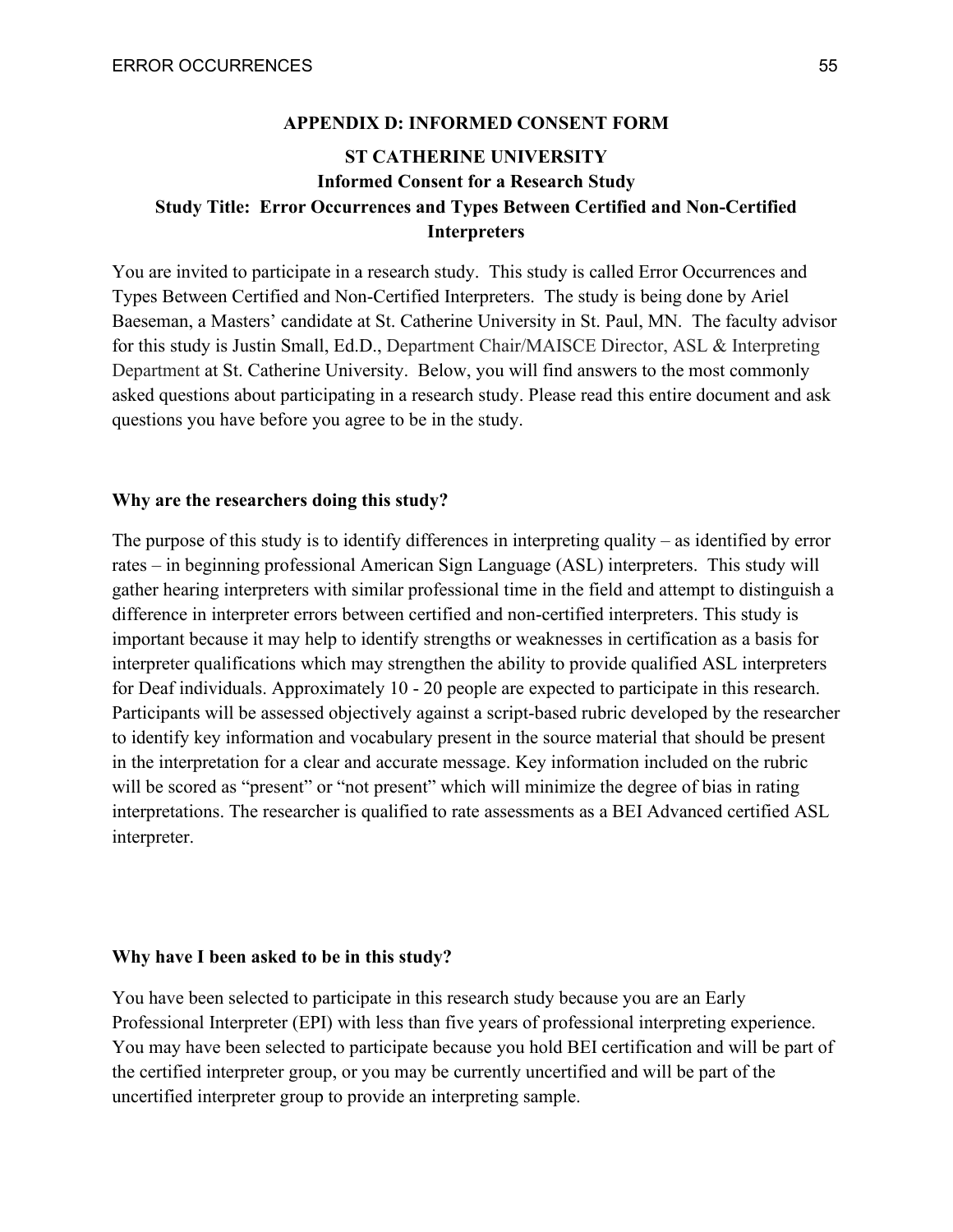## APPENDIX D: INFORMED CONSENT FORM

### ST CATHERINE UNIVERSITY

### Informed Consent for a Research Study

### Study Title: Error Occurrences and Types Between Certified and Non-Certified Interpreters

You are invited to participate in a research study. This study is called Error Occurrences and Types Between Certified and Non-Certified Interpreters. The study is being done by Ariel Baeseman, a Masters' candidate at St. Catherine University in St. Paul, MN. The faculty advisor for this study is Justin Small, Ed.D., Department Chair/MAISCE Director, ASL & Interpreting Department at St. Catherine University. Below, you will find answers to the most commonly asked questions about participating in a research study. Please read this entire document and ask questions you have before you agree to be in the study.

**Why are the researchers doing this study?**

The purpose of this study is to identify differences in interpreting quality – as identified by error rates – in beginning professional American Sign Language (ASL) interpreters. This study will gather hearing interpreters with similar professional time in the field and attempt to distinguish a difference in interpreter errors between certified and non-certified interpreters. This study is important because it may help to identify strengths or weaknesses in certification as a basis for interpreter qualifications which may strengthen the ability to provide qualified ASL interpreters for Deaf individuals. Approximately 10 - 20 people are expected to participate in this research. Participants will be assessed objectively against a script-based rubric developed by the researcher to identify key information and vocabulary present in the source material that should be present in the interpretation for a clear and accurate message. Key information included on the rubric will be scored as "present" or "not present" which will minimize the degree of bias in rating interpretations. The researcher is qualified to rate assessments as a BEI Advanced certified ASL interpreter.

**Why have I been asked to be in this study?**

You have been selected to participate in this research study because you are an Early Professional Interpreter (EPI) with less than five years of professional interpreting experience. You may have been selected to participate because you hold BEI certification and will be part of the certified interpreter group, or you may be currently uncertified and will be part of the uncertified interpreter group to provide an interpreting sample.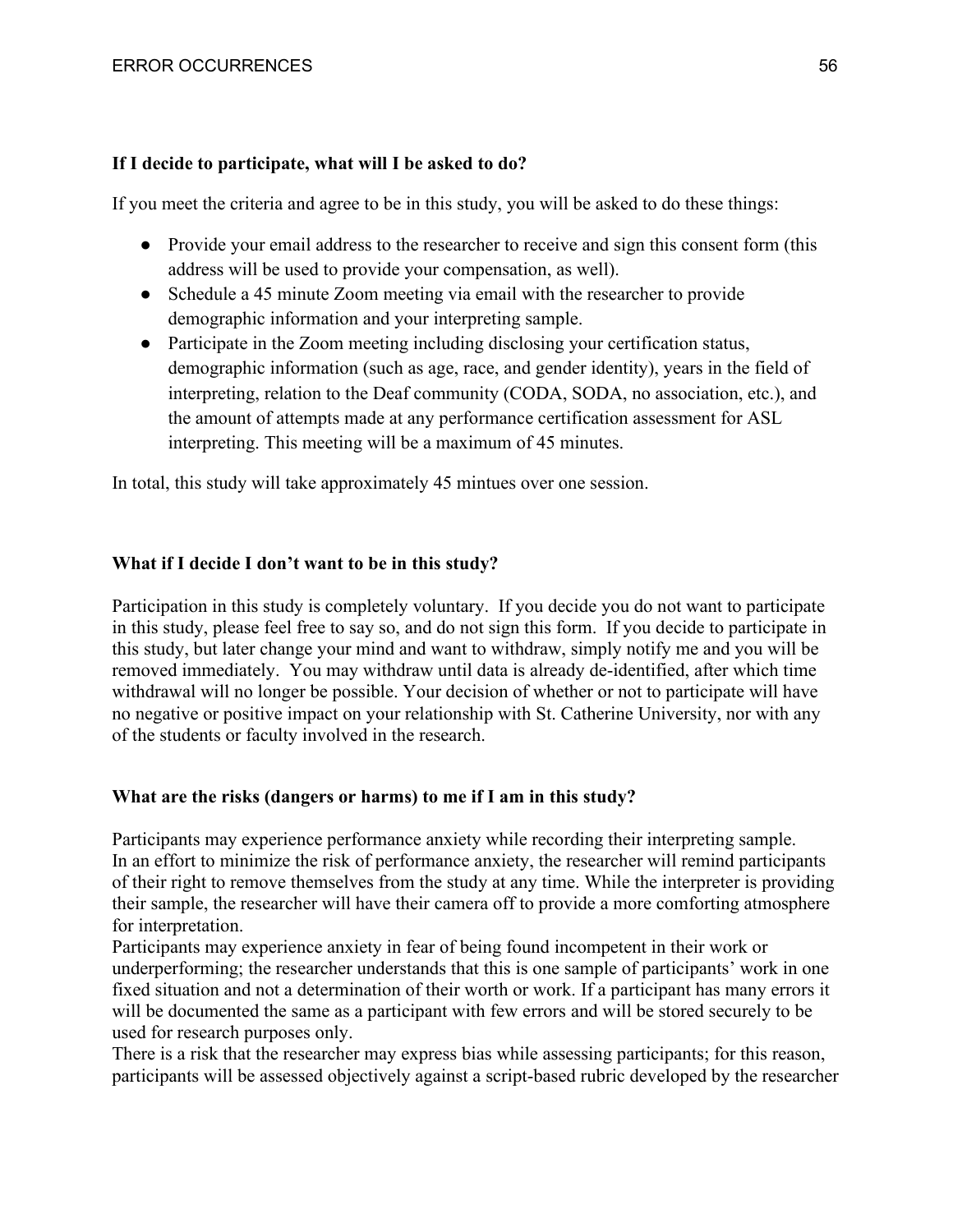**If I decide to participate, what will I be asked to do?**

If you meet the criteria and agree to be in this study, you will be asked to do these things:

- Provide your email address to the researcher to receive and sign this consent form (this address will be used to provide your compensation, as well).
- Schedule a 45 minute Zoom meeting via email with the researcher to provide demographic information and your interpreting sample.
- Participate in the Zoom meeting including disclosing your certification status, demographic information (such as age, race, and gender identity), years in the field of interpreting, relation to the Deaf community (CODA, SODA, no association, etc.), and the amount of attempts made at any performance certification assessment for ASL interpreting. This meeting will be a maximum of 45 minutes.

In total, this study will take approximately 45 mintues over one session.

**What if I decide I don't want to be in this study?**

Participation in this study is completely voluntary. If you decide you do not want to participate in this study, please feel free to say so, and do not sign this form. If you decide to participate in this study, but later change your mind and want to withdraw, simply notify me and you will be removed immediately. You may withdraw until data is already de-identified, after which time withdrawal will no longer be possible. Your decision of whether or not to participate will have no negative or positive impact on your relationship with St. Catherine University, nor with any of the students or faculty involved in the research.

**What are the risks (dangers or harms) to me if I am in this study?**

Participants may experience performance anxiety while recording their interpreting sample.
In an effort to minimize the risk of performance anxiety, the researcher will remind participants of their right to remove themselves from the study at any time. While the interpreter is providing their sample, the researcher will have their camera off to provide a more comforting atmosphere for interpretation.
Participants may experience anxiety in fear of being found incompetent in their work or underperforming; the researcher understands that this is one sample of participants' work in one fixed situation and not a determination of their worth or work. If a participant has many errors it will be documented the same as a participant with few errors and will be stored securely to be used for research purposes only.
There is a risk that the researcher may express bias while assessing participants; for this reason, participants will be assessed objectively against a script-based rubric developed by the researcher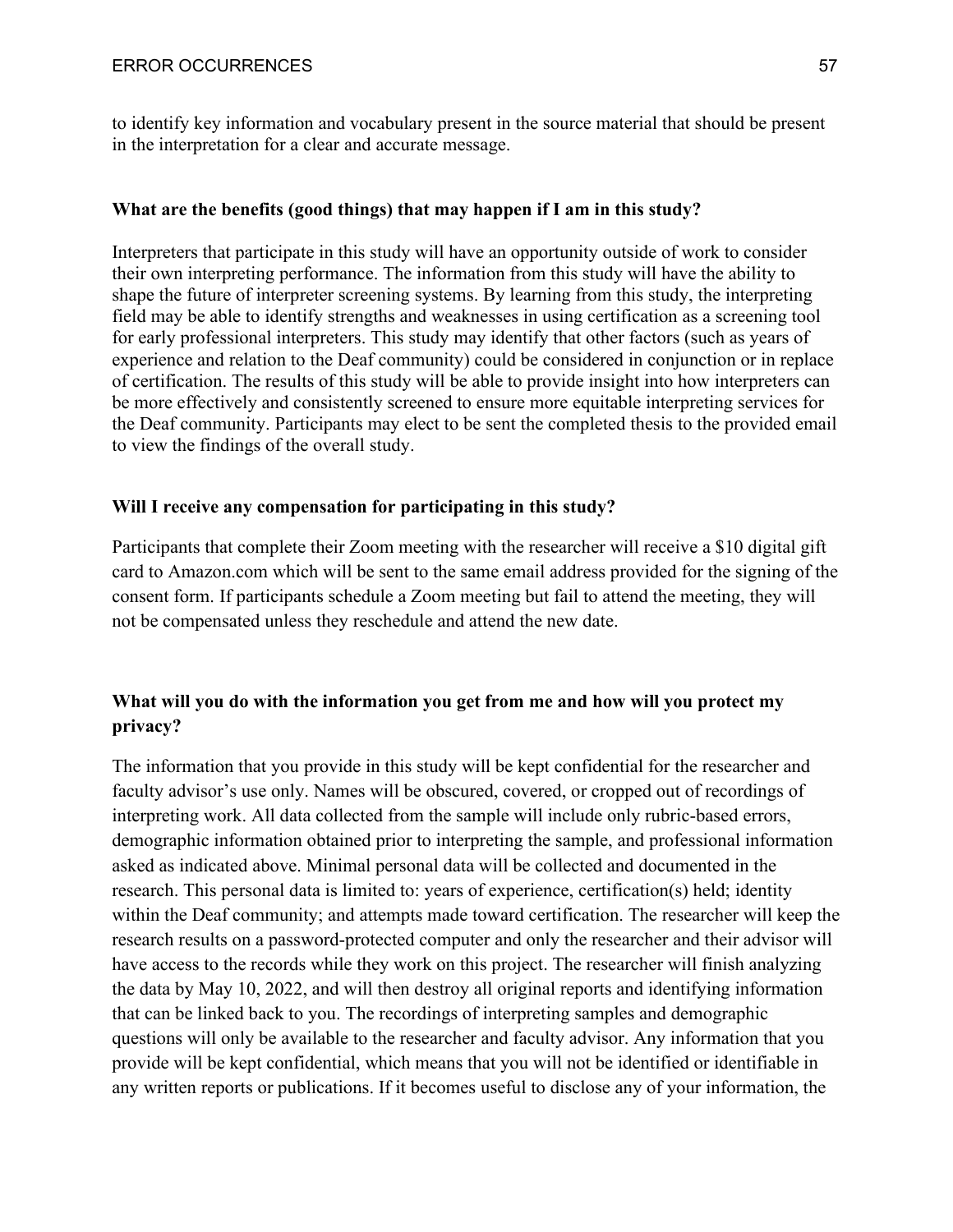to identify key information and vocabulary present in the source material that should be present in the interpretation for a clear and accurate message.

**What are the benefits (good things) that may happen if I am in this study?**

Interpreters that participate in this study will have an opportunity outside of work to consider their own interpreting performance. The information from this study will have the ability to shape the future of interpreter screening systems. By learning from this study, the interpreting field may be able to identify strengths and weaknesses in using certification as a screening tool for early professional interpreters. This study may identify that other factors (such as years of experience and relation to the Deaf community) could be considered in conjunction or in replace of certification. The results of this study will be able to provide insight into how interpreters can be more effectively and consistently screened to ensure more equitable interpreting services for the Deaf community. Participants may elect to be sent the completed thesis to the provided email to view the findings of the overall study.

**Will I receive any compensation for participating in this study?**

Participants that complete their Zoom meeting with the researcher will receive a $10 digital gift card to Amazon.com which will be sent to the same email address provided for the signing of the consent form. If participants schedule a Zoom meeting but fail to attend the meeting, they will not be compensated unless they reschedule and attend the new date.

**What will you do with the information you get from me and how will you protect my privacy?**

The information that you provide in this study will be kept confidential for the researcher and faculty advisor's use only. Names will be obscured, covered, or cropped out of recordings of interpreting work. All data collected from the sample will include only rubric-based errors, demographic information obtained prior to interpreting the sample, and professional information asked as indicated above. Minimal personal data will be collected and documented in the research. This personal data is limited to: years of experience, certification(s) held; identity within the Deaf community; and attempts made toward certification. The researcher will keep the research results on a password-protected computer and only the researcher and their advisor will have access to the records while they work on this project. The researcher will finish analyzing the data by May 10, 2022, and will then destroy all original reports and identifying information that can be linked back to you. The recordings of interpreting samples and demographic questions will only be available to the researcher and faculty advisor. Any information that you provide will be kept confidential, which means that you will not be identified or identifiable in any written reports or publications. If it becomes useful to disclose any of your information, the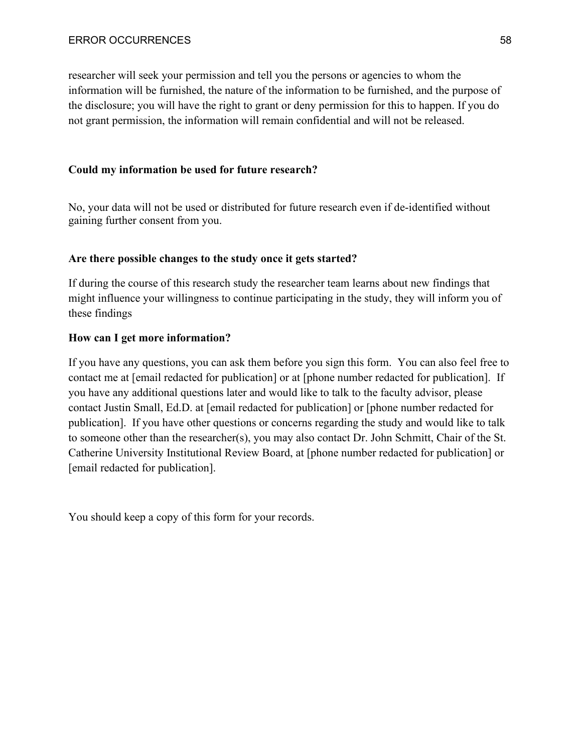researcher will seek your permission and tell you the persons or agencies to whom the information will be furnished, the nature of the information to be furnished, and the purpose of the disclosure; you will have the right to grant or deny permission for this to happen. If you do not grant permission, the information will remain confidential and will not be released.

**Could my information be used for future research?**

No, your data will not be used or distributed for future research even if de-identified without gaining further consent from you.

**Are there possible changes to the study once it gets started?**

If during the course of this research study the researcher team learns about new findings that might influence your willingness to continue participating in the study, they will inform you of these findings

**How can I get more information?**

If you have any questions, you can ask them before you sign this form. You can also feel free to contact me at [email redacted for publication] or at [phone number redacted for publication]. If you have any additional questions later and would like to talk to the faculty advisor, please contact Justin Small, Ed.D. at [email redacted for publication] or [phone number redacted for publication]. If you have other questions or concerns regarding the study and would like to talk to someone other than the researcher(s), you may also contact Dr. John Schmitt, Chair of the St. Catherine University Institutional Review Board, at [phone number redacted for publication] or [email redacted for publication].

You should keep a copy of this form for your records.